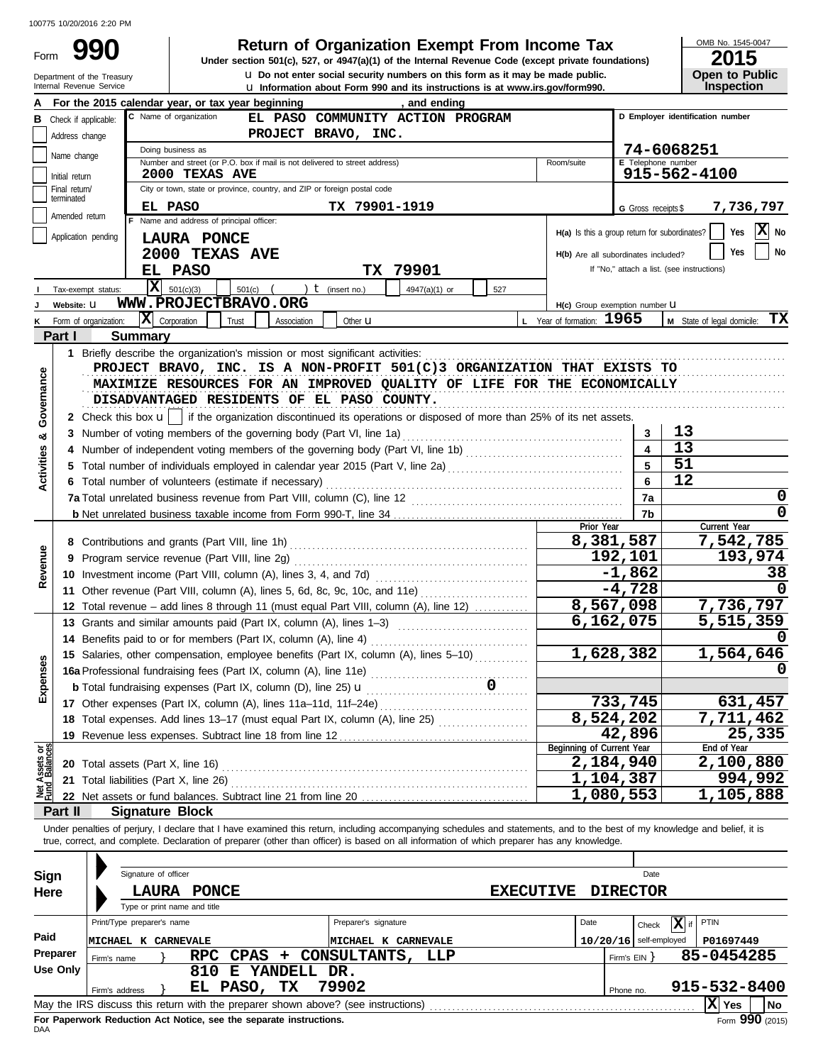100775 10/20/2016 2:20 PM

# Form 990 — Return of Organization Exempt From Income Tax

**Under section 501(c), 527, or 4947(a)(1) of the Internal Revenue Code (except private foundations)**

u Do not enter social security numbers on this form as it may be made public.
u Information about Form 990 and its instructions is at www.irs.gov/form990.

Department of the Treasury
Internal Revenue Service

OMB No. 1545-0047
**2015**
**Open to Public Inspection**

**A** For the 2015 calendar year, or tax year beginning , and ending

**B** Check if applicable:
- Address change
- Name change
- Initial return
- Final return/terminated
- Amended return
- Application pending

**C** Name of organization: EL PASO COMMUNITY ACTION PROGRAM PROJECT BRAVO, INC.

Doing business as

Number and street (or P.O. box if mail is not delivered to street address): 2000 TEXAS AVE | Room/suite

City or town, state or province, country, and ZIP or foreign postal code: EL PASO TX 79901-1919

**D** Employer identification number: 74-6068251

**E** Telephone number: 915-562-4100

**G** Gross receipts $ 7,736,797

**F** Name and address of principal officer: LAURA PONCE, 2000 TEXAS AVE, EL PASO TX 79901

**H(a)** Is this a group return for subordinates? Yes [ ] No [X]

**H(b)** Are all subordinates included? Yes [ ] No [ ]
If "No," attach a list. (see instructions)

**I** Tax-exempt status: [X] 501(c)(3) [ ] 501(c) ( ) t (insert no.) [ ] 4947(a)(1) or [ ] 527

**J** Website: u WWW.PROJECTBRAVO.ORG

**H(c)** Group exemption number u

**K** Form of organization: [X] Corporation [ ] Trust [ ] Association [ ] Other u

**L** Year of formation: 1965

**M** State of legal domicile: TX

## Part I — Summary

**Activities & Governance**

1 Briefly describe the organization's mission or most significant activities:
PROJECT BRAVO, INC. IS A NON-PROFIT 501(C)3 ORGANIZATION THAT EXISTS TO MAXIMIZE RESOURCES FOR AN IMPROVED QUALITY OF LIFE FOR THE ECONOMICALLY DISADVANTAGED RESIDENTS OF EL PASO COUNTY.

2 Check this box u [ ] if the organization discontinued its operations or disposed of more than 25% of its net assets.

| Line | Description | No. | Value |
|---|---|---|---|
| 3 | Number of voting members of the governing body (Part VI, line 1a) | 3 | 13 |
| 4 | Number of independent voting members of the governing body (Part VI, line 1b) | 4 | 13 |
| 5 | Total number of individuals employed in calendar year 2015 (Part V, line 2a) | 5 | 51 |
| 6 | Total number of volunteers (estimate if necessary) | 6 | 12 |
| 7a | Total unrelated business revenue from Part VIII, column (C), line 12 | 7a | 0 |
| b | Net unrelated business taxable income from Form 990-T, line 34 | 7b | 0 |

| Section | Line | Description | Prior Year | Current Year |
|---|---|---|---|---|
| Revenue | 8 | Contributions and grants (Part VIII, line 1h) | 8,381,587 | 7,542,785 |
| | 9 | Program service revenue (Part VIII, line 2g) | 192,101 | 193,974 |
| | 10 | Investment income (Part VIII, column (A), lines 3, 4, and 7d) | -1,862 | 38 |
| | 11 | Other revenue (Part VIII, column (A), lines 5, 6d, 8c, 9c, 10c, and 11e) | -4,728 | 0 |
| | 12 | Total revenue – add lines 8 through 11 (must equal Part VIII, column (A), line 12) | 8,567,098 | 7,736,797 |
| Expenses | 13 | Grants and similar amounts paid (Part IX, column (A), lines 1–3) | 6,162,075 | 5,515,359 |
| | 14 | Benefits paid to or for members (Part IX, column (A), line 4) | | 0 |
| | 15 | Salaries, other compensation, employee benefits (Part IX, column (A), lines 5–10) | 1,628,382 | 1,564,646 |
| | 16a | Professional fundraising fees (Part IX, column (A), line 11e) | | 0 |
| | b | Total fundraising expenses (Part IX, column (D), line 25) u 0 | | |
| | 17 | Other expenses (Part IX, column (A), lines 11a–11d, 11f–24e) | 733,745 | 631,457 |
| | 18 | Total expenses. Add lines 13–17 (must equal Part IX, column (A), line 25) | 8,524,202 | 7,711,462 |
| | 19 | Revenue less expenses. Subtract line 18 from line 12 | 42,896 | 25,335 |

| Section | Line | Description | Beginning of Current Year | End of Year |
|---|---|---|---|---|
| Net Assets or Fund Balances | 20 | Total assets (Part X, line 16) | 2,184,940 | 2,100,880 |
| | 21 | Total liabilities (Part X, line 26) | 1,104,387 | 994,992 |
| | 22 | Net assets or fund balances. Subtract line 21 from line 20 | 1,080,553 | 1,105,888 |

## Part II — Signature Block

Under penalties of perjury, I declare that I have examined this return, including accompanying schedules and statements, and to the best of my knowledge and belief, it is true, correct, and complete. Declaration of preparer (other than officer) is based on all information of which preparer has any knowledge.

**Sign Here**

Signature of officer | Date

LAURA PONCE — EXECUTIVE DIRECTOR
Type or print name and title

**Paid Preparer Use Only**

| Print/Type preparer's name | Preparer's signature | Date | Check [X] if self-employed | PTIN |
|---|---|---|---|---|
| MICHAEL K CARNEVALE | MICHAEL K CARNEVALE | 10/20/16 | | P01697449 |

Firm's name } RPC CPAS + CONSULTANTS, LLP — Firm's EIN } 85-0454285

Firm's address } 810 E YANDELL DR. EL PASO, TX 79902 — Phone no. 915-532-8400

May the IRS discuss this return with the preparer shown above? (see instructions) [X] Yes [ ] No

**For Paperwork Reduction Act Notice, see the separate instructions.**

DAA

Form **990** (2015)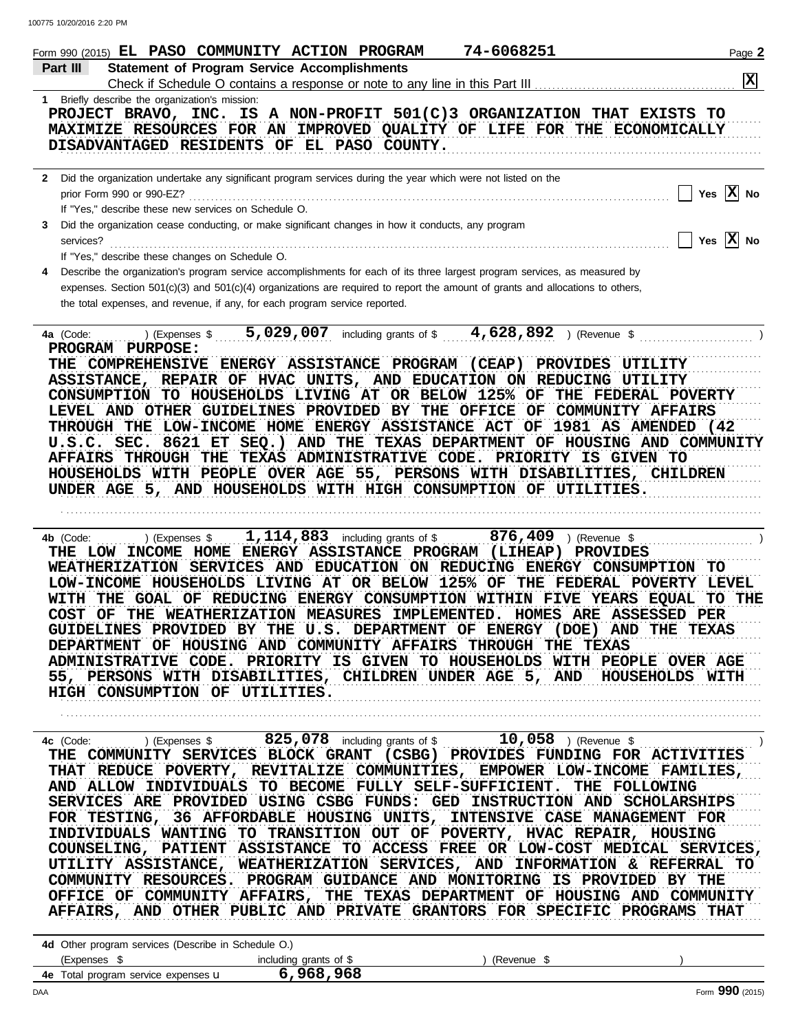Form 990 (2015) **EL PASO COMMUNITY ACTION PROGRAM** **74-6068251**

## Part III Statement of Program Service Accomplishments

Check if Schedule O contains a response or note to any line in this Part III [X]

**1** Briefly describe the organization's mission:

PROJECT BRAVO, INC. IS A NON-PROFIT 501(C)3 ORGANIZATION THAT EXISTS TO MAXIMIZE RESOURCES FOR AN IMPROVED QUALITY OF LIFE FOR THE ECONOMICALLY DISADVANTAGED RESIDENTS OF EL PASO COUNTY.

**2** Did the organization undertake any significant program services during the year which were not listed on the prior Form 990 or 990-EZ? [ ] Yes [X] No

If "Yes," describe these new services on Schedule O.

**3** Did the organization cease conducting, or make significant changes in how it conducts, any program services? [ ] Yes [X] No

If "Yes," describe these changes on Schedule O.

**4** Describe the organization's program service accomplishments for each of its three largest program services, as measured by expenses. Section 501(c)(3) and 501(c)(4) organizations are required to report the amount of grants and allocations to others, the total expenses, and revenue, if any, for each program service reported.

**4a** (Code: ) (Expenses $ 5,029,007 including grants of $ 4,628,892 ) (Revenue $ )

PROGRAM PURPOSE:
THE COMPREHENSIVE ENERGY ASSISTANCE PROGRAM (CEAP) PROVIDES UTILITY ASSISTANCE, REPAIR OF HVAC UNITS, AND EDUCATION ON REDUCING UTILITY CONSUMPTION TO HOUSEHOLDS LIVING AT OR BELOW 125% OF THE FEDERAL POVERTY LEVEL AND OTHER GUIDELINES PROVIDED BY THE OFFICE OF COMMUNITY AFFAIRS THROUGH THE LOW-INCOME HOME ENERGY ASSISTANCE ACT OF 1981 AS AMENDED (42 U.S.C. SEC. 8621 ET SEQ.) AND THE TEXAS DEPARTMENT OF HOUSING AND COMMUNITY AFFAIRS THROUGH THE TEXAS ADMINISTRATIVE CODE. PRIORITY IS GIVEN TO HOUSEHOLDS WITH PEOPLE OVER AGE 55, PERSONS WITH DISABILITIES, CHILDREN UNDER AGE 5, AND HOUSEHOLDS WITH HIGH CONSUMPTION OF UTILITIES.

**4b** (Code: ) (Expenses $ 1,114,883 including grants of $ 876,409 ) (Revenue $ )

THE LOW INCOME HOME ENERGY ASSISTANCE PROGRAM (LIHEAP) PROVIDES WEATHERIZATION SERVICES AND EDUCATION ON REDUCING ENERGY CONSUMPTION TO LOW-INCOME HOUSEHOLDS LIVING AT OR BELOW 125% OF THE FEDERAL POVERTY LEVEL WITH THE GOAL OF REDUCING ENERGY CONSUMPTION WITHIN FIVE YEARS EQUAL TO THE COST OF THE WEATHERIZATION MEASURES IMPLEMENTED. HOMES ARE ASSESSED PER GUIDELINES PROVIDED BY THE U.S. DEPARTMENT OF ENERGY (DOE) AND THE TEXAS DEPARTMENT OF HOUSING AND COMMUNITY AFFAIRS THROUGH THE TEXAS ADMINISTRATIVE CODE. PRIORITY IS GIVEN TO HOUSEHOLDS WITH PEOPLE OVER AGE 55, PERSONS WITH DISABILITIES, CHILDREN UNDER AGE 5, AND HOUSEHOLDS WITH HIGH CONSUMPTION OF UTILITIES.

**4c** (Code: ) (Expenses $ 825,078 including grants of $ 10,058 ) (Revenue $ )

THE COMMUNITY SERVICES BLOCK GRANT (CSBG) PROVIDES FUNDING FOR ACTIVITIES THAT REDUCE POVERTY, REVITALIZE COMMUNITIES, EMPOWER LOW-INCOME FAMILIES, AND ALLOW INDIVIDUALS TO BECOME FULLY SELF-SUFFICIENT. THE FOLLOWING SERVICES ARE PROVIDED USING CSBG FUNDS: GED INSTRUCTION AND SCHOLARSHIPS FOR TESTING, 36 AFFORDABLE HOUSING UNITS, INTENSIVE CASE MANAGEMENT FOR INDIVIDUALS WANTING TO TRANSITION OUT OF POVERTY, HVAC REPAIR, HOUSING COUNSELING, PATIENT ASSISTANCE TO ACCESS FREE OR LOW-COST MEDICAL SERVICES, UTILITY ASSISTANCE, WEATHERIZATION SERVICES, AND INFORMATION & REFERRAL TO COMMUNITY RESOURCES. PROGRAM GUIDANCE AND MONITORING IS PROVIDED BY THE OFFICE OF COMMUNITY AFFAIRS, THE TEXAS DEPARTMENT OF HOUSING AND COMMUNITY AFFAIRS, AND OTHER PUBLIC AND PRIVATE GRANTORS FOR SPECIFIC PROGRAMS THAT

**4d** Other program services (Describe in Schedule O.)
(Expenses $ including grants of $ ) (Revenue $ )

**4e** Total program service expenses 6,968,968

Form **990** (2015)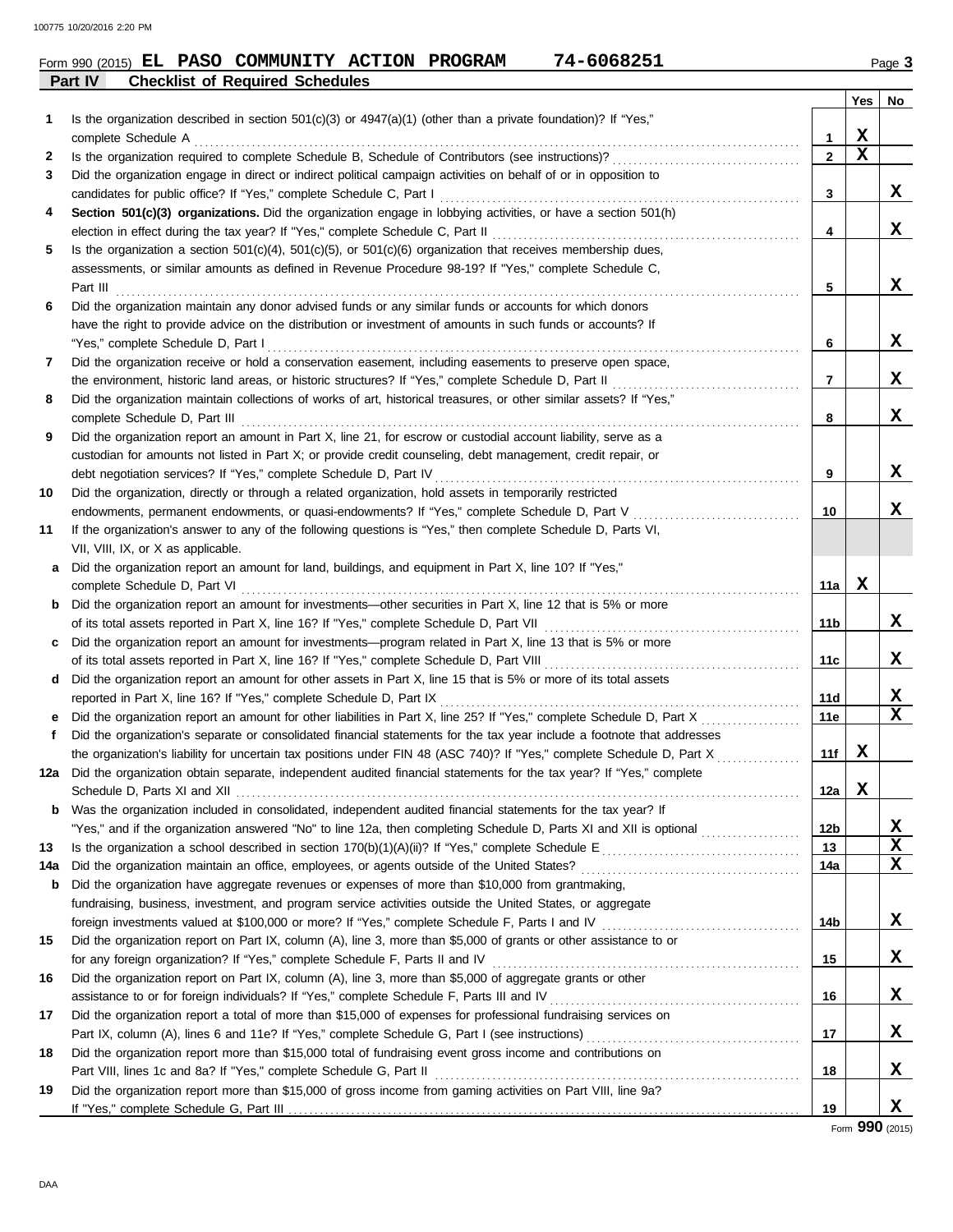Form 990 (2015) **EL PASO COMMUNITY ACTION PROGRAM 74-6068251** Page 3

## Part IV Checklist of Required Schedules

| | | | Yes | No |
|---|---|---|---|---|
| 1 | Is the organization described in section 501(c)(3) or 4947(a)(1) (other than a private foundation)? If "Yes," complete Schedule A | 1 | X | |
| 2 | Is the organization required to complete Schedule B, Schedule of Contributors (see instructions)? | 2 | X | |
| 3 | Did the organization engage in direct or indirect political campaign activities on behalf of or in opposition to candidates for public office? If "Yes," complete Schedule C, Part I | 3 | | X |
| 4 | **Section 501(c)(3) organizations.** Did the organization engage in lobbying activities, or have a section 501(h) election in effect during the tax year? If "Yes," complete Schedule C, Part II | 4 | | X |
| 5 | Is the organization a section 501(c)(4), 501(c)(5), or 501(c)(6) organization that receives membership dues, assessments, or similar amounts as defined in Revenue Procedure 98-19? If "Yes," complete Schedule C, Part III | 5 | | X |
| 6 | Did the organization maintain any donor advised funds or any similar funds or accounts for which donors have the right to provide advice on the distribution or investment of amounts in such funds or accounts? If "Yes," complete Schedule D, Part I | 6 | | X |
| 7 | Did the organization receive or hold a conservation easement, including easements to preserve open space, the environment, historic land areas, or historic structures? If "Yes," complete Schedule D, Part II | 7 | | X |
| 8 | Did the organization maintain collections of works of art, historical treasures, or other similar assets? If "Yes," complete Schedule D, Part III | 8 | | X |
| 9 | Did the organization report an amount in Part X, line 21, for escrow or custodial account liability, serve as a custodian for amounts not listed in Part X; or provide credit counseling, debt management, credit repair, or debt negotiation services? If "Yes," complete Schedule D, Part IV | 9 | | X |
| 10 | Did the organization, directly or through a related organization, hold assets in temporarily restricted endowments, permanent endowments, or quasi-endowments? If "Yes," complete Schedule D, Part V | 10 | | X |
| 11 | If the organization's answer to any of the following questions is "Yes," then complete Schedule D, Parts VI, VII, VIII, IX, or X as applicable. | | | |
| a | Did the organization report an amount for land, buildings, and equipment in Part X, line 10? If "Yes," complete Schedule D, Part VI | 11a | X | |
| b | Did the organization report an amount for investments—other securities in Part X, line 12 that is 5% or more of its total assets reported in Part X, line 16? If "Yes," complete Schedule D, Part VII | 11b | | X |
| c | Did the organization report an amount for investments—program related in Part X, line 13 that is 5% or more of its total assets reported in Part X, line 16? If "Yes," complete Schedule D, Part VIII | 11c | | X |
| d | Did the organization report an amount for other assets in Part X, line 15 that is 5% or more of its total assets reported in Part X, line 16? If "Yes," complete Schedule D, Part IX | 11d | | X |
| e | Did the organization report an amount for other liabilities in Part X, line 25? If "Yes," complete Schedule D, Part X | 11e | | X |
| f | Did the organization's separate or consolidated financial statements for the tax year include a footnote that addresses the organization's liability for uncertain tax positions under FIN 48 (ASC 740)? If "Yes," complete Schedule D, Part X | 11f | X | |
| 12a | Did the organization obtain separate, independent audited financial statements for the tax year? If "Yes," complete Schedule D, Parts XI and XII | 12a | X | |
| b | Was the organization included in consolidated, independent audited financial statements for the tax year? If "Yes," and if the organization answered "No" to line 12a, then completing Schedule D, Parts XI and XII is optional | 12b | | X |
| 13 | Is the organization a school described in section 170(b)(1)(A)(ii)? If "Yes," complete Schedule E | 13 | | X |
| 14a | Did the organization maintain an office, employees, or agents outside of the United States? | 14a | | X |
| b | Did the organization have aggregate revenues or expenses of more than $10,000 from grantmaking, fundraising, business, investment, and program service activities outside the United States, or aggregate foreign investments valued at $100,000 or more? If "Yes," complete Schedule F, Parts I and IV | 14b | | X |
| 15 | Did the organization report on Part IX, column (A), line 3, more than $5,000 of grants or other assistance to or for any foreign organization? If "Yes," complete Schedule F, Parts II and IV | 15 | | X |
| 16 | Did the organization report on Part IX, column (A), line 3, more than $5,000 of aggregate grants or other assistance to or for foreign individuals? If "Yes," complete Schedule F, Parts III and IV | 16 | | X |
| 17 | Did the organization report a total of more than $15,000 of expenses for professional fundraising services on Part IX, column (A), lines 6 and 11e? If "Yes," complete Schedule G, Part I (see instructions) | 17 | | X |
| 18 | Did the organization report more than $15,000 total of fundraising event gross income and contributions on Part VIII, lines 1c and 8a? If "Yes," complete Schedule G, Part II | 18 | | X |
| 19 | Did the organization report more than $15,000 of gross income from gaming activities on Part VIII, line 9a? If "Yes," complete Schedule G, Part III | 19 | | X |

Form **990** (2015)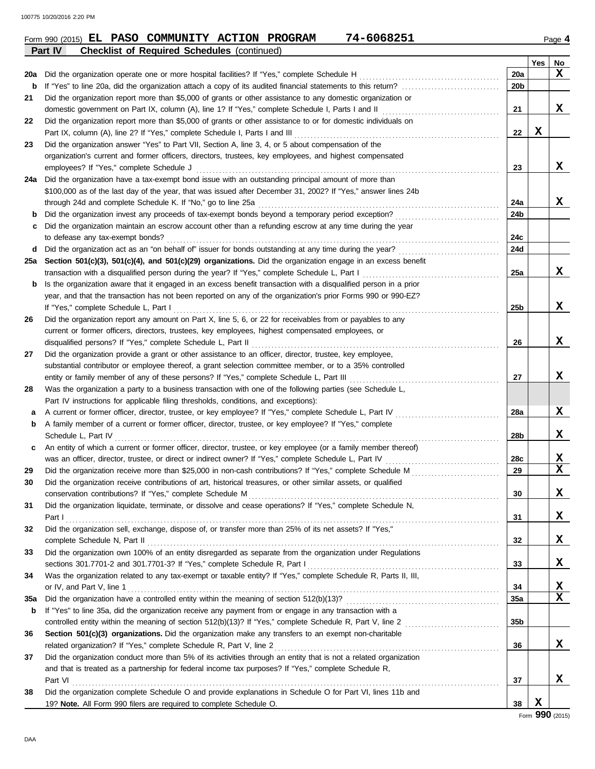Form 990 (2015) **EL PASO COMMUNITY ACTION PROGRAM 74-6068251** Page **4**

**Part IV Checklist of Required Schedules** (continued)

| | | | Yes | No |
|---|---|---|---|---|
| **20a** | Did the organization operate one or more hospital facilities? If "Yes," complete Schedule H | 20a | | X |
| **b** | If "Yes" to line 20a, did the organization attach a copy of its audited financial statements to this return? | 20b | | |
| **21** | Did the organization report more than $5,000 of grants or other assistance to any domestic organization or domestic government on Part IX, column (A), line 1? If "Yes," complete Schedule I, Parts I and II | 21 | | X |
| **22** | Did the organization report more than $5,000 of grants or other assistance to or for domestic individuals on Part IX, column (A), line 2? If "Yes," complete Schedule I, Parts I and III | 22 | X | |
| **23** | Did the organization answer "Yes" to Part VII, Section A, line 3, 4, or 5 about compensation of the organization's current and former officers, directors, trustees, key employees, and highest compensated employees? If "Yes," complete Schedule J | 23 | | X |
| **24a** | Did the organization have a tax-exempt bond issue with an outstanding principal amount of more than $100,000 as of the last day of the year, that was issued after December 31, 2002? If "Yes," answer lines 24b through 24d and complete Schedule K. If "No," go to line 25a | 24a | | X |
| **b** | Did the organization invest any proceeds of tax-exempt bonds beyond a temporary period exception? | 24b | | |
| **c** | Did the organization maintain an escrow account other than a refunding escrow at any time during the year to defease any tax-exempt bonds? | 24c | | |
| **d** | Did the organization act as an "on behalf of" issuer for bonds outstanding at any time during the year? | 24d | | |
| **25a** | **Section 501(c)(3), 501(c)(4), and 501(c)(29) organizations.** Did the organization engage in an excess benefit transaction with a disqualified person during the year? If "Yes," complete Schedule L, Part I | 25a | | X |
| **b** | Is the organization aware that it engaged in an excess benefit transaction with a disqualified person in a prior year, and that the transaction has not been reported on any of the organization's prior Forms 990 or 990-EZ? If "Yes," complete Schedule L, Part I | 25b | | X |
| **26** | Did the organization report any amount on Part X, line 5, 6, or 22 for receivables from or payables to any current or former officers, directors, trustees, key employees, highest compensated employees, or disqualified persons? If "Yes," complete Schedule L, Part II | 26 | | X |
| **27** | Did the organization provide a grant or other assistance to an officer, director, trustee, key employee, substantial contributor or employee thereof, a grant selection committee member, or to a 35% controlled entity or family member of any of these persons? If "Yes," complete Schedule L, Part III | 27 | | X |
| **28** | Was the organization a party to a business transaction with one of the following parties (see Schedule L, Part IV instructions for applicable filing thresholds, conditions, and exceptions): | | | |
| **a** | A current or former officer, director, trustee, or key employee? If "Yes," complete Schedule L, Part IV | 28a | | X |
| **b** | A family member of a current or former officer, director, trustee, or key employee? If "Yes," complete Schedule L, Part IV | 28b | | X |
| **c** | An entity of which a current or former officer, director, trustee, or key employee (or a family member thereof) was an officer, director, trustee, or direct or indirect owner? If "Yes," complete Schedule L, Part IV | 28c | | X |
| **29** | Did the organization receive more than $25,000 in non-cash contributions? If "Yes," complete Schedule M | 29 | | X |
| **30** | Did the organization receive contributions of art, historical treasures, or other similar assets, or qualified conservation contributions? If "Yes," complete Schedule M | 30 | | X |
| **31** | Did the organization liquidate, terminate, or dissolve and cease operations? If "Yes," complete Schedule N, Part I | 31 | | X |
| **32** | Did the organization sell, exchange, dispose of, or transfer more than 25% of its net assets? If "Yes," complete Schedule N, Part II | 32 | | X |
| **33** | Did the organization own 100% of an entity disregarded as separate from the organization under Regulations sections 301.7701-2 and 301.7701-3? If "Yes," complete Schedule R, Part I | 33 | | X |
| **34** | Was the organization related to any tax-exempt or taxable entity? If "Yes," complete Schedule R, Parts II, III, or IV, and Part V, line 1 | 34 | | X |
| **35a** | Did the organization have a controlled entity within the meaning of section 512(b)(13)? | 35a | | X |
| **b** | If "Yes" to line 35a, did the organization receive any payment from or engage in any transaction with a controlled entity within the meaning of section 512(b)(13)? If "Yes," complete Schedule R, Part V, line 2 | 35b | | |
| **36** | **Section 501(c)(3) organizations.** Did the organization make any transfers to an exempt non-charitable related organization? If "Yes," complete Schedule R, Part V, line 2 | 36 | | X |
| **37** | Did the organization conduct more than 5% of its activities through an entity that is not a related organization and that is treated as a partnership for federal income tax purposes? If "Yes," complete Schedule R, Part VI | 37 | | X |
| **38** | Did the organization complete Schedule O and provide explanations in Schedule O for Part VI, lines 11b and 19? **Note.** All Form 990 filers are required to complete Schedule O. | 38 | X | |

Form **990** (2015)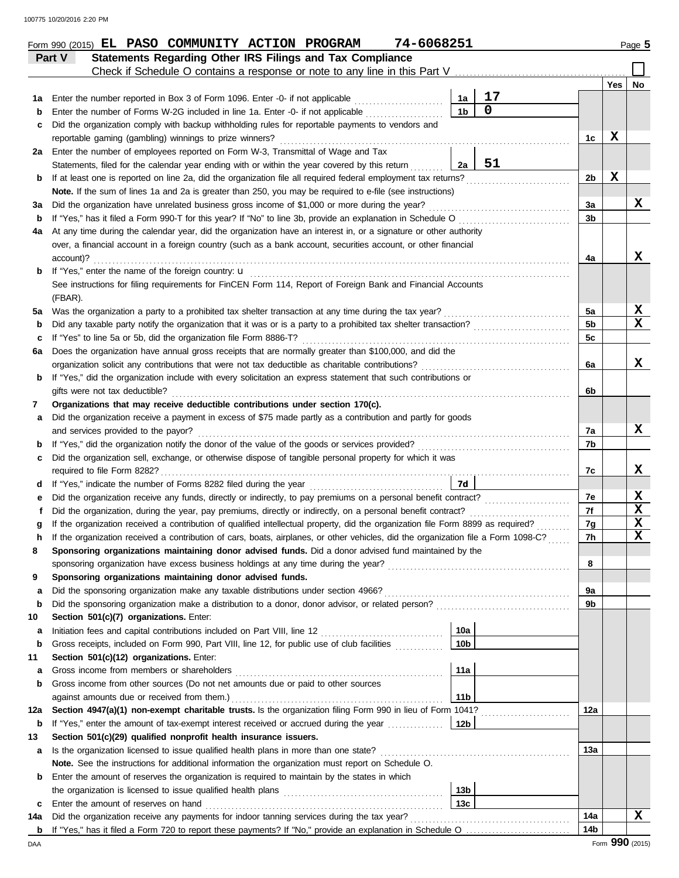Form 990 (2015) **EL PASO COMMUNITY ACTION PROGRAM** **74-6068251** Page **5**

## Part V Statements Regarding Other IRS Filings and Tax Compliance

Check if Schedule O contains a response or note to any line in this Part V ☐

| | | | | | Yes | No |
|---|---|---|---|---|---|---|
| **1a** | Enter the number reported in Box 3 of Form 1096. Enter -0- if not applicable | 1a | 17 | | | |
| **b** | Enter the number of Forms W-2G included in line 1a. Enter -0- if not applicable | 1b | 0 | | | |
| **c** | Did the organization comply with backup withholding rules for reportable payments to vendors and reportable gaming (gambling) winnings to prize winners? | | | 1c | X | |
| **2a** | Enter the number of employees reported on Form W-3, Transmittal of Wage and Tax Statements, filed for the calendar year ending with or within the year covered by this return | 2a | 51 | | | |
| **b** | If at least one is reported on line 2a, did the organization file all required federal employment tax returns? | | | 2b | X | |
| | **Note.** If the sum of lines 1a and 2a is greater than 250, you may be required to e-file (see instructions) | | | | | |
| **3a** | Did the organization have unrelated business gross income of $1,000 or more during the year? | | | 3a | | X |
| **b** | If "Yes," has it filed a Form 990-T for this year? If "No" to line 3b, provide an explanation in Schedule O | | | 3b | | |
| **4a** | At any time during the calendar year, did the organization have an interest in, or a signature or other authority over, a financial account in a foreign country (such as a bank account, securities account, or other financial account)? | | | 4a | | X |
| **b** | If "Yes," enter the name of the foreign country: u<br>See instructions for filing requirements for FinCEN Form 114, Report of Foreign Bank and Financial Accounts (FBAR). | | | | | |
| **5a** | Was the organization a party to a prohibited tax shelter transaction at any time during the tax year? | | | 5a | | X |
| **b** | Did any taxable party notify the organization that it was or is a party to a prohibited tax shelter transaction? | | | 5b | | X |
| **c** | If "Yes" to line 5a or 5b, did the organization file Form 8886-T? | | | 5c | | |
| **6a** | Does the organization have annual gross receipts that are normally greater than $100,000, and did the organization solicit any contributions that were not tax deductible as charitable contributions? | | | 6a | | X |
| **b** | If "Yes," did the organization include with every solicitation an express statement that such contributions or gifts were not tax deductible? | | | 6b | | |
| **7** | **Organizations that may receive deductible contributions under section 170(c).** | | | | | |
| **a** | Did the organization receive a payment in excess of $75 made partly as a contribution and partly for goods and services provided to the payor? | | | 7a | | X |
| **b** | If "Yes," did the organization notify the donor of the value of the goods or services provided? | | | 7b | | |
| **c** | Did the organization sell, exchange, or otherwise dispose of tangible personal property for which it was required to file Form 8282? | | | 7c | | X |
| **d** | If "Yes," indicate the number of Forms 8282 filed during the year | 7d | | | | |
| **e** | Did the organization receive any funds, directly or indirectly, to pay premiums on a personal benefit contract? | | | 7e | | X |
| **f** | Did the organization, during the year, pay premiums, directly or indirectly, on a personal benefit contract? | | | 7f | | X |
| **g** | If the organization received a contribution of qualified intellectual property, did the organization file Form 8899 as required? | | | 7g | | X |
| **h** | If the organization received a contribution of cars, boats, airplanes, or other vehicles, did the organization file a Form 1098-C? | | | 7h | | X |
| **8** | **Sponsoring organizations maintaining donor advised funds.** Did a donor advised fund maintained by the sponsoring organization have excess business holdings at any time during the year? | | | 8 | | |
| **9** | **Sponsoring organizations maintaining donor advised funds.** | | | | | |
| **a** | Did the sponsoring organization make any taxable distributions under section 4966? | | | 9a | | |
| **b** | Did the sponsoring organization make a distribution to a donor, donor advisor, or related person? | | | 9b | | |
| **10** | **Section 501(c)(7) organizations.** Enter: | | | | | |
| **a** | Initiation fees and capital contributions included on Part VIII, line 12 | 10a | | | | |
| **b** | Gross receipts, included on Form 990, Part VIII, line 12, for public use of club facilities | 10b | | | | |
| **11** | **Section 501(c)(12) organizations.** Enter: | | | | | |
| **a** | Gross income from members or shareholders | 11a | | | | |
| **b** | Gross income from other sources (Do not net amounts due or paid to other sources against amounts due or received from them.) | 11b | | | | |
| **12a** | **Section 4947(a)(1) non-exempt charitable trusts.** Is the organization filing Form 990 in lieu of Form 1041? | | | 12a | | |
| **b** | If "Yes," enter the amount of tax-exempt interest received or accrued during the year | 12b | | | | |
| **13** | **Section 501(c)(29) qualified nonprofit health insurance issuers.** | | | | | |
| **a** | Is the organization licensed to issue qualified health plans in more than one state?<br>**Note.** See the instructions for additional information the organization must report on Schedule O. | | | 13a | | |
| **b** | Enter the amount of reserves the organization is required to maintain by the states in which the organization is licensed to issue qualified health plans | 13b | | | | |
| **c** | Enter the amount of reserves on hand | 13c | | | | |
| **14a** | Did the organization receive any payments for indoor tanning services during the tax year? | | | 14a | | X |
| **b** | If "Yes," has it filed a Form 720 to report these payments? If "No," provide an explanation in Schedule O | | | 14b | | |

Form **990** (2015)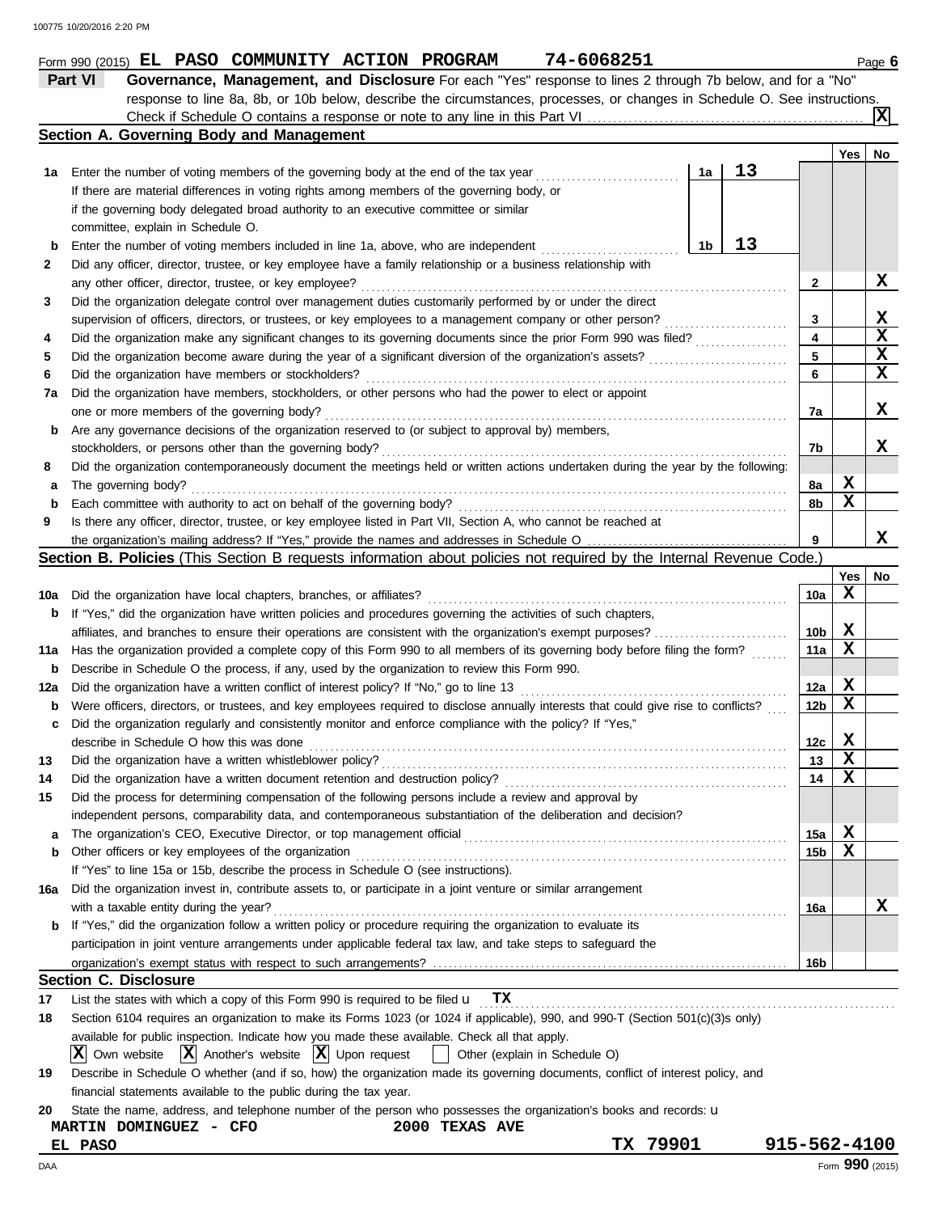Form 990 (2015) **EL PASO COMMUNITY ACTION PROGRAM** **74-6068251** Page **6**

## Part VI Governance, Management, and Disclosure

For each "Yes" response to lines 2 through 7b below, and for a "No" response to line 8a, 8b, or 10b below, describe the circumstances, processes, or changes in Schedule O. See instructions.

Check if Schedule O contains a response or note to any line in this Part VI .......... [X]

### Section A. Governing Body and Management

| | | | | Yes | No |
|---|---|---|---|---|---|
| 1a | Enter the number of voting members of the governing body at the end of the tax year. If there are material differences in voting rights among members of the governing body, or if the governing body delegated broad authority to an executive committee or similar committee, explain in Schedule O. | 1a: 13 | | | |
| b | Enter the number of voting members included in line 1a, above, who are independent | 1b: 13 | | | |
| 2 | Did any officer, director, trustee, or key employee have a family relationship or a business relationship with any other officer, director, trustee, or key employee? | | 2 | | X |
| 3 | Did the organization delegate control over management duties customarily performed by or under the direct supervision of officers, directors, or trustees, or key employees to a management company or other person? | | 3 | | X |
| 4 | Did the organization make any significant changes to its governing documents since the prior Form 990 was filed? | | 4 | | X |
| 5 | Did the organization become aware during the year of a significant diversion of the organization's assets? | | 5 | | X |
| 6 | Did the organization have members or stockholders? | | 6 | | X |
| 7a | Did the organization have members, stockholders, or other persons who had the power to elect or appoint one or more members of the governing body? | | 7a | | X |
| b | Are any governance decisions of the organization reserved to (or subject to approval by) members, stockholders, or persons other than the governing body? | | 7b | | X |
| 8 | Did the organization contemporaneously document the meetings held or written actions undertaken during the year by the following: | | | | |
| a | The governing body? | | 8a | X | |
| b | Each committee with authority to act on behalf of the governing body? | | 8b | X | |
| 9 | Is there any officer, director, trustee, or key employee listed in Part VII, Section A, who cannot be reached at the organization's mailing address? If "Yes," provide the names and addresses in Schedule O | | 9 | | X |

### Section B. Policies (This Section B requests information about policies not required by the Internal Revenue Code.)

| | | | Yes | No |
|---|---|---|---|---|
| 10a | Did the organization have local chapters, branches, or affiliates? | 10a | X | |
| b | If "Yes," did the organization have written policies and procedures governing the activities of such chapters, affiliates, and branches to ensure their operations are consistent with the organization's exempt purposes? | 10b | X | |
| 11a | Has the organization provided a complete copy of this Form 990 to all members of its governing body before filing the form? | 11a | X | |
| b | Describe in Schedule O the process, if any, used by the organization to review this Form 990. | | | |
| 12a | Did the organization have a written conflict of interest policy? If "No," go to line 13 | 12a | X | |
| b | Were officers, directors, or trustees, and key employees required to disclose annually interests that could give rise to conflicts? | 12b | X | |
| c | Did the organization regularly and consistently monitor and enforce compliance with the policy? If "Yes," describe in Schedule O how this was done | 12c | X | |
| 13 | Did the organization have a written whistleblower policy? | 13 | X | |
| 14 | Did the organization have a written document retention and destruction policy? | 14 | X | |
| 15 | Did the process for determining compensation of the following persons include a review and approval by independent persons, comparability data, and contemporaneous substantiation of the deliberation and decision? | | | |
| a | The organization's CEO, Executive Director, or top management official | 15a | X | |
| b | Other officers or key employees of the organization | 15b | X | |
| | If "Yes" to line 15a or 15b, describe the process in Schedule O (see instructions). | | | |
| 16a | Did the organization invest in, contribute assets to, or participate in a joint venture or similar arrangement with a taxable entity during the year? | 16a | | X |
| b | If "Yes," did the organization follow a written policy or procedure requiring the organization to evaluate its participation in joint venture arrangements under applicable federal tax law, and take steps to safeguard the organization's exempt status with respect to such arrangements? | 16b | | |

### Section C. Disclosure

17 List the states with which a copy of this Form 990 is required to be filed u **TX**

18 Section 6104 requires an organization to make its Forms 1023 (or 1024 if applicable), 990, and 990-T (Section 501(c)(3)s only) available for public inspection. Indicate how you made these available. Check all that apply.

[X] Own website [X] Another's website [X] Upon request [ ] Other (explain in Schedule O)

19 Describe in Schedule O whether (and if so, how) the organization made its governing documents, conflict of interest policy, and financial statements available to the public during the tax year.

20 State the name, address, and telephone number of the person who possesses the organization's books and records: u

**MARTIN DOMINGUEZ - CFO** **2000 TEXAS AVE**
**EL PASO** **TX 79901** **915-562-4100**

DAA Form **990** (2015)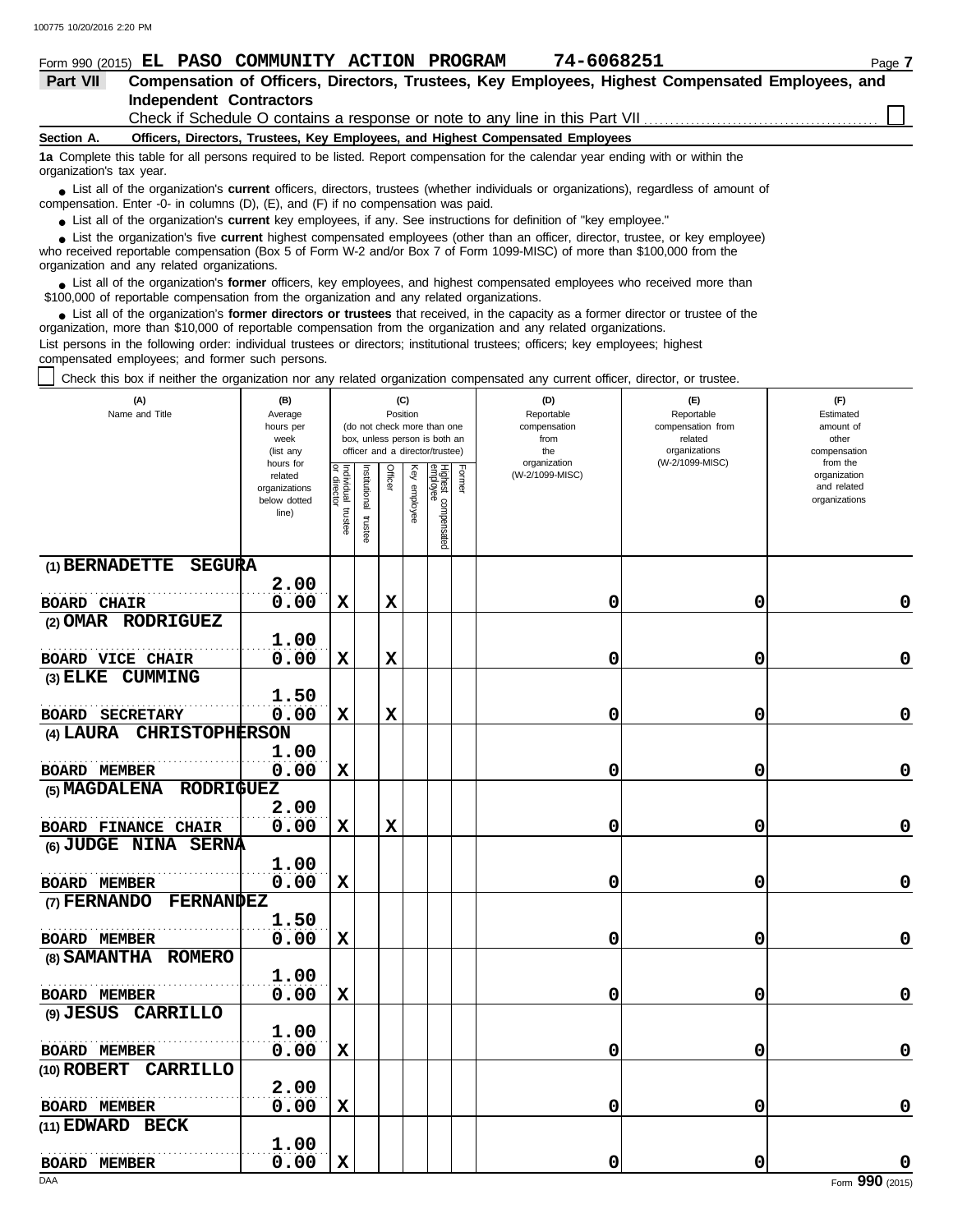Form 990 (2015) **EL PASO COMMUNITY ACTION PROGRAM 74-6068251** Page 7

## Part VII Compensation of Officers, Directors, Trustees, Key Employees, Highest Compensated Employees, and Independent Contractors

Check if Schedule O contains a response or note to any line in this Part VII ☐

**Section A. Officers, Directors, Trustees, Key Employees, and Highest Compensated Employees**

**1a** Complete this table for all persons required to be listed. Report compensation for the calendar year ending with or within the organization's tax year.

- List all of the organization's **current** officers, directors, trustees (whether individuals or organizations), regardless of amount of compensation. Enter -0- in columns (D), (E), and (F) if no compensation was paid.
- List all of the organization's **current** key employees, if any. See instructions for definition of "key employee."
- List the organization's five **current** highest compensated employees (other than an officer, director, trustee, or key employee) who received reportable compensation (Box 5 of Form W-2 and/or Box 7 of Form 1099-MISC) of more than $100,000 from the organization and any related organizations.
- List all of the organization's **former** officers, key employees, and highest compensated employees who received more than $100,000 of reportable compensation from the organization and any related organizations.
- List all of the organization's **former directors or trustees** that received, in the capacity as a former director or trustee of the organization, more than $10,000 of reportable compensation from the organization and any related organizations.

List persons in the following order: individual trustees or directors; institutional trustees; officers; key employees; highest compensated employees; and former such persons.

☐ Check this box if neither the organization nor any related organization compensated any current officer, director, or trustee.

| (A) Name and Title | (B) Average hours per week (list any hours for related organizations below dotted line) | (C) Position (do not check more than one box, unless person is both an officer and a director/trustee) | | | | | | (D) Reportable compensation from the organization (W-2/1099-MISC) | (E) Reportable compensation from related organizations (W-2/1099-MISC) | (F) Estimated amount of other compensation from the organization and related organizations |
|---|---|---|---|---|---|---|---|---|---|---|
| | | Individual trustee or director | Institutional trustee | Officer | Key employee | Highest compensated employee | Former | | | |
| (1) BERNADETTE SEGURA<br>BOARD CHAIR | 2.00<br>0.00 | X | | X | | | | 0 | 0 | 0 |
| (2) OMAR RODRIGUEZ<br>BOARD VICE CHAIR | 1.00<br>0.00 | X | | X | | | | 0 | 0 | 0 |
| (3) ELKE CUMMING<br>BOARD SECRETARY | 1.50<br>0.00 | X | | X | | | | 0 | 0 | 0 |
| (4) LAURA CHRISTOPHERSON<br>BOARD MEMBER | 1.00<br>0.00 | X | | | | | | 0 | 0 | 0 |
| (5) MAGDALENA RODRIGUEZ<br>BOARD FINANCE CHAIR | 2.00<br>0.00 | X | | X | | | | 0 | 0 | 0 |
| (6) JUDGE NINA SERNA<br>BOARD MEMBER | 1.00<br>0.00 | X | | | | | | 0 | 0 | 0 |
| (7) FERNANDO FERNANDEZ<br>BOARD MEMBER | 1.50<br>0.00 | X | | | | | | 0 | 0 | 0 |
| (8) SAMANTHA ROMERO<br>BOARD MEMBER | 1.00<br>0.00 | X | | | | | | 0 | 0 | 0 |
| (9) JESUS CARRILLO<br>BOARD MEMBER | 1.00<br>0.00 | X | | | | | | 0 | 0 | 0 |
| (10) ROBERT CARRILLO<br>BOARD MEMBER | 2.00<br>0.00 | X | | | | | | 0 | 0 | 0 |
| (11) EDWARD BECK<br>BOARD MEMBER | 1.00<br>0.00 | X | | | | | | 0 | 0 | 0 |

Form **990** (2015)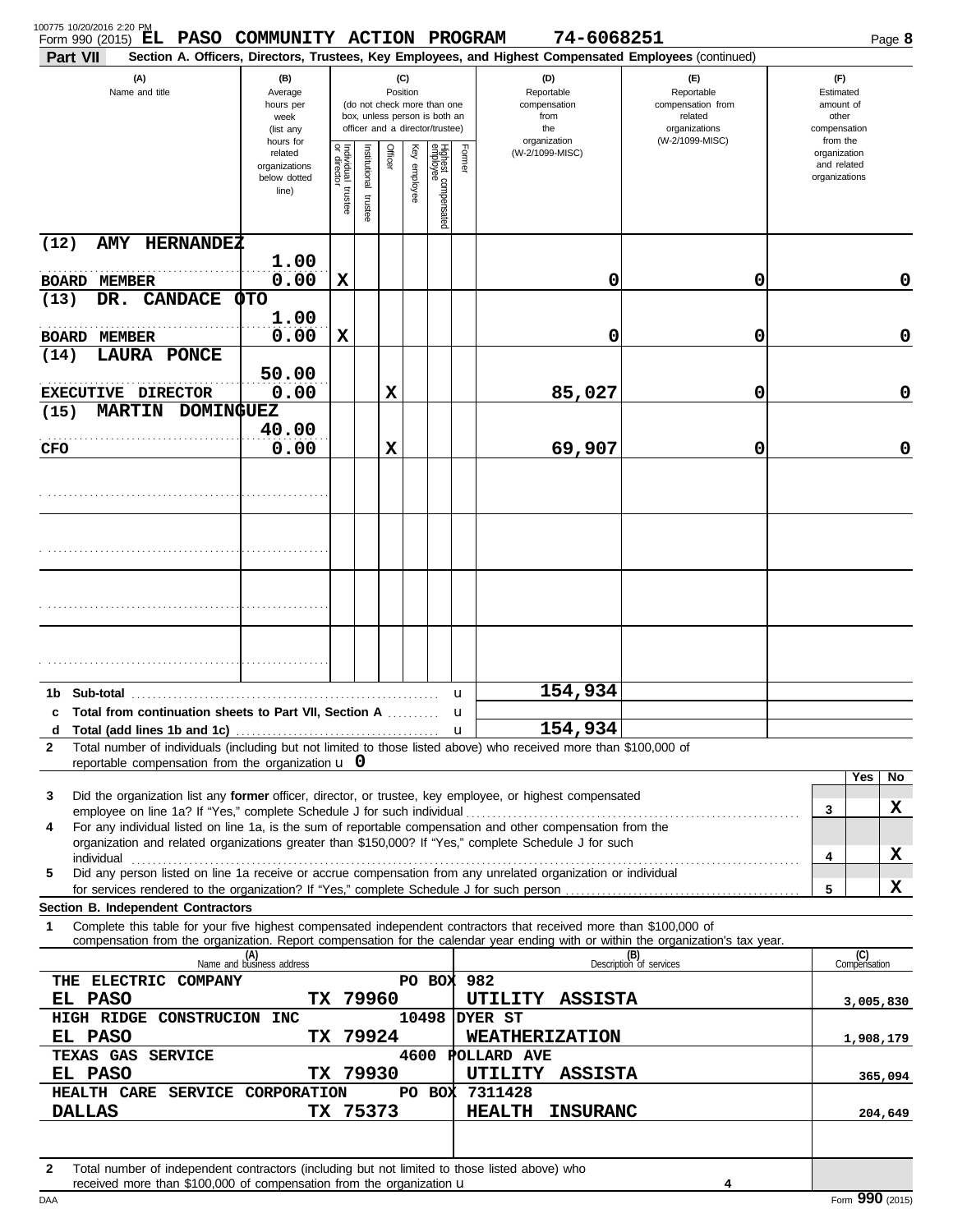Form 990 (2015) **EL PASO COMMUNITY ACTION PROGRAM** 74-6068251

**Part VII** Section A. Officers, Directors, Trustees, Key Employees, and Highest Compensated Employees (continued)

| (A) Name and title | (B) Average hours per week (list any hours for related organizations below dotted line) | (C) Position: Individual trustee or director | Institutional trustee | Officer | Key employee | Highest compensated employee | Former | (D) Reportable compensation from the organization (W-2/1099-MISC) | (E) Reportable compensation from related organizations (W-2/1099-MISC) | (F) Estimated amount of other compensation from the organization and related organizations |
|---|---|---|---|---|---|---|---|---|---|---|
| (12) AMY HERNANDEZ<br>BOARD MEMBER | 1.00<br>0.00 | X | | | | | | 0 | 0 | 0 |
| (13) DR. CANDACE OTO<br>BOARD MEMBER | 1.00<br>0.00 | X | | | | | | 0 | 0 | 0 |
| (14) LAURA PONCE<br>EXECUTIVE DIRECTOR | 50.00<br>0.00 | | | X | | | | 85,027 | 0 | 0 |
| (15) MARTIN DOMINGUEZ<br>CFO | 40.00<br>0.00 | | | X | | | | 69,907 | 0 | 0 |

| | | (D) | (E) | (F) |
|---|---|---|---|---|
| 1b | Sub-total | 154,934 | | |
| c | Total from continuation sheets to Part VII, Section A | | | |
| d | Total (add lines 1b and 1c) | 154,934 | | |

2 Total number of individuals (including but not limited to those listed above) who received more than $100,000 of reportable compensation from the organization 0

| | | | Yes | No |
|---|---|---|---|---|
| 3 | Did the organization list any **former** officer, director, or trustee, key employee, or highest compensated employee on line 1a? If "Yes," complete Schedule J for such individual | 3 | | X |
| 4 | For any individual listed on line 1a, is the sum of reportable compensation and other compensation from the organization and related organizations greater than $150,000? If "Yes," complete Schedule J for such individual | 4 | | X |
| 5 | Did any person listed on line 1a receive or accrue compensation from any unrelated organization or individual for services rendered to the organization? If "Yes," complete Schedule J for such person | 5 | | X |

**Section B. Independent Contractors**

1 Complete this table for your five highest compensated independent contractors that received more than $100,000 of compensation from the organization. Report compensation for the calendar year ending with or within the organization's tax year.

| (A) Name and business address | (B) Description of services | (C) Compensation |
|---|---|---|
| THE ELECTRIC COMPANY, PO BOX 982, EL PASO TX 79960 | UTILITY ASSISTA | 3,005,830 |
| HIGH RIDGE CONSTRUCION INC, 10498 DYER ST, EL PASO TX 79924 | WEATHERIZATION | 1,908,179 |
| TEXAS GAS SERVICE, 4600 POLLARD AVE, EL PASO TX 79930 | UTILITY ASSISTA | 365,094 |
| HEALTH CARE SERVICE CORPORATION, PO BOX 7311428, DALLAS TX 75373 | HEALTH INSURANC | 204,649 |

2 Total number of independent contractors (including but not limited to those listed above) who received more than $100,000 of compensation from the organization 4

Form **990** (2015)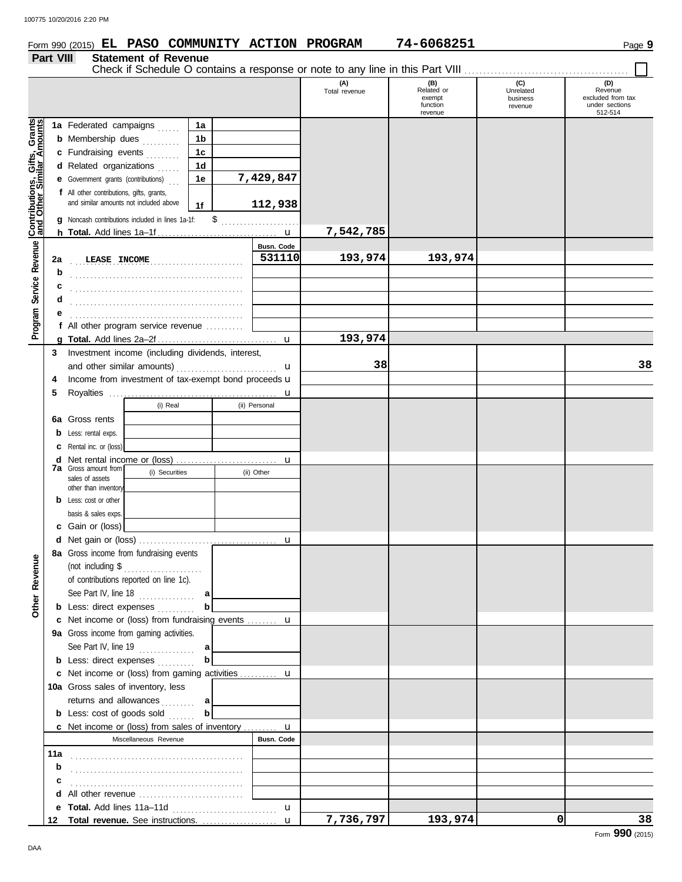Form 990 (2015) **EL PASO COMMUNITY ACTION PROGRAM** **74-6068251** Page 9

## Part VIII Statement of Revenue

Check if Schedule O contains a response or note to any line in this Part VIII . . . . . . . . . . ☐

| | | | | (A) Total revenue | (B) Related or exempt function revenue | (C) Unrelated business revenue | (D) Revenue excluded from tax under sections 512-514 |
|---|---|---|---|---|---|---|---|
| **Contributions, Gifts, Grants and Other Similar Amounts** | 1a Federated campaigns | 1a | | | | | |
| | b Membership dues | 1b | | | | | |
| | c Fundraising events | 1c | | | | | |
| | d Related organizations | 1d | | | | | |
| | e Government grants (contributions) | 1e | 7,429,847 | | | | |
| | f All other contributions, gifts, grants, and similar amounts not included above | 1f | 112,938 | | | | |
| | g Noncash contributions included in lines 1a-1f: $ | | | | | | |
| | h **Total.** Add lines 1a–1f | | u | 7,542,785 | | | |
| **Program Service Revenue** | | | Busn. Code | | | | |
| | 2a LEASE INCOME | | 531110 | 193,974 | 193,974 | | |
| | b | | | | | | |
| | c | | | | | | |
| | d | | | | | | |
| | e | | | | | | |
| | f All other program service revenue | | | | | | |
| | g **Total.** Add lines 2a–2f | | u | 193,974 | | | |
| **Other Revenue** | 3 Investment income (including dividends, interest, and other similar amounts) | | u | 38 | | | 38 |
| | 4 Income from investment of tax-exempt bond proceeds | | u | | | | |
| | 5 Royalties | | u | | | | |
| | | (i) Real | (ii) Personal | | | | |
| | 6a Gross rents | | | | | | |
| | b Less: rental exps. | | | | | | |
| | c Rental inc. or (loss) | | | | | | |
| | d Net rental income or (loss) | | u | | | | |
| | 7a Gross amount from sales of assets other than inventory | (i) Securities | (ii) Other | | | | |
| | b Less: cost or other basis & sales exps. | | | | | | |
| | c Gain or (loss) | | | | | | |
| | d Net gain or (loss) | | u | | | | |
| | 8a Gross income from fundraising events (not including $ of contributions reported on line 1c). See Part IV, line 18 | a | | | | | |
| | b Less: direct expenses | b | | | | | |
| | c Net income or (loss) from fundraising events | | u | | | | |
| | 9a Gross income from gaming activities. See Part IV, line 19 | a | | | | | |
| | b Less: direct expenses | b | | | | | |
| | c Net income or (loss) from gaming activities | | u | | | | |
| | 10a Gross sales of inventory, less returns and allowances | a | | | | | |
| | b Less: cost of goods sold | b | | | | | |
| | c Net income or (loss) from sales of inventory | | u | | | | |
| | Miscellaneous Revenue | | Busn. Code | | | | |
| | 11a | | | | | | |
| | b | | | | | | |
| | c | | | | | | |
| | d All other revenue | | | | | | |
| | e **Total.** Add lines 11a–11d | | u | | | | |
| | 12 **Total revenue.** See instructions. | | u | 7,736,797 | 193,974 | 0 | 38 |

Form **990** (2015)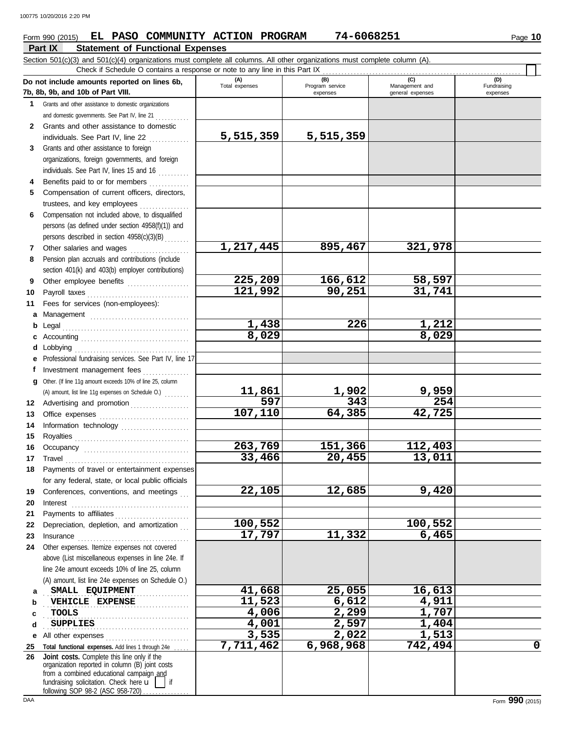Form 990 (2015) **EL PASO COMMUNITY ACTION PROGRAM 74-6068251** Page **10**

## Part IX Statement of Functional Expenses

Section 501(c)(3) and 501(c)(4) organizations must complete all columns. All other organizations must complete column (A).

Check if Schedule O contains a response or note to any line in this Part IX ☐

| Do not include amounts reported on lines 6b, 7b, 8b, 9b, and 10b of Part VIII. | (A) Total expenses | (B) Program service expenses | (C) Management and general expenses | (D) Fundraising expenses |
|---|---|---|---|---|
| 1 Grants and other assistance to domestic organizations and domestic governments. See Part IV, line 21 | | | | |
| 2 Grants and other assistance to domestic individuals. See Part IV, line 22 | 5,515,359 | 5,515,359 | | |
| 3 Grants and other assistance to foreign organizations, foreign governments, and foreign individuals. See Part IV, lines 15 and 16 | | | | |
| 4 Benefits paid to or for members | | | | |
| 5 Compensation of current officers, directors, trustees, and key employees | | | | |
| 6 Compensation not included above, to disqualified persons (as defined under section 4958(f)(1)) and persons described in section 4958(c)(3)(B) | | | | |
| 7 Other salaries and wages | 1,217,445 | 895,467 | 321,978 | |
| 8 Pension plan accruals and contributions (include section 401(k) and 403(b) employer contributions) | | | | |
| 9 Other employee benefits | 225,209 | 166,612 | 58,597 | |
| 10 Payroll taxes | 121,992 | 90,251 | 31,741 | |
| 11 Fees for services (non-employees): | | | | |
| a Management | | | | |
| b Legal | 1,438 | 226 | 1,212 | |
| c Accounting | 8,029 | | 8,029 | |
| d Lobbying | | | | |
| e Professional fundraising services. See Part IV, line 17 | | | | |
| f Investment management fees | | | | |
| g Other. (If line 11g amount exceeds 10% of line 25, column (A) amount, list line 11g expenses on Schedule O.) | 11,861 | 1,902 | 9,959 | |
| 12 Advertising and promotion | 597 | 343 | 254 | |
| 13 Office expenses | 107,110 | 64,385 | 42,725 | |
| 14 Information technology | | | | |
| 15 Royalties | | | | |
| 16 Occupancy | 263,769 | 151,366 | 112,403 | |
| 17 Travel | 33,466 | 20,455 | 13,011 | |
| 18 Payments of travel or entertainment expenses for any federal, state, or local public officials | | | | |
| 19 Conferences, conventions, and meetings | 22,105 | 12,685 | 9,420 | |
| 20 Interest | | | | |
| 21 Payments to affiliates | | | | |
| 22 Depreciation, depletion, and amortization | 100,552 | | 100,552 | |
| 23 Insurance | 17,797 | 11,332 | 6,465 | |
| 24 Other expenses. Itemize expenses not covered above (List miscellaneous expenses in line 24e. If line 24e amount exceeds 10% of line 25, column (A) amount, list line 24e expenses on Schedule O.) | | | | |
| a SMALL EQUIPMENT | 41,668 | 25,055 | 16,613 | |
| b VEHICLE EXPENSE | 11,523 | 6,612 | 4,911 | |
| c TOOLS | 4,006 | 2,299 | 1,707 | |
| d SUPPLIES | 4,001 | 2,597 | 1,404 | |
| e All other expenses | 3,535 | 2,022 | 1,513 | |
| 25 Total functional expenses. Add lines 1 through 24e | 7,711,462 | 6,968,968 | 742,494 | 0 |
| 26 Joint costs. Complete this line only if the organization reported in column (B) joint costs from a combined educational campaign and fundraising solicitation. Check here ☐ if following SOP 98-2 (ASC 958-720) | | | | |

Form **990** (2015)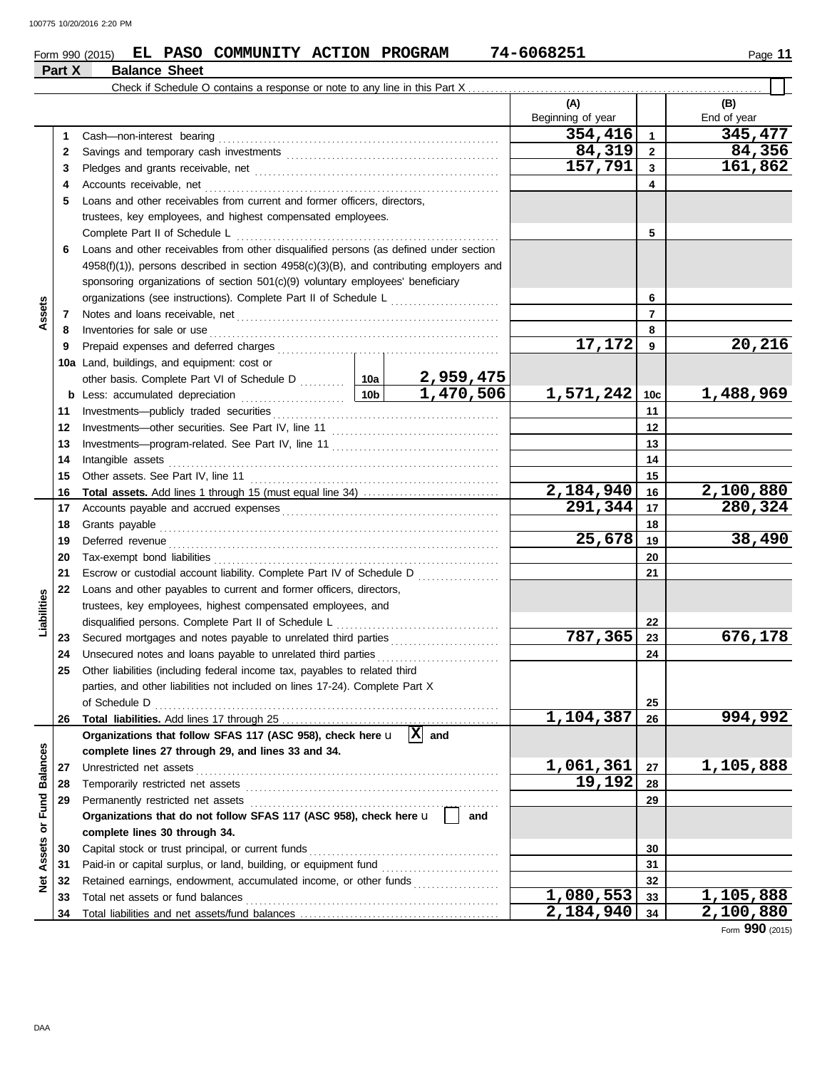Form 990 (2015) **EL PASO COMMUNITY ACTION PROGRAM** 74-6068251

## Part X Balance Sheet

Check if Schedule O contains a response or note to any line in this Part X . . . . . . ☐

| | | | | (A) Beginning of year | | (B) End of year |
|---|---|---|---|---|---|---|
| **Assets** | 1 | Cash—non-interest bearing | | 354,416 | 1 | 345,477 |
| | 2 | Savings and temporary cash investments | | 84,319 | 2 | 84,356 |
| | 3 | Pledges and grants receivable, net | | 157,791 | 3 | 161,862 |
| | 4 | Accounts receivable, net | | | 4 | |
| | 5 | Loans and other receivables from current and former officers, directors, trustees, key employees, and highest compensated employees. Complete Part II of Schedule L | | | 5 | |
| | 6 | Loans and other receivables from other disqualified persons (as defined under section 4958(f)(1)), persons described in section 4958(c)(3)(B), and contributing employers and sponsoring organizations of section 501(c)(9) voluntary employees' beneficiary organizations (see instructions). Complete Part II of Schedule L | | | 6 | |
| | 7 | Notes and loans receivable, net | | | 7 | |
| | 8 | Inventories for sale or use | | | 8 | |
| | 9 | Prepaid expenses and deferred charges | | 17,172 | 9 | 20,216 |
| | 10a | Land, buildings, and equipment: cost or other basis. Complete Part VI of Schedule D | 10a 2,959,475 | | | |
| | b | Less: accumulated depreciation | 10b 1,470,506 | 1,571,242 | 10c | 1,488,969 |
| | 11 | Investments—publicly traded securities | | | 11 | |
| | 12 | Investments—other securities. See Part IV, line 11 | | | 12 | |
| | 13 | Investments—program-related. See Part IV, line 11 | | | 13 | |
| | 14 | Intangible assets | | | 14 | |
| | 15 | Other assets. See Part IV, line 11 | | | 15 | |
| | 16 | **Total assets.** Add lines 1 through 15 (must equal line 34) | | 2,184,940 | 16 | 2,100,880 |
| **Liabilities** | 17 | Accounts payable and accrued expenses | | 291,344 | 17 | 280,324 |
| | 18 | Grants payable | | | 18 | |
| | 19 | Deferred revenue | | 25,678 | 19 | 38,490 |
| | 20 | Tax-exempt bond liabilities | | | 20 | |
| | 21 | Escrow or custodial account liability. Complete Part IV of Schedule D | | | 21 | |
| | 22 | Loans and other payables to current and former officers, directors, trustees, key employees, highest compensated employees, and disqualified persons. Complete Part II of Schedule L | | | 22 | |
| | 23 | Secured mortgages and notes payable to unrelated third parties | | 787,365 | 23 | 676,178 |
| | 24 | Unsecured notes and loans payable to unrelated third parties | | | 24 | |
| | 25 | Other liabilities (including federal income tax, payables to related third parties, and other liabilities not included on lines 17-24). Complete Part X of Schedule D | | | 25 | |
| | 26 | **Total liabilities.** Add lines 17 through 25 | | 1,104,387 | 26 | 994,992 |
| **Net Assets or Fund Balances** | | **Organizations that follow SFAS 117 (ASC 958), check here** ☒ **and complete lines 27 through 29, and lines 33 and 34.** | | | | |
| | 27 | Unrestricted net assets | | 1,061,361 | 27 | 1,105,888 |
| | 28 | Temporarily restricted net assets | | 19,192 | 28 | |
| | 29 | Permanently restricted net assets | | | 29 | |
| | | **Organizations that do not follow SFAS 117 (ASC 958), check here** ☐ **and complete lines 30 through 34.** | | | | |
| | 30 | Capital stock or trust principal, or current funds | | | 30 | |
| | 31 | Paid-in or capital surplus, or land, building, or equipment fund | | | 31 | |
| | 32 | Retained earnings, endowment, accumulated income, or other funds | | | 32 | |
| | 33 | Total net assets or fund balances | | 1,080,553 | 33 | 1,105,888 |
| | 34 | Total liabilities and net assets/fund balances | | 2,184,940 | 34 | 2,100,880 |

Form **990** (2015)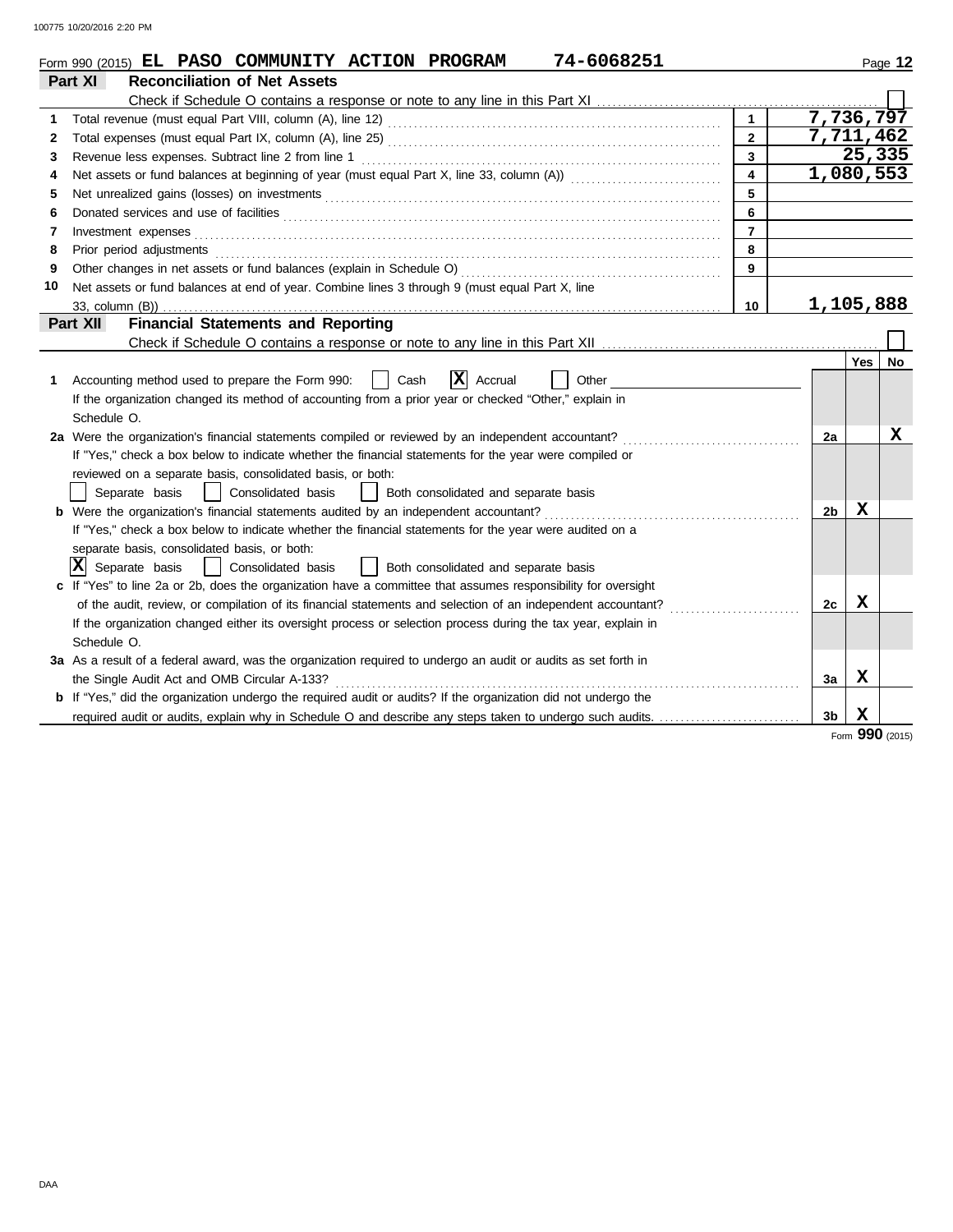Form 990 (2015) **EL PASO COMMUNITY ACTION PROGRAM** **74-6068251**

## Part XI Reconciliation of Net Assets

Check if Schedule O contains a response or note to any line in this Part XI ☐

| | | | |
|---|---|---|---|
| 1 | Total revenue (must equal Part VIII, column (A), line 12) | 1 | 7,736,797 |
| 2 | Total expenses (must equal Part IX, column (A), line 25) | 2 | 7,711,462 |
| 3 | Revenue less expenses. Subtract line 2 from line 1 | 3 | 25,335 |
| 4 | Net assets or fund balances at beginning of year (must equal Part X, line 33, column (A)) | 4 | 1,080,553 |
| 5 | Net unrealized gains (losses) on investments | 5 | |
| 6 | Donated services and use of facilities | 6 | |
| 7 | Investment expenses | 7 | |
| 8 | Prior period adjustments | 8 | |
| 9 | Other changes in net assets or fund balances (explain in Schedule O) | 9 | |
| 10 | Net assets or fund balances at end of year. Combine lines 3 through 9 (must equal Part X, line 33, column (B)) | 10 | 1,105,888 |

## Part XII Financial Statements and Reporting

Check if Schedule O contains a response or note to any line in this Part XII ☐

| | | | Yes | No |
|---|---|---|---|---|
| 1 | Accounting method used to prepare the Form 990: ☐ Cash ☒ Accrual ☐ Other<br>If the organization changed its method of accounting from a prior year or checked "Other," explain in Schedule O. | | | |
| 2a | Were the organization's financial statements compiled or reviewed by an independent accountant?<br>If "Yes," check a box below to indicate whether the financial statements for the year were compiled or reviewed on a separate basis, consolidated basis, or both:<br>☐ Separate basis ☐ Consolidated basis ☐ Both consolidated and separate basis | 2a | | X |
| b | Were the organization's financial statements audited by an independent accountant?<br>If "Yes," check a box below to indicate whether the financial statements for the year were audited on a separate basis, consolidated basis, or both:<br>☒ Separate basis ☐ Consolidated basis ☐ Both consolidated and separate basis | 2b | X | |
| c | If "Yes" to line 2a or 2b, does the organization have a committee that assumes responsibility for oversight of the audit, review, or compilation of its financial statements and selection of an independent accountant?<br>If the organization changed either its oversight process or selection process during the tax year, explain in Schedule O. | 2c | X | |
| 3a | As a result of a federal award, was the organization required to undergo an audit or audits as set forth in the Single Audit Act and OMB Circular A-133? | 3a | X | |
| b | If "Yes," did the organization undergo the required audit or audits? If the organization did not undergo the required audit or audits, explain why in Schedule O and describe any steps taken to undergo such audits. | 3b | X | |

Form **990** (2015)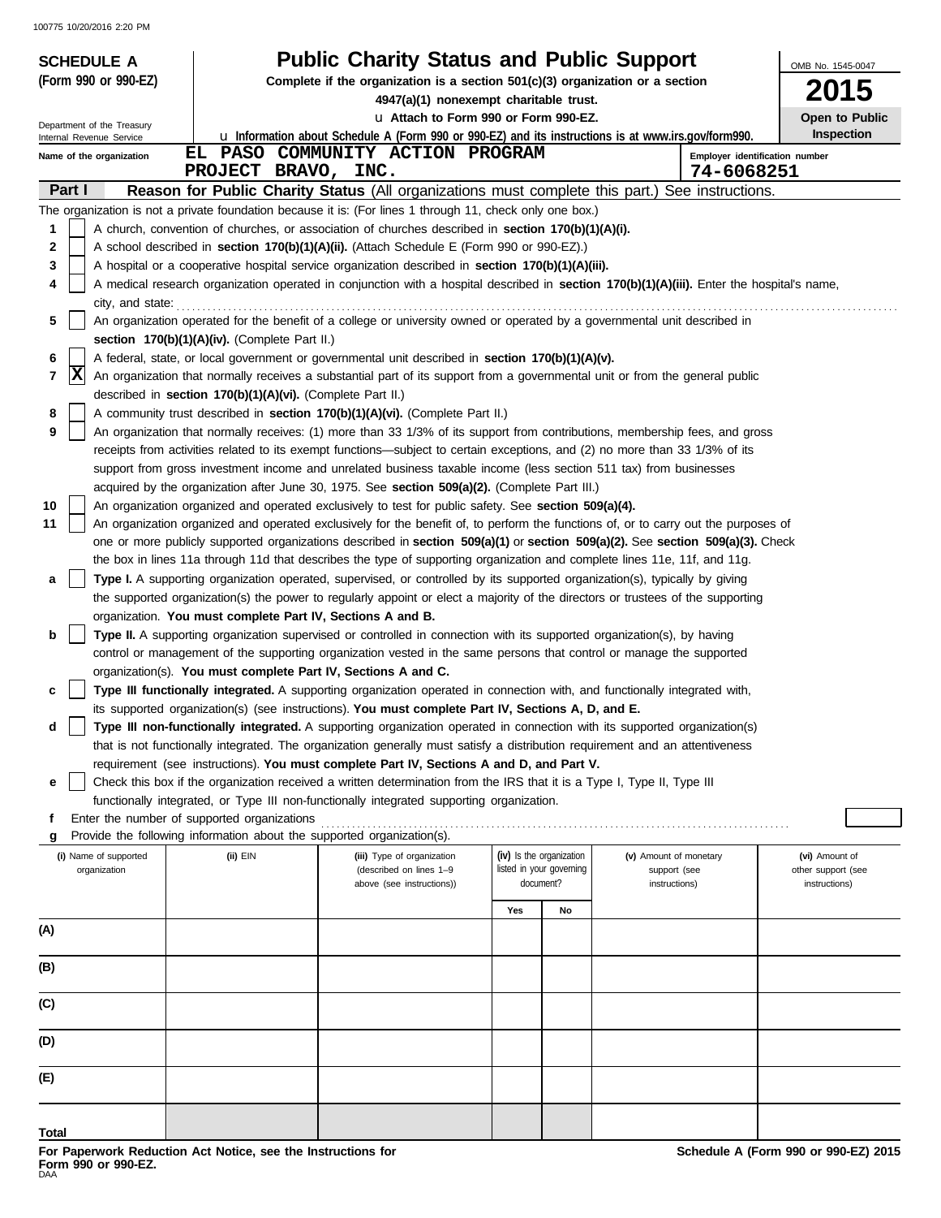100775 10/20/2016 2:20 PM

**SCHEDULE A (Form 990 or 990-EZ)**

Department of the Treasury
Internal Revenue Service

# Public Charity Status and Public Support

**Complete if the organization is a section 501(c)(3) organization or a section 4947(a)(1) nonexempt charitable trust.**

u **Attach to Form 990 or Form 990-EZ.**

u **Information about Schedule A (Form 990 or 990-EZ) and its instructions is at www.irs.gov/form990.**

OMB No. 1545-0047

**2015**

**Open to Public Inspection**

Name of the organization: EL PASO COMMUNITY ACTION PROGRAM PROJECT BRAVO, INC.

Employer identification number: 74-6068251

## Part I — Reason for Public Charity Status (All organizations must complete this part.) See instructions.

The organization is not a private foundation because it is: (For lines 1 through 11, check only one box.)

1 [ ] A church, convention of churches, or association of churches described in **section 170(b)(1)(A)(i).**

2 [ ] A school described in **section 170(b)(1)(A)(ii).** (Attach Schedule E (Form 990 or 990-EZ).)

3 [ ] A hospital or a cooperative hospital service organization described in **section 170(b)(1)(A)(iii).**

4 [ ] A medical research organization operated in conjunction with a hospital described in **section 170(b)(1)(A)(iii).** Enter the hospital's name, city, and state:

5 [ ] An organization operated for the benefit of a college or university owned or operated by a governmental unit described in **section 170(b)(1)(A)(iv).** (Complete Part II.)

6 [ ] A federal, state, or local government or governmental unit described in **section 170(b)(1)(A)(v).**

7 [X] An organization that normally receives a substantial part of its support from a governmental unit or from the general public described in **section 170(b)(1)(A)(vi).** (Complete Part II.)

8 [ ] A community trust described in **section 170(b)(1)(A)(vi).** (Complete Part II.)

9 [ ] An organization that normally receives: (1) more than 33 1/3% of its support from contributions, membership fees, and gross receipts from activities related to its exempt functions—subject to certain exceptions, and (2) no more than 33 1/3% of its support from gross investment income and unrelated business taxable income (less section 511 tax) from businesses acquired by the organization after June 30, 1975. See **section 509(a)(2).** (Complete Part III.)

10 [ ] An organization organized and operated exclusively to test for public safety. See **section 509(a)(4).**

11 [ ] An organization organized and operated exclusively for the benefit of, to perform the functions of, or to carry out the purposes of one or more publicly supported organizations described in **section 509(a)(1)** or **section 509(a)(2).** See **section 509(a)(3).** Check the box in lines 11a through 11d that describes the type of supporting organization and complete lines 11e, 11f, and 11g.

a [ ] **Type I.** A supporting organization operated, supervised, or controlled by its supported organization(s), typically by giving the supported organization(s) the power to regularly appoint or elect a majority of the directors or trustees of the supporting organization. **You must complete Part IV, Sections A and B.**

b [ ] **Type II.** A supporting organization supervised or controlled in connection with its supported organization(s), by having control or management of the supporting organization vested in the same persons that control or manage the supported organization(s). **You must complete Part IV, Sections A and C.**

c [ ] **Type III functionally integrated.** A supporting organization operated in connection with, and functionally integrated with, its supported organization(s) (see instructions). **You must complete Part IV, Sections A, D, and E.**

d [ ] **Type III non-functionally integrated.** A supporting organization operated in connection with its supported organization(s) that is not functionally integrated. The organization generally must satisfy a distribution requirement and an attentiveness requirement (see instructions). **You must complete Part IV, Sections A and D, and Part V.**

e [ ] Check this box if the organization received a written determination from the IRS that it is a Type I, Type II, Type III functionally integrated, or Type III non-functionally integrated supporting organization.

f Enter the number of supported organizations

g Provide the following information about the supported organization(s).

| (i) Name of supported organization | (ii) EIN | (iii) Type of organization (described on lines 1–9 above (see instructions)) | (iv) Is the organization listed in your governing document? Yes | No | (v) Amount of monetary support (see instructions) | (vi) Amount of other support (see instructions) |
|---|---|---|---|---|---|---|
| (A) | | | | | | |
| (B) | | | | | | |
| (C) | | | | | | |
| (D) | | | | | | |
| (E) | | | | | | |
| Total | | | | | | |

**For Paperwork Reduction Act Notice, see the Instructions for Form 990 or 990-EZ.**

DAA

**Schedule A (Form 990 or 990-EZ) 2015**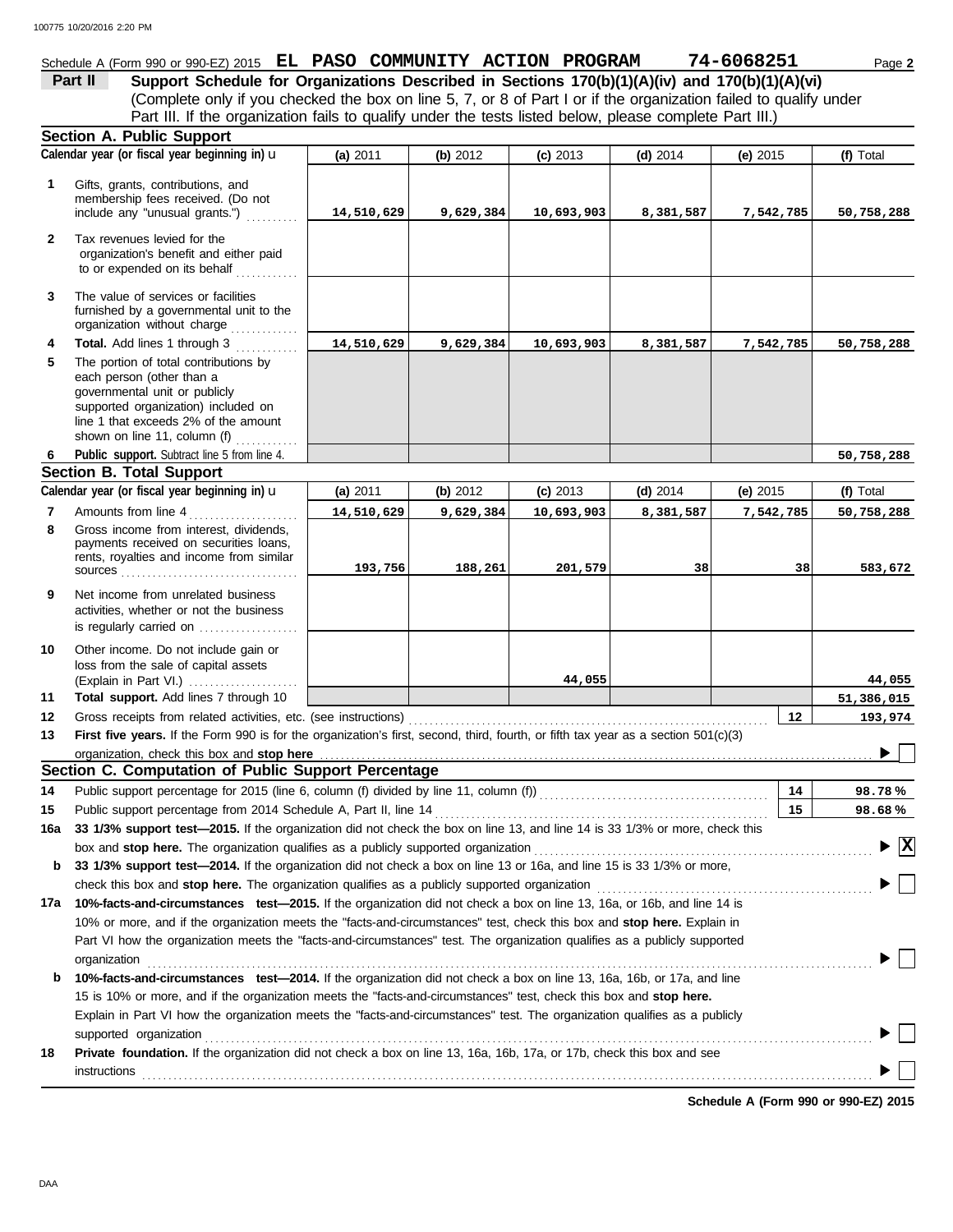Schedule A (Form 990 or 990-EZ) 2015 **EL PASO COMMUNITY ACTION PROGRAM 74-6068251**

## Part II Support Schedule for Organizations Described in Sections 170(b)(1)(A)(iv) and 170(b)(1)(A)(vi)

(Complete only if you checked the box on line 5, 7, or 8 of Part I or if the organization failed to qualify under Part III. If the organization fails to qualify under the tests listed below, please complete Part III.)

### Section A. Public Support

| | Calendar year (or fiscal year beginning in) u | (a) 2011 | (b) 2012 | (c) 2013 | (d) 2014 | (e) 2015 | (f) Total |
|---|---|---|---|---|---|---|---|
| 1 | Gifts, grants, contributions, and membership fees received. (Do not include any "unusual grants.") | 14,510,629 | 9,629,384 | 10,693,903 | 8,381,587 | 7,542,785 | 50,758,288 |
| 2 | Tax revenues levied for the organization's benefit and either paid to or expended on its behalf | | | | | | |
| 3 | The value of services or facilities furnished by a governmental unit to the organization without charge | | | | | | |
| 4 | **Total.** Add lines 1 through 3 | 14,510,629 | 9,629,384 | 10,693,903 | 8,381,587 | 7,542,785 | 50,758,288 |
| 5 | The portion of total contributions by each person (other than a governmental unit or publicly supported organization) included on line 1 that exceeds 2% of the amount shown on line 11, column (f) | | | | | | |
| 6 | **Public support.** Subtract line 5 from line 4. | | | | | | 50,758,288 |

### Section B. Total Support

| | Calendar year (or fiscal year beginning in) u | (a) 2011 | (b) 2012 | (c) 2013 | (d) 2014 | (e) 2015 | (f) Total |
|---|---|---|---|---|---|---|---|
| 7 | Amounts from line 4 | 14,510,629 | 9,629,384 | 10,693,903 | 8,381,587 | 7,542,785 | 50,758,288 |
| 8 | Gross income from interest, dividends, payments received on securities loans, rents, royalties and income from similar sources | 193,756 | 188,261 | 201,579 | 38 | 38 | 583,672 |
| 9 | Net income from unrelated business activities, whether or not the business is regularly carried on | | | | | | |
| 10 | Other income. Do not include gain or loss from the sale of capital assets (Explain in Part VI.) | | | 44,055 | | | 44,055 |
| 11 | **Total support.** Add lines 7 through 10 | | | | | | 51,386,015 |

12 Gross receipts from related activities, etc. (see instructions) — 12 — 193,974

13 **First five years.** If the Form 990 is for the organization's first, second, third, fourth, or fifth tax year as a section 501(c)(3) organization, check this box and **stop here** ☐

### Section C. Computation of Public Support Percentage

14 Public support percentage for 2015 (line 6, column (f) divided by line 11, column (f)) — 14 — 98.78 %

15 Public support percentage from 2014 Schedule A, Part II, line 14 — 15 — 98.68 %

16a **33 1/3% support test—2015.** If the organization did not check the box on line 13, and line 14 is 33 1/3% or more, check this box and **stop here.** The organization qualifies as a publicly supported organization ☒

b **33 1/3% support test—2014.** If the organization did not check a box on line 13 or 16a, and line 15 is 33 1/3% or more, check this box and **stop here.** The organization qualifies as a publicly supported organization ☐

17a **10%-facts-and-circumstances test—2015.** If the organization did not check a box on line 13, 16a, or 16b, and line 14 is 10% or more, and if the organization meets the "facts-and-circumstances" test, check this box and **stop here.** Explain in Part VI how the organization meets the "facts-and-circumstances" test. The organization qualifies as a publicly supported organization ☐

b **10%-facts-and-circumstances test—2014.** If the organization did not check a box on line 13, 16a, 16b, or 17a, and line 15 is 10% or more, and if the organization meets the "facts-and-circumstances" test, check this box and **stop here.** Explain in Part VI how the organization meets the "facts-and-circumstances" test. The organization qualifies as a publicly supported organization ☐

18 **Private foundation.** If the organization did not check a box on line 13, 16a, 16b, 17a, or 17b, check this box and see instructions ☐

**Schedule A (Form 990 or 990-EZ) 2015**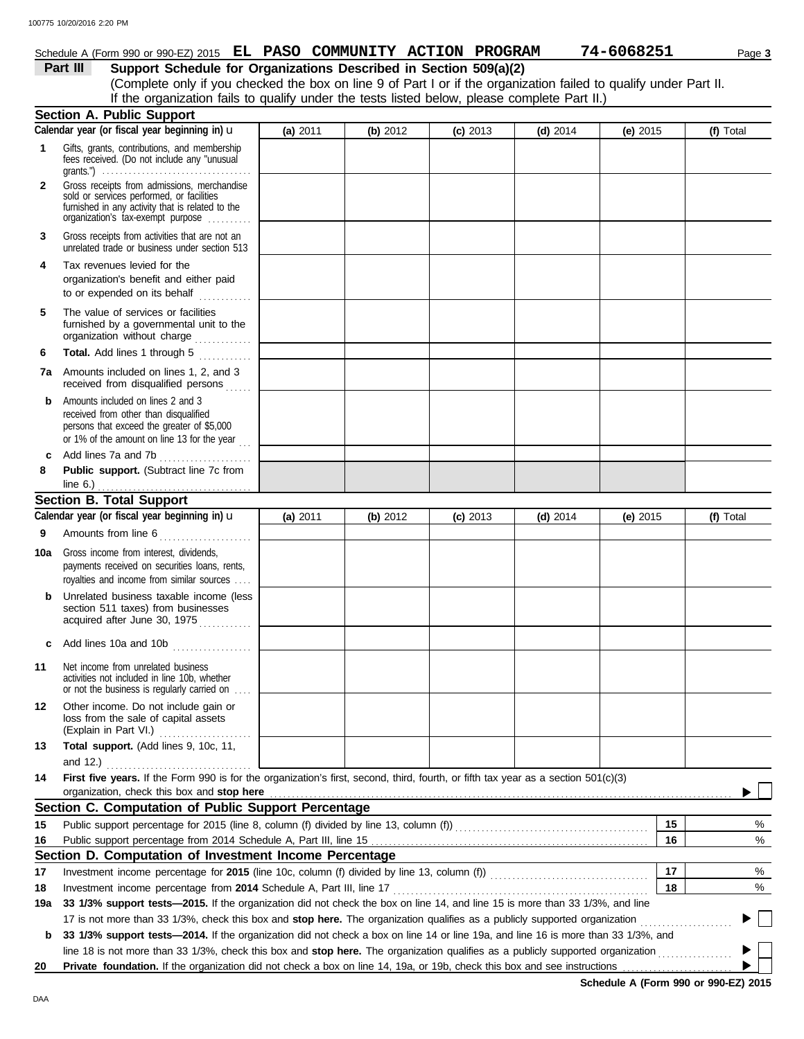Schedule A (Form 990 or 990-EZ) 2015 **EL PASO COMMUNITY ACTION PROGRAM** **74-6068251**

## Part III — Support Schedule for Organizations Described in Section 509(a)(2)

(Complete only if you checked the box on line 9 of Part I or if the organization failed to qualify under Part II. If the organization fails to qualify under the tests listed below, please complete Part II.)

### Section A. Public Support

| Calendar year (or fiscal year beginning in) u | (a) 2011 | (b) 2012 | (c) 2013 | (d) 2014 | (e) 2015 | (f) Total |
|---|---|---|---|---|---|---|
| **1** Gifts, grants, contributions, and membership fees received. (Do not include any "unusual grants.") | | | | | | |
| **2** Gross receipts from admissions, merchandise sold or services performed, or facilities furnished in any activity that is related to the organization's tax-exempt purpose | | | | | | |
| **3** Gross receipts from activities that are not an unrelated trade or business under section 513 | | | | | | |
| **4** Tax revenues levied for the organization's benefit and either paid to or expended on its behalf | | | | | | |
| **5** The value of services or facilities furnished by a governmental unit to the organization without charge | | | | | | |
| **6** **Total.** Add lines 1 through 5 | | | | | | |
| **7a** Amounts included on lines 1, 2, and 3 received from disqualified persons | | | | | | |
| **b** Amounts included on lines 2 and 3 received from other than disqualified persons that exceed the greater of $5,000 or 1% of the amount on line 13 for the year | | | | | | |
| **c** Add lines 7a and 7b | | | | | | |
| **8** **Public support.** (Subtract line 7c from line 6.) | | | | | | |

### Section B. Total Support

| Calendar year (or fiscal year beginning in) u | (a) 2011 | (b) 2012 | (c) 2013 | (d) 2014 | (e) 2015 | (f) Total |
|---|---|---|---|---|---|---|
| **9** Amounts from line 6 | | | | | | |
| **10a** Gross income from interest, dividends, payments received on securities loans, rents, royalties and income from similar sources | | | | | | |
| **b** Unrelated business taxable income (less section 511 taxes) from businesses acquired after June 30, 1975 | | | | | | |
| **c** Add lines 10a and 10b | | | | | | |
| **11** Net income from unrelated business activities not included in line 10b, whether or not the business is regularly carried on | | | | | | |
| **12** Other income. Do not include gain or loss from the sale of capital assets (Explain in Part VI.) | | | | | | |
| **13** **Total support.** (Add lines 9, 10c, 11, and 12.) | | | | | | |

**14** **First five years.** If the Form 990 is for the organization's first, second, third, fourth, or fifth tax year as a section 501(c)(3) organization, check this box and **stop here** ▶ ☐

### Section C. Computation of Public Support Percentage

| | | | |
|---|---|---|---|
| **15** | Public support percentage for 2015 (line 8, column (f) divided by line 13, column (f)) | 15 | % |
| **16** | Public support percentage from 2014 Schedule A, Part III, line 15 | 16 | % |

### Section D. Computation of Investment Income Percentage

| | | | |
|---|---|---|---|
| **17** | Investment income percentage for **2015** (line 10c, column (f) divided by line 13, column (f)) | 17 | % |
| **18** | Investment income percentage from **2014** Schedule A, Part III, line 17 | 18 | % |

**19a** **33 1/3% support tests—2015.** If the organization did not check the box on line 14, and line 15 is more than 33 1/3%, and line 17 is not more than 33 1/3%, check this box and **stop here.** The organization qualifies as a publicly supported organization ▶ ☐

**b** **33 1/3% support tests—2014.** If the organization did not check a box on line 14 or line 19a, and line 16 is more than 33 1/3%, and line 18 is not more than 33 1/3%, check this box and **stop here.** The organization qualifies as a publicly supported organization ▶ ☐

**20** **Private foundation.** If the organization did not check a box on line 14, 19a, or 19b, check this box and see instructions ▶ ☐

**Schedule A (Form 990 or 990-EZ) 2015**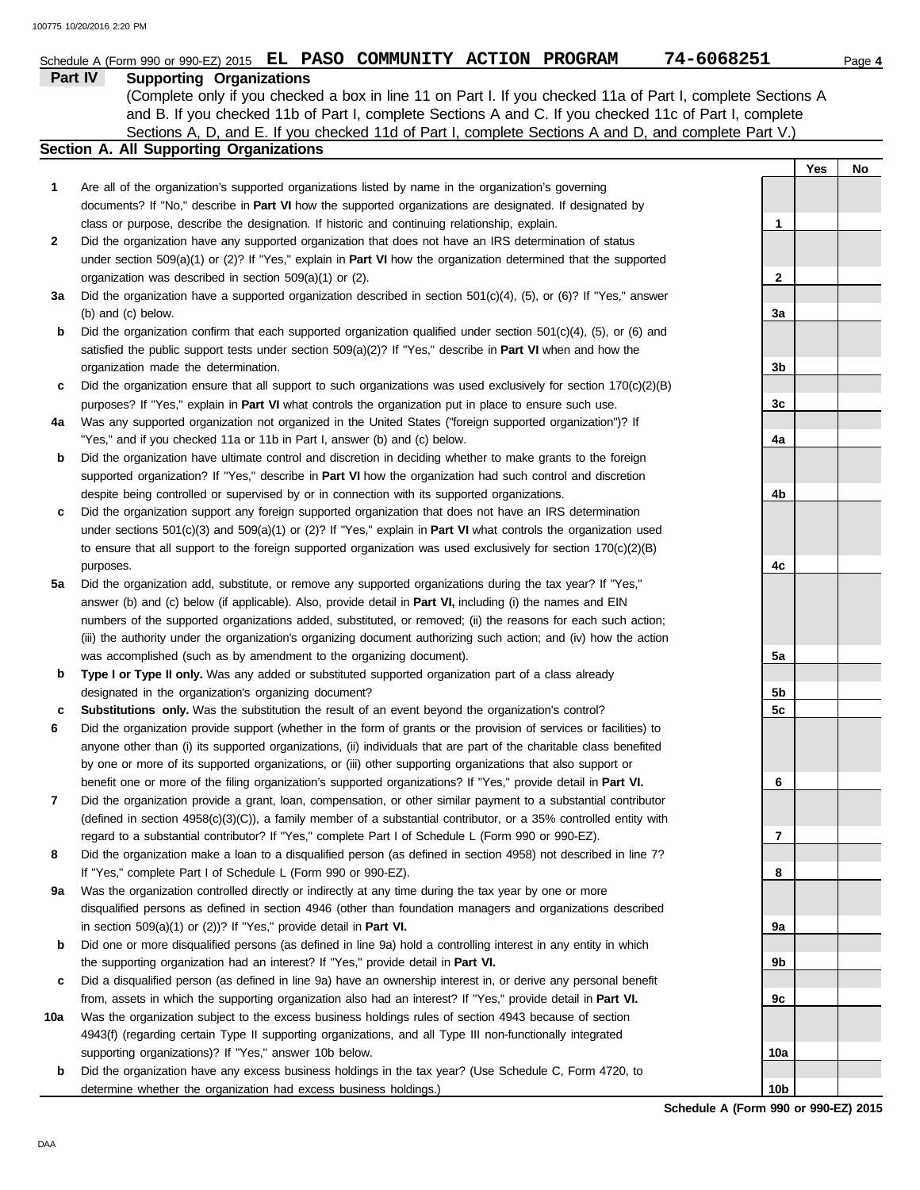Schedule A (Form 990 or 990-EZ) 2015 **EL PASO COMMUNITY ACTION PROGRAM** **74-6068251** Page **4**

## Part IV Supporting Organizations

(Complete only if you checked a box in line 11 on Part I. If you checked 11a of Part I, complete Sections A and B. If you checked 11b of Part I, complete Sections A and C. If you checked 11c of Part I, complete Sections A, D, and E. If you checked 11d of Part I, complete Sections A and D, and complete Part V.)

### Section A. All Supporting Organizations

| | | | Yes | No |
|---|---|---|---|---|
| **1** | Are all of the organization's supported organizations listed by name in the organization's governing documents? If "No," describe in **Part VI** how the supported organizations are designated. If designated by class or purpose, describe the designation. If historic and continuing relationship, explain. | **1** | | |
| **2** | Did the organization have any supported organization that does not have an IRS determination of status under section 509(a)(1) or (2)? If "Yes," explain in **Part VI** how the organization determined that the supported organization was described in section 509(a)(1) or (2). | **2** | | |
| **3a** | Did the organization have a supported organization described in section 501(c)(4), (5), or (6)? If "Yes," answer (b) and (c) below. | **3a** | | |
| **b** | Did the organization confirm that each supported organization qualified under section 501(c)(4), (5), or (6) and satisfied the public support tests under section 509(a)(2)? If "Yes," describe in **Part VI** when and how the organization made the determination. | **3b** | | |
| **c** | Did the organization ensure that all support to such organizations was used exclusively for section 170(c)(2)(B) purposes? If "Yes," explain in **Part VI** what controls the organization put in place to ensure such use. | **3c** | | |
| **4a** | Was any supported organization not organized in the United States ("foreign supported organization")? If "Yes," and if you checked 11a or 11b in Part I, answer (b) and (c) below. | **4a** | | |
| **b** | Did the organization have ultimate control and discretion in deciding whether to make grants to the foreign supported organization? If "Yes," describe in **Part VI** how the organization had such control and discretion despite being controlled or supervised by or in connection with its supported organizations. | **4b** | | |
| **c** | Did the organization support any foreign supported organization that does not have an IRS determination under sections 501(c)(3) and 509(a)(1) or (2)? If "Yes," explain in **Part VI** what controls the organization used to ensure that all support to the foreign supported organization was used exclusively for section 170(c)(2)(B) purposes. | **4c** | | |
| **5a** | Did the organization add, substitute, or remove any supported organizations during the tax year? If "Yes," answer (b) and (c) below (if applicable). Also, provide detail in **Part VI,** including (i) the names and EIN numbers of the supported organizations added, substituted, or removed; (ii) the reasons for each such action; (iii) the authority under the organization's organizing document authorizing such action; and (iv) how the action was accomplished (such as by amendment to the organizing document). | **5a** | | |
| **b** | **Type I or Type II only.** Was any added or substituted supported organization part of a class already designated in the organization's organizing document? | **5b** | | |
| **c** | **Substitutions only.** Was the substitution the result of an event beyond the organization's control? | **5c** | | |
| **6** | Did the organization provide support (whether in the form of grants or the provision of services or facilities) to anyone other than (i) its supported organizations, (ii) individuals that are part of the charitable class benefited by one or more of its supported organizations, or (iii) other supporting organizations that also support or benefit one or more of the filing organization's supported organizations? If "Yes," provide detail in **Part VI.** | **6** | | |
| **7** | Did the organization provide a grant, loan, compensation, or other similar payment to a substantial contributor (defined in section 4958(c)(3)(C)), a family member of a substantial contributor, or a 35% controlled entity with regard to a substantial contributor? If "Yes," complete Part I of Schedule L (Form 990 or 990-EZ). | **7** | | |
| **8** | Did the organization make a loan to a disqualified person (as defined in section 4958) not described in line 7? If "Yes," complete Part I of Schedule L (Form 990 or 990-EZ). | **8** | | |
| **9a** | Was the organization controlled directly or indirectly at any time during the tax year by one or more disqualified persons as defined in section 4946 (other than foundation managers and organizations described in section 509(a)(1) or (2))? If "Yes," provide detail in **Part VI.** | **9a** | | |
| **b** | Did one or more disqualified persons (as defined in line 9a) hold a controlling interest in any entity in which the supporting organization had an interest? If "Yes," provide detail in **Part VI.** | **9b** | | |
| **c** | Did a disqualified person (as defined in line 9a) have an ownership interest in, or derive any personal benefit from, assets in which the supporting organization also had an interest? If "Yes," provide detail in **Part VI.** | **9c** | | |
| **10a** | Was the organization subject to the excess business holdings rules of section 4943 because of section 4943(f) (regarding certain Type II supporting organizations, and all Type III non-functionally integrated supporting organizations)? If "Yes," answer 10b below. | **10a** | | |
| **b** | Did the organization have any excess business holdings in the tax year? (Use Schedule C, Form 4720, to determine whether the organization had excess business holdings.) | **10b** | | |

**Schedule A (Form 990 or 990-EZ) 2015**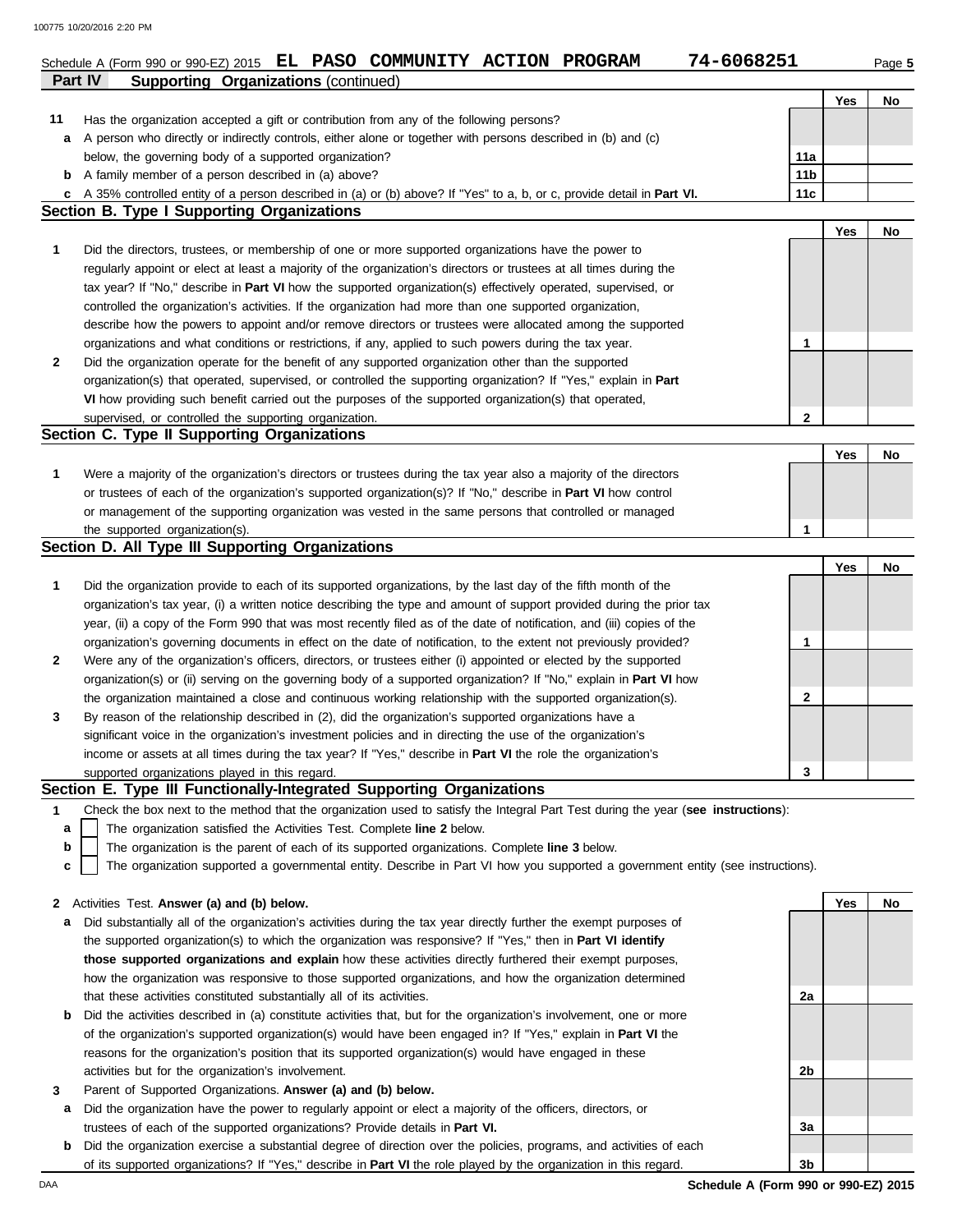Schedule A (Form 990 or 990-EZ) 2015 **EL PASO COMMUNITY ACTION PROGRAM** **74-6068251** Page **5**

## Part IV Supporting Organizations (continued)

| | | | Yes | No |
|---|---|---|---|---|
| **11** | Has the organization accepted a gift or contribution from any of the following persons? | | | |
| **a** | A person who directly or indirectly controls, either alone or together with persons described in (b) and (c) below, the governing body of a supported organization? | 11a | | |
| **b** | A family member of a person described in (a) above? | 11b | | |
| **c** | A 35% controlled entity of a person described in (a) or (b) above? If "Yes" to a, b, or c, provide detail in **Part VI.** | 11c | | |

### Section B. Type I Supporting Organizations

| | | | Yes | No |
|---|---|---|---|---|
| **1** | Did the directors, trustees, or membership of one or more supported organizations have the power to regularly appoint or elect at least a majority of the organization's directors or trustees at all times during the tax year? If "No," describe in **Part VI** how the supported organization(s) effectively operated, supervised, or controlled the organization's activities. If the organization had more than one supported organization, describe how the powers to appoint and/or remove directors or trustees were allocated among the supported organizations and what conditions or restrictions, if any, applied to such powers during the tax year. | 1 | | |
| **2** | Did the organization operate for the benefit of any supported organization other than the supported organization(s) that operated, supervised, or controlled the supporting organization? If "Yes," explain in **Part VI** how providing such benefit carried out the purposes of the supported organization(s) that operated, supervised, or controlled the supporting organization. | 2 | | |

### Section C. Type II Supporting Organizations

| | | | Yes | No |
|---|---|---|---|---|
| **1** | Were a majority of the organization's directors or trustees during the tax year also a majority of the directors or trustees of each of the organization's supported organization(s)? If "No," describe in **Part VI** how control or management of the supporting organization was vested in the same persons that controlled or managed the supported organization(s). | 1 | | |

### Section D. All Type III Supporting Organizations

| | | | Yes | No |
|---|---|---|---|---|
| **1** | Did the organization provide to each of its supported organizations, by the last day of the fifth month of the organization's tax year, (i) a written notice describing the type and amount of support provided during the prior tax year, (ii) a copy of the Form 990 that was most recently filed as of the date of notification, and (iii) copies of the organization's governing documents in effect on the date of notification, to the extent not previously provided? | 1 | | |
| **2** | Were any of the organization's officers, directors, or trustees either (i) appointed or elected by the supported organization(s) or (ii) serving on the governing body of a supported organization? If "No," explain in **Part VI** how the organization maintained a close and continuous working relationship with the supported organization(s). | 2 | | |
| **3** | By reason of the relationship described in (2), did the organization's supported organizations have a significant voice in the organization's investment policies and in directing the use of the organization's income or assets at all times during the tax year? If "Yes," describe in **Part VI** the role the organization's supported organizations played in this regard. | 3 | | |

### Section E. Type III Functionally-Integrated Supporting Organizations

**1** Check the box next to the method that the organization used to satisfy the Integral Part Test during the year (**see instructions**):

- **a** ☐ The organization satisfied the Activities Test. Complete **line 2** below.
- **b** ☐ The organization is the parent of each of its supported organizations. Complete **line 3** below.
- **c** ☐ The organization supported a governmental entity. Describe in Part VI how you supported a government entity (see instructions).

| | | | Yes | No |
|---|---|---|---|---|
| **2** | Activities Test. **Answer (a) and (b) below.** | | | |
| **a** | Did substantially all of the organization's activities during the tax year directly further the exempt purposes of the supported organization(s) to which the organization was responsive? If "Yes," then in **Part VI identify those supported organizations and explain** how these activities directly furthered their exempt purposes, how the organization was responsive to those supported organizations, and how the organization determined that these activities constituted substantially all of its activities. | 2a | | |
| **b** | Did the activities described in (a) constitute activities that, but for the organization's involvement, one or more of the organization's supported organization(s) would have been engaged in? If "Yes," explain in **Part VI** the reasons for the organization's position that its supported organization(s) would have engaged in these activities but for the organization's involvement. | 2b | | |
| **3** | Parent of Supported Organizations. **Answer (a) and (b) below.** | | | |
| **a** | Did the organization have the power to regularly appoint or elect a majority of the officers, directors, or trustees of each of the supported organizations? Provide details in **Part VI.** | 3a | | |
| **b** | Did the organization exercise a substantial degree of direction over the policies, programs, and activities of each of its supported organizations? If "Yes," describe in **Part VI** the role played by the organization in this regard. | 3b | | |

DAA **Schedule A (Form 990 or 990-EZ) 2015**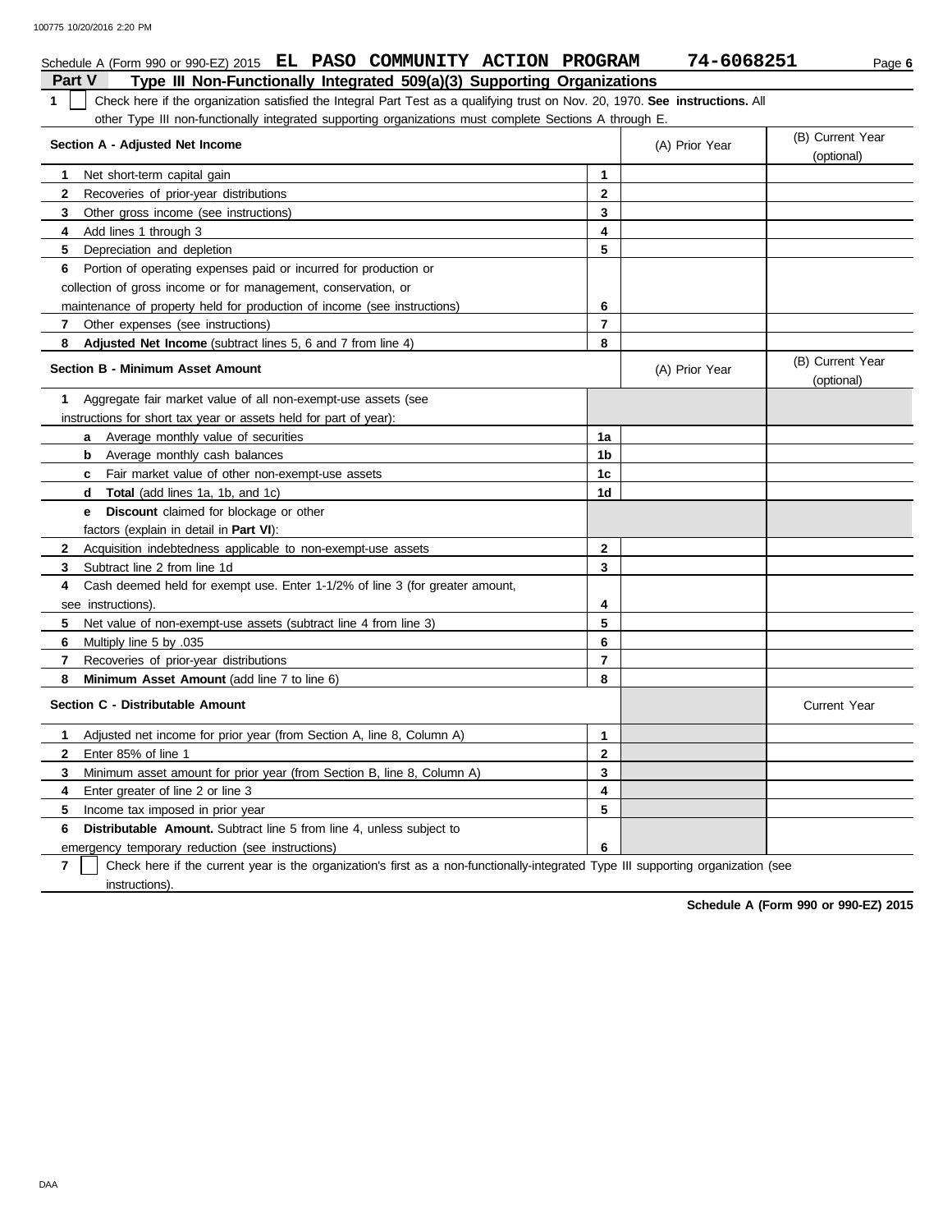Schedule A (Form 990 or 990-EZ) 2015 **EL PASO COMMUNITY ACTION PROGRAM** **74-6068251** Page **6**

## Part V Type III Non-Functionally Integrated 509(a)(3) Supporting Organizations

**1** ☐ Check here if the organization satisfied the Integral Part Test as a qualifying trust on Nov. 20, 1970. **See instructions.** All other Type III non-functionally integrated supporting organizations must complete Sections A through E.

| **Section A - Adjusted Net Income** | | (A) Prior Year | (B) Current Year (optional) |
|---|---|---|---|
| **1** Net short-term capital gain | 1 | | |
| **2** Recoveries of prior-year distributions | 2 | | |
| **3** Other gross income (see instructions) | 3 | | |
| **4** Add lines 1 through 3 | 4 | | |
| **5** Depreciation and depletion | 5 | | |
| **6** Portion of operating expenses paid or incurred for production or collection of gross income or for management, conservation, or maintenance of property held for production of income (see instructions) | 6 | | |
| **7** Other expenses (see instructions) | 7 | | |
| **8** **Adjusted Net Income** (subtract lines 5, 6 and 7 from line 4) | 8 | | |

| **Section B - Minimum Asset Amount** | | (A) Prior Year | (B) Current Year (optional) |
|---|---|---|---|
| **1** Aggregate fair market value of all non-exempt-use assets (see instructions for short tax year or assets held for part of year): | | | |
| **a** Average monthly value of securities | 1a | | |
| **b** Average monthly cash balances | 1b | | |
| **c** Fair market value of other non-exempt-use assets | 1c | | |
| **d** **Total** (add lines 1a, 1b, and 1c) | 1d | | |
| **e** **Discount** claimed for blockage or other factors (explain in detail in **Part VI**): | | | |
| **2** Acquisition indebtedness applicable to non-exempt-use assets | 2 | | |
| **3** Subtract line 2 from line 1d | 3 | | |
| **4** Cash deemed held for exempt use. Enter 1-1/2% of line 3 (for greater amount, see instructions). | 4 | | |
| **5** Net value of non-exempt-use assets (subtract line 4 from line 3) | 5 | | |
| **6** Multiply line 5 by .035 | 6 | | |
| **7** Recoveries of prior-year distributions | 7 | | |
| **8** **Minimum Asset Amount** (add line 7 to line 6) | 8 | | |

| **Section C - Distributable Amount** | | | Current Year |
|---|---|---|---|
| **1** Adjusted net income for prior year (from Section A, line 8, Column A) | 1 | | |
| **2** Enter 85% of line 1 | 2 | | |
| **3** Minimum asset amount for prior year (from Section B, line 8, Column A) | 3 | | |
| **4** Enter greater of line 2 or line 3 | 4 | | |
| **5** Income tax imposed in prior year | 5 | | |
| **6** **Distributable Amount.** Subtract line 5 from line 4, unless subject to emergency temporary reduction (see instructions) | 6 | | |

**7** ☐ Check here if the current year is the organization's first as a non-functionally-integrated Type III supporting organization (see instructions).

**Schedule A (Form 990 or 990-EZ) 2015**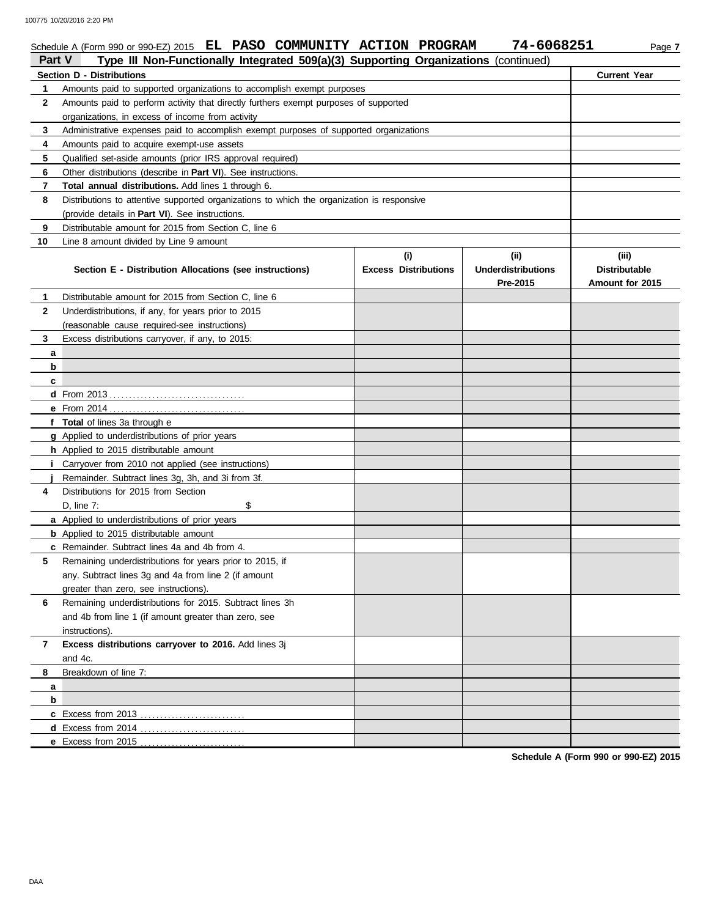Schedule A (Form 990 or 990-EZ) 2015 **EL PASO COMMUNITY ACTION PROGRAM 74-6068251**

**Part V — Type III Non-Functionally Integrated 509(a)(3) Supporting Organizations** (continued)

| **Section D - Distributions** | | **Current Year** |
|---|---|---|
| 1 | Amounts paid to supported organizations to accomplish exempt purposes | |
| 2 | Amounts paid to perform activity that directly furthers exempt purposes of supported organizations, in excess of income from activity | |
| 3 | Administrative expenses paid to accomplish exempt purposes of supported organizations | |
| 4 | Amounts paid to acquire exempt-use assets | |
| 5 | Qualified set-aside amounts (prior IRS approval required) | |
| 6 | Other distributions (describe in **Part VI**). See instructions. | |
| 7 | **Total annual distributions.** Add lines 1 through 6. | |
| 8 | Distributions to attentive supported organizations to which the organization is responsive (provide details in **Part VI**). See instructions. | |
| 9 | Distributable amount for 2015 from Section C, line 6 | |
| 10 | Line 8 amount divided by Line 9 amount | |

| | **Section E - Distribution Allocations (see instructions)** | **(i) Excess Distributions** | **(ii) Underdistributions Pre-2015** | **(iii) Distributable Amount for 2015** |
|---|---|---|---|---|
| 1 | Distributable amount for 2015 from Section C, line 6 | | | |
| 2 | Underdistributions, if any, for years prior to 2015 (reasonable cause required-see instructions) | | | |
| 3 | Excess distributions carryover, if any, to 2015: | | | |
| a | | | | |
| b | | | | |
| c | | | | |
| d | From 2013 | | | |
| e | From 2014 | | | |
| f | **Total** of lines 3a through e | | | |
| g | Applied to underdistributions of prior years | | | |
| h | Applied to 2015 distributable amount | | | |
| i | Carryover from 2010 not applied (see instructions) | | | |
| j | Remainder. Subtract lines 3g, 3h, and 3i from 3f. | | | |
| 4 | Distributions for 2015 from Section D, line 7: $ | | | |
| a | Applied to underdistributions of prior years | | | |
| b | Applied to 2015 distributable amount | | | |
| c | Remainder. Subtract lines 4a and 4b from 4. | | | |
| 5 | Remaining underdistributions for years prior to 2015, if any. Subtract lines 3g and 4a from line 2 (if amount greater than zero, see instructions). | | | |
| 6 | Remaining underdistributions for 2015. Subtract lines 3h and 4b from line 1 (if amount greater than zero, see instructions). | | | |
| 7 | **Excess distributions carryover to 2016.** Add lines 3j and 4c. | | | |
| 8 | Breakdown of line 7: | | | |
| a | | | | |
| b | | | | |
| c | Excess from 2013 | | | |
| d | Excess from 2014 | | | |
| e | Excess from 2015 | | | |

**Schedule A (Form 990 or 990-EZ) 2015**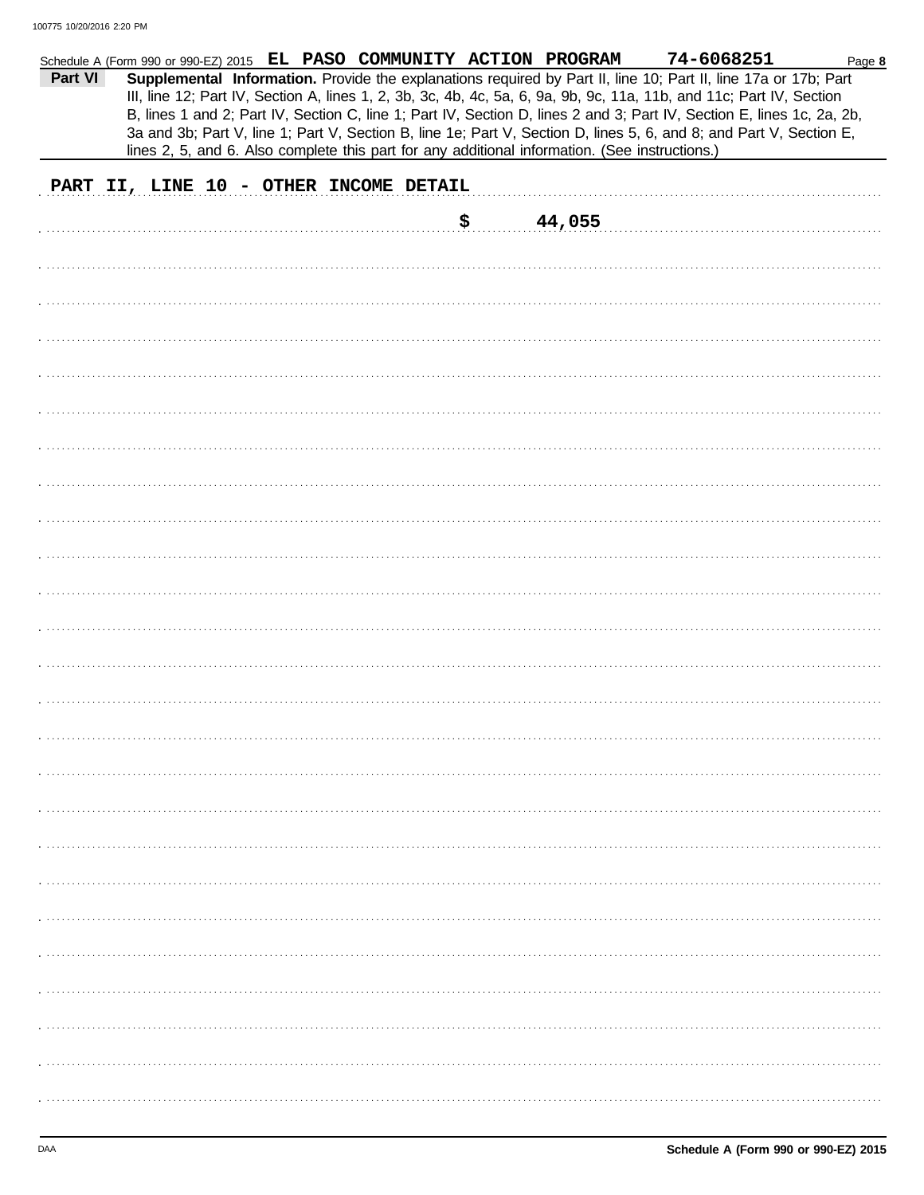Schedule A (Form 990 or 990-EZ) 2015 **EL PASO COMMUNITY ACTION PROGRAM** **74-6068251**

**Part VI** **Supplemental Information.** Provide the explanations required by Part II, line 10; Part II, line 17a or 17b; Part III, line 12; Part IV, Section A, lines 1, 2, 3b, 3c, 4b, 4c, 5a, 6, 9a, 9b, 9c, 11a, 11b, and 11c; Part IV, Section B, lines 1 and 2; Part IV, Section C, line 1; Part IV, Section D, lines 2 and 3; Part IV, Section E, lines 1c, 2a, 2b, 3a and 3b; Part V, line 1; Part V, Section B, line 1e; Part V, Section D, lines 5, 6, and 8; and Part V, Section E, lines 2, 5, and 6. Also complete this part for any additional information. (See instructions.)

**PART II, LINE 10 - OTHER INCOME DETAIL**

**$ 44,055**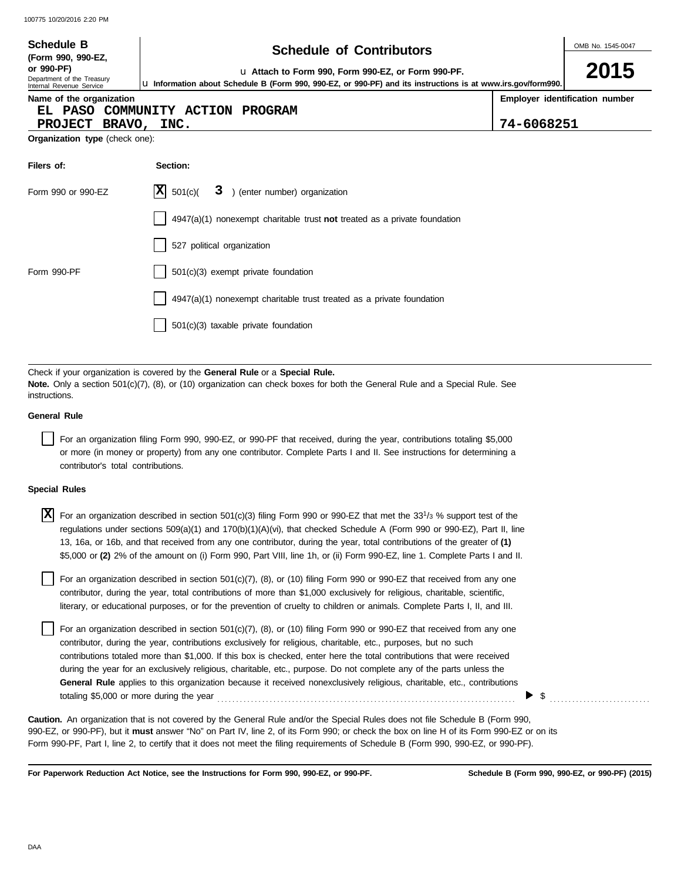**Schedule B** (Form 990, 990-EZ, or 990-PF)
Department of the Treasury
Internal Revenue Service

# Schedule of Contributors

u Attach to Form 990, Form 990-EZ, or Form 990-PF.
u Information about Schedule B (Form 990, 990-EZ, or 990-PF) and its instructions is at www.irs.gov/form990.

OMB No. 1545-0047

**2015**

**Name of the organization**
EL PASO COMMUNITY ACTION PROGRAM
PROJECT BRAVO, INC.

**Employer identification number**
74-6068251

**Organization type** (check one):

| Filers of: | Section: |
|---|---|
| Form 990 or 990-EZ | [X] 501(c)( 3 ) (enter number) organization |
| | [ ] 4947(a)(1) nonexempt charitable trust **not** treated as a private foundation |
| | [ ] 527 political organization |
| Form 990-PF | [ ] 501(c)(3) exempt private foundation |
| | [ ] 4947(a)(1) nonexempt charitable trust treated as a private foundation |
| | [ ] 501(c)(3) taxable private foundation |

Check if your organization is covered by the **General Rule** or a **Special Rule.**
**Note.** Only a section 501(c)(7), (8), or (10) organization can check boxes for both the General Rule and a Special Rule. See instructions.

**General Rule**

[ ] For an organization filing Form 990, 990-EZ, or 990-PF that received, during the year, contributions totaling $5,000 or more (in money or property) from any one contributor. Complete Parts I and II. See instructions for determining a contributor's total contributions.

**Special Rules**

[X] For an organization described in section 501(c)(3) filing Form 990 or 990-EZ that met the $33^1/_3$ % support test of the regulations under sections 509(a)(1) and 170(b)(1)(A)(vi), that checked Schedule A (Form 990 or 990-EZ), Part II, line 13, 16a, or 16b, and that received from any one contributor, during the year, total contributions of the greater of **(1)** $5,000 or **(2)** 2% of the amount on (i) Form 990, Part VIII, line 1h, or (ii) Form 990-EZ, line 1. Complete Parts I and II.

[ ] For an organization described in section 501(c)(7), (8), or (10) filing Form 990 or 990-EZ that received from any one contributor, during the year, total contributions of more than $1,000 exclusively for religious, charitable, scientific, literary, or educational purposes, or for the prevention of cruelty to children or animals. Complete Parts I, II, and III.

[ ] For an organization described in section 501(c)(7), (8), or (10) filing Form 990 or 990-EZ that received from any one contributor, during the year, contributions exclusively for religious, charitable, etc., purposes, but no such contributions totaled more than $1,000. If this box is checked, enter here the total contributions that were received during the year for an exclusively religious, charitable, etc., purpose. Do not complete any of the parts unless the **General Rule** applies to this organization because it received nonexclusively religious, charitable, etc., contributions totaling $5,000 or more during the year ........ u $ ..........

**Caution.** An organization that is not covered by the General Rule and/or the Special Rules does not file Schedule B (Form 990, 990-EZ, or 990-PF), but it **must** answer "No" on Part IV, line 2, of its Form 990; or check the box on line H of its Form 990-EZ or on its Form 990-PF, Part I, line 2, to certify that it does not meet the filing requirements of Schedule B (Form 990, 990-EZ, or 990-PF).

**For Paperwork Reduction Act Notice, see the Instructions for Form 990, 990-EZ, or 990-PF.** **Schedule B (Form 990, 990-EZ, or 990-PF) (2015)**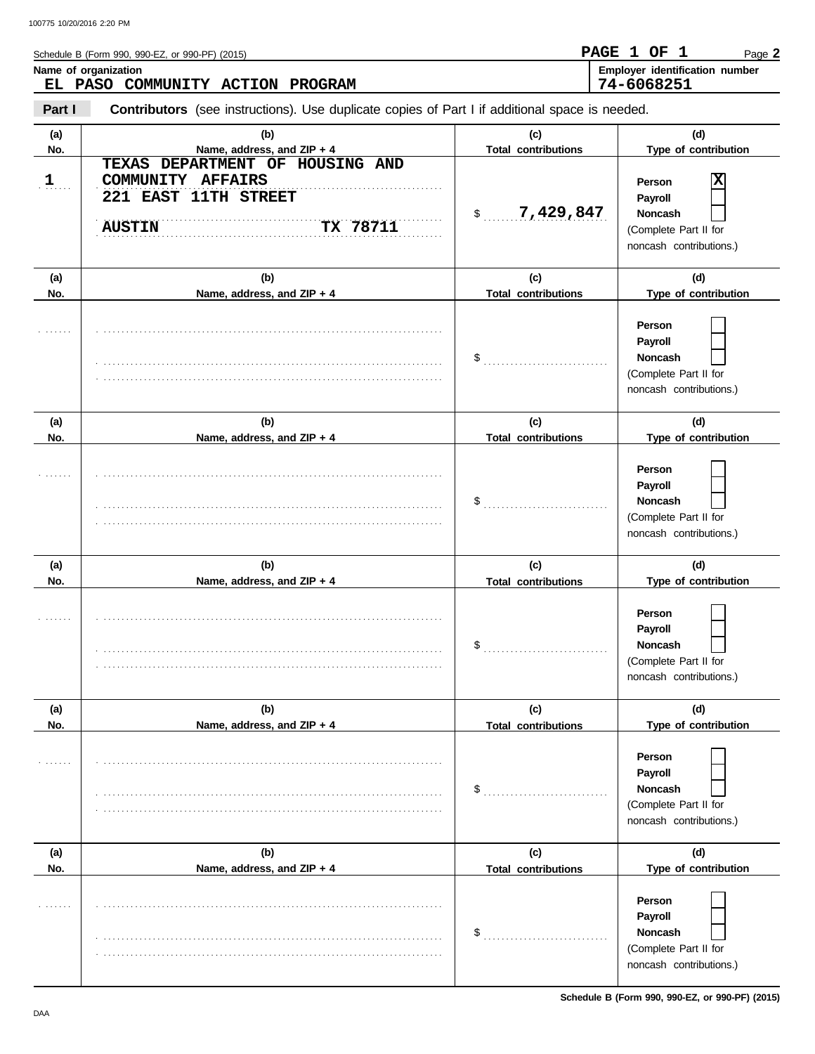Schedule B (Form 990, 990-EZ, or 990-PF) (2015)

PAGE 1 OF 1

**Name of organization**
EL PASO COMMUNITY ACTION PROGRAM

**Employer identification number**
74-6068251

**Part I** **Contributors** (see instructions). Use duplicate copies of Part I if additional space is needed.

| (a) No. | (b) Name, address, and ZIP + 4 | (c) Total contributions | (d) Type of contribution |
|---|---|---|---|
| 1 | TEXAS DEPARTMENT OF HOUSING AND COMMUNITY AFFAIRS<br>221 EAST 11TH STREET<br>AUSTIN TX 78711 | $ 7,429,847 | Person [X]<br>Payroll [ ]<br>Noncash [ ]<br>(Complete Part II for noncash contributions.) |
| | | $ | Person [ ]<br>Payroll [ ]<br>Noncash [ ]<br>(Complete Part II for noncash contributions.) |
| | | $ | Person [ ]<br>Payroll [ ]<br>Noncash [ ]<br>(Complete Part II for noncash contributions.) |
| | | $ | Person [ ]<br>Payroll [ ]<br>Noncash [ ]<br>(Complete Part II for noncash contributions.) |
| | | $ | Person [ ]<br>Payroll [ ]<br>Noncash [ ]<br>(Complete Part II for noncash contributions.) |
| | | $ | Person [ ]<br>Payroll [ ]<br>Noncash [ ]<br>(Complete Part II for noncash contributions.) |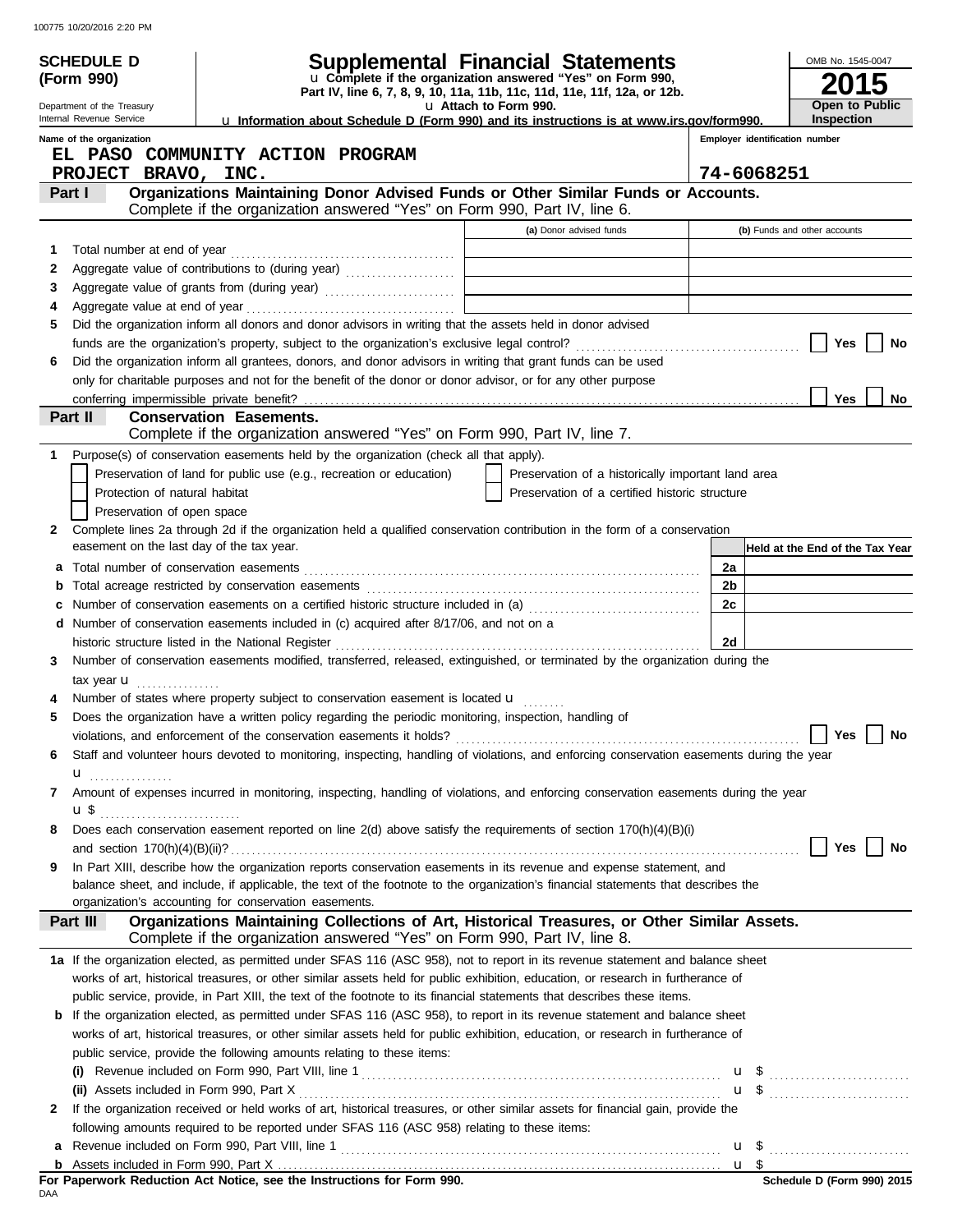100775 10/20/2016 2:20 PM

**SCHEDULE D (Form 990)**

Department of the Treasury
Internal Revenue Service

# Supplemental Financial Statements

u Complete if the organization answered "Yes" on Form 990, Part IV, line 6, 7, 8, 9, 10, 11a, 11b, 11c, 11d, 11e, 11f, 12a, or 12b.

u Attach to Form 990.

u Information about Schedule D (Form 990) and its instructions is at www.irs.gov/form990.

OMB No. 1545-0047

**2015**

**Open to Public Inspection**

Name of the organization: EL PASO COMMUNITY ACTION PROGRAM PROJECT BRAVO, INC.

Employer identification number: 74-6068251

## Part I — Organizations Maintaining Donor Advised Funds or Other Similar Funds or Accounts.

Complete if the organization answered "Yes" on Form 990, Part IV, line 6.

| | | (a) Donor advised funds | (b) Funds and other accounts |
|---|---|---|---|
| 1 | Total number at end of year | | |
| 2 | Aggregate value of contributions to (during year) | | |
| 3 | Aggregate value of grants from (during year) | | |
| 4 | Aggregate value at end of year | | |

5 Did the organization inform all donors and donor advisors in writing that the assets held in donor advised funds are the organization's property, subject to the organization's exclusive legal control? ☐ Yes ☐ No

6 Did the organization inform all grantees, donors, and donor advisors in writing that grant funds can be used only for charitable purposes and not for the benefit of the donor or donor advisor, or for any other purpose conferring impermissible private benefit? ☐ Yes ☐ No

## Part II — Conservation Easements.

Complete if the organization answered "Yes" on Form 990, Part IV, line 7.

1 Purpose(s) of conservation easements held by the organization (check all that apply).

- ☐ Preservation of land for public use (e.g., recreation or education)
- ☐ Preservation of a historically important land area
- ☐ Protection of natural habitat
- ☐ Preservation of a certified historic structure
- ☐ Preservation of open space

2 Complete lines 2a through 2d if the organization held a qualified conservation contribution in the form of a conservation easement on the last day of the tax year.

| | | | Held at the End of the Tax Year |
|---|---|---|---|
| a | Total number of conservation easements | 2a | |
| b | Total acreage restricted by conservation easements | 2b | |
| c | Number of conservation easements on a certified historic structure included in (a) | 2c | |
| d | Number of conservation easements included in (c) acquired after 8/17/06, and not on a historic structure listed in the National Register | 2d | |

3 Number of conservation easements modified, transferred, released, extinguished, or terminated by the organization during the tax year u

4 Number of states where property subject to conservation easement is located u

5 Does the organization have a written policy regarding the periodic monitoring, inspection, handling of violations, and enforcement of the conservation easements it holds? ☐ Yes ☐ No

6 Staff and volunteer hours devoted to monitoring, inspecting, handling of violations, and enforcing conservation easements during the year u

7 Amount of expenses incurred in monitoring, inspecting, handling of violations, and enforcing conservation easements during the year u $

8 Does each conservation easement reported on line 2(d) above satisfy the requirements of section 170(h)(4)(B)(i) and section 170(h)(4)(B)(ii)? ☐ Yes ☐ No

9 In Part XIII, describe how the organization reports conservation easements in its revenue and expense statement, and balance sheet, and include, if applicable, the text of the footnote to the organization's financial statements that describes the organization's accounting for conservation easements.

## Part III — Organizations Maintaining Collections of Art, Historical Treasures, or Other Similar Assets.

Complete if the organization answered "Yes" on Form 990, Part IV, line 8.

1a If the organization elected, as permitted under SFAS 116 (ASC 958), not to report in its revenue statement and balance sheet works of art, historical treasures, or other similar assets held for public exhibition, education, or research in furtherance of public service, provide, in Part XIII, the text of the footnote to its financial statements that describes these items.

b If the organization elected, as permitted under SFAS 116 (ASC 958), to report in its revenue statement and balance sheet works of art, historical treasures, or other similar assets held for public exhibition, education, or research in furtherance of public service, provide the following amounts relating to these items:

(i) Revenue included on Form 990, Part VIII, line 1 u $

(ii) Assets included in Form 990, Part X u $

2 If the organization received or held works of art, historical treasures, or other similar assets for financial gain, provide the following amounts required to be reported under SFAS 116 (ASC 958) relating to these items:

a Revenue included on Form 990, Part VIII, line 1 u $

b Assets included in Form 990, Part X u $

**For Paperwork Reduction Act Notice, see the Instructions for Form 990.**

DAA

**Schedule D (Form 990) 2015**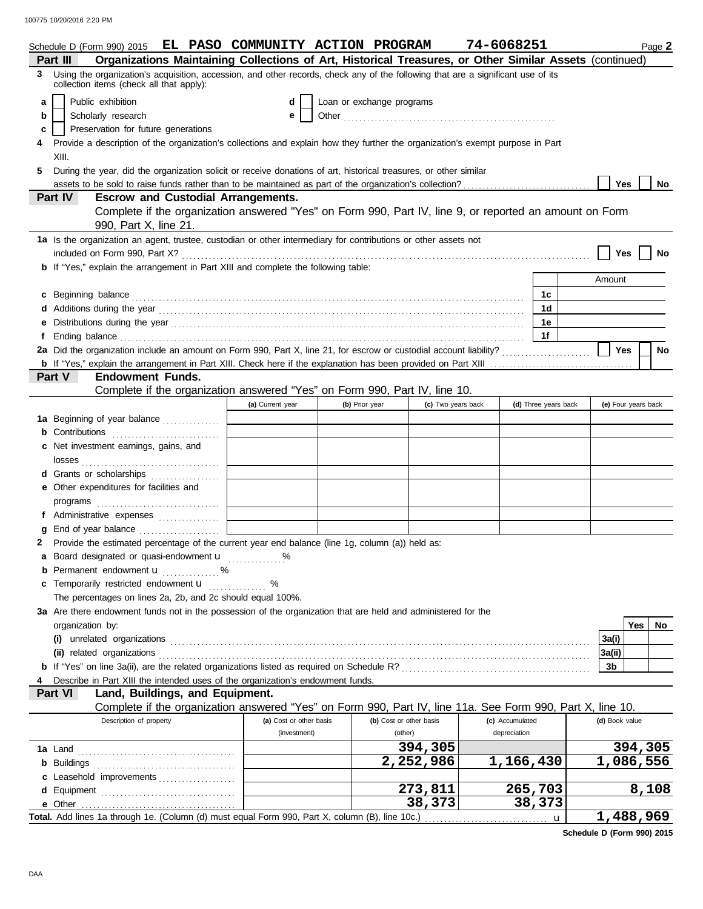Schedule D (Form 990) 2015 **EL PASO COMMUNITY ACTION PROGRAM 74-6068251** Page **2**

## Part III Organizations Maintaining Collections of Art, Historical Treasures, or Other Similar Assets (continued)

**3** Using the organization's acquisition, accession, and other records, check any of the following that are a significant use of its collection items (check all that apply):

- **a** ☐ Public exhibition
- **b** ☐ Scholarly research
- **c** ☐ Preservation for future generations
- **d** ☐ Loan or exchange programs
- **e** ☐ Other

**4** Provide a description of the organization's collections and explain how they further the organization's exempt purpose in Part XIII.

**5** During the year, did the organization solicit or receive donations of art, historical treasures, or other similar assets to be sold to raise funds rather than to be maintained as part of the organization's collection? ☐ Yes ☐ No

## Part IV Escrow and Custodial Arrangements.

Complete if the organization answered "Yes" on Form 990, Part IV, line 9, or reported an amount on Form 990, Part X, line 21.

**1a** Is the organization an agent, trustee, custodian or other intermediary for contributions or other assets not included on Form 990, Part X? ☐ Yes ☐ No

**b** If "Yes," explain the arrangement in Part XIII and complete the following table:

| | | Amount |
|---|---|---|
| **c** Beginning balance | 1c | |
| **d** Additions during the year | 1d | |
| **e** Distributions during the year | 1e | |
| **f** Ending balance | 1f | |

**2a** Did the organization include an amount on Form 990, Part X, line 21, for escrow or custodial account liability? ☐ Yes ☐ No

**b** If "Yes," explain the arrangement in Part XIII. Check here if the explanation has been provided on Part XIII ☐

## Part V Endowment Funds.

Complete if the organization answered "Yes" on Form 990, Part IV, line 10.

| | (a) Current year | (b) Prior year | (c) Two years back | (d) Three years back | (e) Four years back |
|---|---|---|---|---|---|
| **1a** Beginning of year balance | | | | | |
| **b** Contributions | | | | | |
| **c** Net investment earnings, gains, and losses | | | | | |
| **d** Grants or scholarships | | | | | |
| **e** Other expenditures for facilities and programs | | | | | |
| **f** Administrative expenses | | | | | |
| **g** End of year balance | | | | | |

**2** Provide the estimated percentage of the current year end balance (line 1g, column (a)) held as:

- **a** Board designated or quasi-endowment u ______ %
- **b** Permanent endowment u ______ %
- **c** Temporarily restricted endowment u ______ %

The percentages on lines 2a, 2b, and 2c should equal 100%.

**3a** Are there endowment funds not in the possession of the organization that are held and administered for the organization by:

| | | Yes | No |
|---|---|---|---|
| (i) unrelated organizations | 3a(i) | | |
| (ii) related organizations | 3a(ii) | | |
| **b** If "Yes" on line 3a(ii), are the related organizations listed as required on Schedule R? | 3b | | |

**4** Describe in Part XIII the intended uses of the organization's endowment funds.

## Part VI Land, Buildings, and Equipment.

Complete if the organization answered "Yes" on Form 990, Part IV, line 11a. See Form 990, Part X, line 10.

| Description of property | (a) Cost or other basis (investment) | (b) Cost or other basis (other) | (c) Accumulated depreciation | (d) Book value |
|---|---|---|---|---|
| **1a** Land | | 394,305 | | 394,305 |
| **b** Buildings | | 2,252,986 | 1,166,430 | 1,086,556 |
| **c** Leasehold improvements | | | | |
| **d** Equipment | | 273,811 | 265,703 | 8,108 |
| **e** Other | | 38,373 | 38,373 | |
| **Total.** Add lines 1a through 1e. (Column (d) must equal Form 990, Part X, column (B), line 10c.) u | | | | 1,488,969 |

**Schedule D (Form 990) 2015**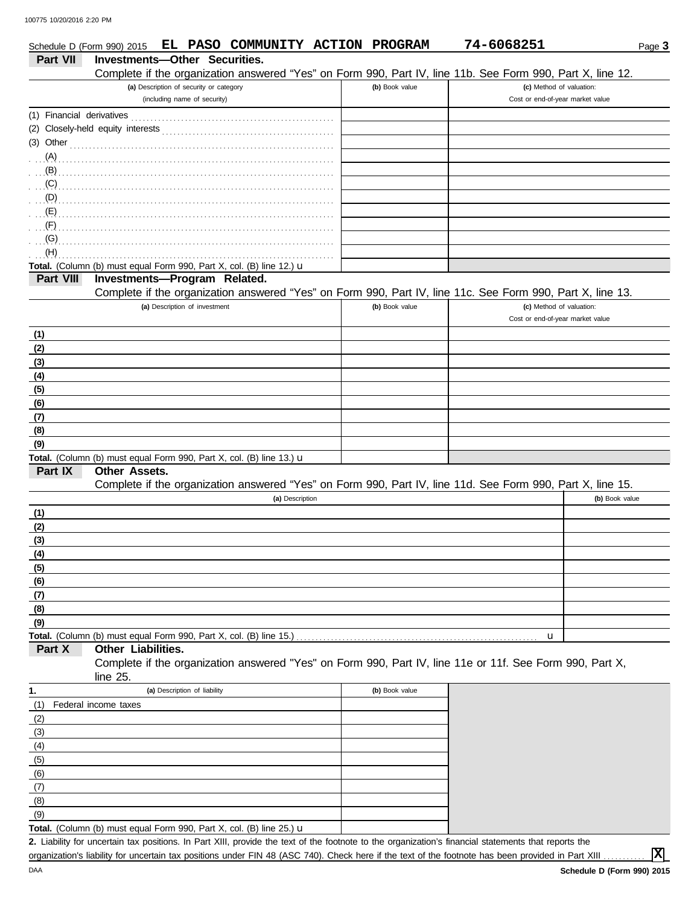Schedule D (Form 990) 2015 **EL PASO COMMUNITY ACTION PROGRAM** **74-6068251** Page **3**

## Part VII Investments—Other Securities.

Complete if the organization answered "Yes" on Form 990, Part IV, line 11b. See Form 990, Part X, line 12.

| (a) Description of security or category (including name of security) | (b) Book value | (c) Method of valuation: Cost or end-of-year market value |
|---|---|---|
| (1) Financial derivatives | | |
| (2) Closely-held equity interests | | |
| (3) Other | | |
| (A) | | |
| (B) | | |
| (C) | | |
| (D) | | |
| (E) | | |
| (F) | | |
| (G) | | |
| (H) | | |
| **Total.** (Column (b) must equal Form 990, Part X, col. (B) line 12.) u | | |

## Part VIII Investments—Program Related.

Complete if the organization answered "Yes" on Form 990, Part IV, line 11c. See Form 990, Part X, line 13.

| (a) Description of investment | (b) Book value | (c) Method of valuation: Cost or end-of-year market value |
|---|---|---|
| **(1)** | | |
| **(2)** | | |
| **(3)** | | |
| **(4)** | | |
| **(5)** | | |
| **(6)** | | |
| **(7)** | | |
| **(8)** | | |
| **(9)** | | |
| **Total.** (Column (b) must equal Form 990, Part X, col. (B) line 13.) u | | |

## Part IX Other Assets.

Complete if the organization answered "Yes" on Form 990, Part IV, line 11d. See Form 990, Part X, line 15.

| (a) Description | (b) Book value |
|---|---|
| **(1)** | |
| **(2)** | |
| **(3)** | |
| **(4)** | |
| **(5)** | |
| **(6)** | |
| **(7)** | |
| **(8)** | |
| **(9)** | |
| **Total.** (Column (b) must equal Form 990, Part X, col. (B) line 15.) u | |

## Part X Other Liabilities.

Complete if the organization answered "Yes" on Form 990, Part IV, line 11e or 11f. See Form 990, Part X, line 25.

| 1. (a) Description of liability | (b) Book value |
|---|---|
| (1) Federal income taxes | |
| (2) | |
| (3) | |
| (4) | |
| (5) | |
| (6) | |
| (7) | |
| (8) | |
| (9) | |
| **Total.** (Column (b) must equal Form 990, Part X, col. (B) line 25.) u | |

**2.** Liability for uncertain tax positions. In Part XIII, provide the text of the footnote to the organization's financial statements that reports the organization's liability for uncertain tax positions under FIN 48 (ASC 740). Check here if the text of the footnote has been provided in Part XIII ........... **X**

DAA **Schedule D (Form 990) 2015**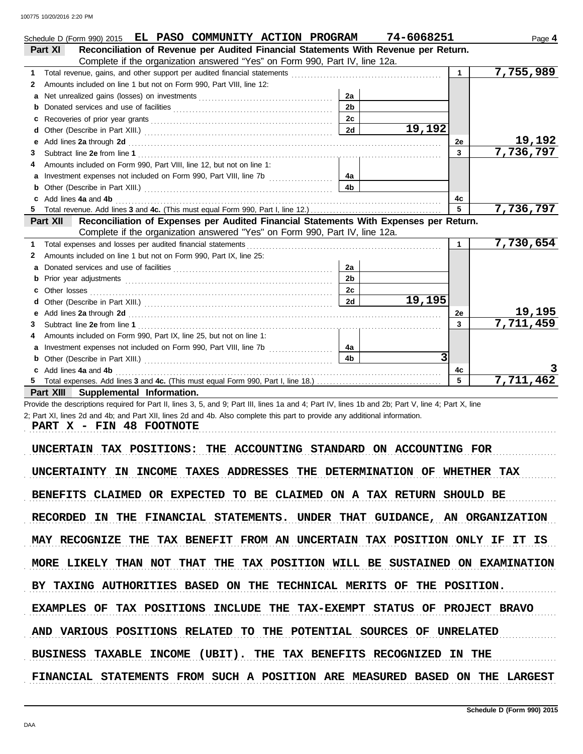Schedule D (Form 990) 2015 **EL PASO COMMUNITY ACTION PROGRAM** **74-6068251** Page **4**

## Part XI Reconciliation of Revenue per Audited Financial Statements With Revenue per Return.

Complete if the organization answered "Yes" on Form 990, Part IV, line 12a.

| | | | | | |
|---|---|---|---|---|---|
| 1 | Total revenue, gains, and other support per audited financial statements | | | 1 | 7,755,989 |
| 2 | Amounts included on line 1 but not on Form 990, Part VIII, line 12: | | | | |
| a | Net unrealized gains (losses) on investments | 2a | | | |
| b | Donated services and use of facilities | 2b | | | |
| c | Recoveries of prior year grants | 2c | | | |
| d | Other (Describe in Part XIII.) | 2d | 19,192 | | |
| e | Add lines **2a** through **2d** | | | 2e | 19,192 |
| 3 | Subtract line **2e** from line **1** | | | 3 | 7,736,797 |
| 4 | Amounts included on Form 990, Part VIII, line 12, but not on line 1: | | | | |
| a | Investment expenses not included on Form 990, Part VIII, line 7b | 4a | | | |
| b | Other (Describe in Part XIII.) | 4b | | | |
| c | Add lines **4a** and **4b** | | | 4c | |
| 5 | Total revenue. Add lines **3** and **4c.** (This must equal Form 990, Part I, line 12.) | | | 5 | 7,736,797 |

## Part XII Reconciliation of Expenses per Audited Financial Statements With Expenses per Return.

Complete if the organization answered "Yes" on Form 990, Part IV, line 12a.

| | | | | | |
|---|---|---|---|---|---|
| 1 | Total expenses and losses per audited financial statements | | | 1 | 7,730,654 |
| 2 | Amounts included on line 1 but not on Form 990, Part IX, line 25: | | | | |
| a | Donated services and use of facilities | 2a | | | |
| b | Prior year adjustments | 2b | | | |
| c | Other losses | 2c | | | |
| d | Other (Describe in Part XIII.) | 2d | 19,195 | | |
| e | Add lines **2a** through **2d** | | | 2e | 19,195 |
| 3 | Subtract line **2e** from line **1** | | | 3 | 7,711,459 |
| 4 | Amounts included on Form 990, Part IX, line 25, but not on line 1: | | | | |
| a | Investment expenses not included on Form 990, Part VIII, line 7b | 4a | | | |
| b | Other (Describe in Part XIII.) | 4b | 3 | | |
| c | Add lines **4a** and **4b** | | | 4c | 3 |
| 5 | Total expenses. Add lines **3** and **4c.** (This must equal Form 990, Part I, line 18.) | | | 5 | 7,711,462 |

## Part XIII Supplemental Information.

Provide the descriptions required for Part II, lines 3, 5, and 9; Part III, lines 1a and 4; Part IV, lines 1b and 2b; Part V, line 4; Part X, line 2; Part XI, lines 2d and 4b; and Part XII, lines 2d and 4b. Also complete this part to provide any additional information.

PART X - FIN 48 FOOTNOTE

UNCERTAIN TAX POSITIONS: THE ACCOUNTING STANDARD ON ACCOUNTING FOR UNCERTAINTY IN INCOME TAXES ADDRESSES THE DETERMINATION OF WHETHER TAX BENEFITS CLAIMED OR EXPECTED TO BE CLAIMED ON A TAX RETURN SHOULD BE RECORDED IN THE FINANCIAL STATEMENTS. UNDER THAT GUIDANCE, AN ORGANIZATION MAY RECOGNIZE THE TAX BENEFIT FROM AN UNCERTAIN TAX POSITION ONLY IF IT IS MORE LIKELY THAN NOT THAT THE TAX POSITION WILL BE SUSTAINED ON EXAMINATION BY TAXING AUTHORITIES BASED ON THE TECHNICAL MERITS OF THE POSITION. EXAMPLES OF TAX POSITIONS INCLUDE THE TAX-EXEMPT STATUS OF PROJECT BRAVO AND VARIOUS POSITIONS RELATED TO THE POTENTIAL SOURCES OF UNRELATED BUSINESS TAXABLE INCOME (UBIT). THE TAX BENEFITS RECOGNIZED IN THE FINANCIAL STATEMENTS FROM SUCH A POSITION ARE MEASURED BASED ON THE LARGEST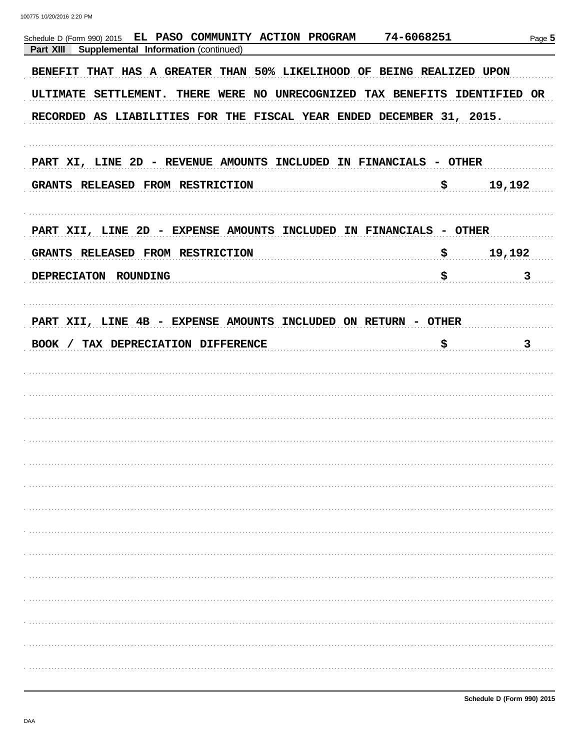Schedule D (Form 990) 2015 EL PASO COMMUNITY ACTION PROGRAM 74-6068251

**Part XIII Supplemental Information** (continued)

BENEFIT THAT HAS A GREATER THAN 50% LIKELIHOOD OF BEING REALIZED UPON ULTIMATE SETTLEMENT. THERE WERE NO UNRECOGNIZED TAX BENEFITS IDENTIFIED OR RECORDED AS LIABILITIES FOR THE FISCAL YEAR ENDED DECEMBER 31, 2015.

PART XI, LINE 2D - REVENUE AMOUNTS INCLUDED IN FINANCIALS - OTHER

| | | |
|---|---|---|
| GRANTS RELEASED FROM RESTRICTION | $ | 19,192 |

PART XII, LINE 2D - EXPENSE AMOUNTS INCLUDED IN FINANCIALS - OTHER

| | | |
|---|---|---|
| GRANTS RELEASED FROM RESTRICTION | $ | 19,192 |
| DEPRECIATON ROUNDING | $ | 3 |

PART XII, LINE 4B - EXPENSE AMOUNTS INCLUDED ON RETURN - OTHER

| | | |
|---|---|---|
| BOOK / TAX DEPRECIATION DIFFERENCE | $ | 3 |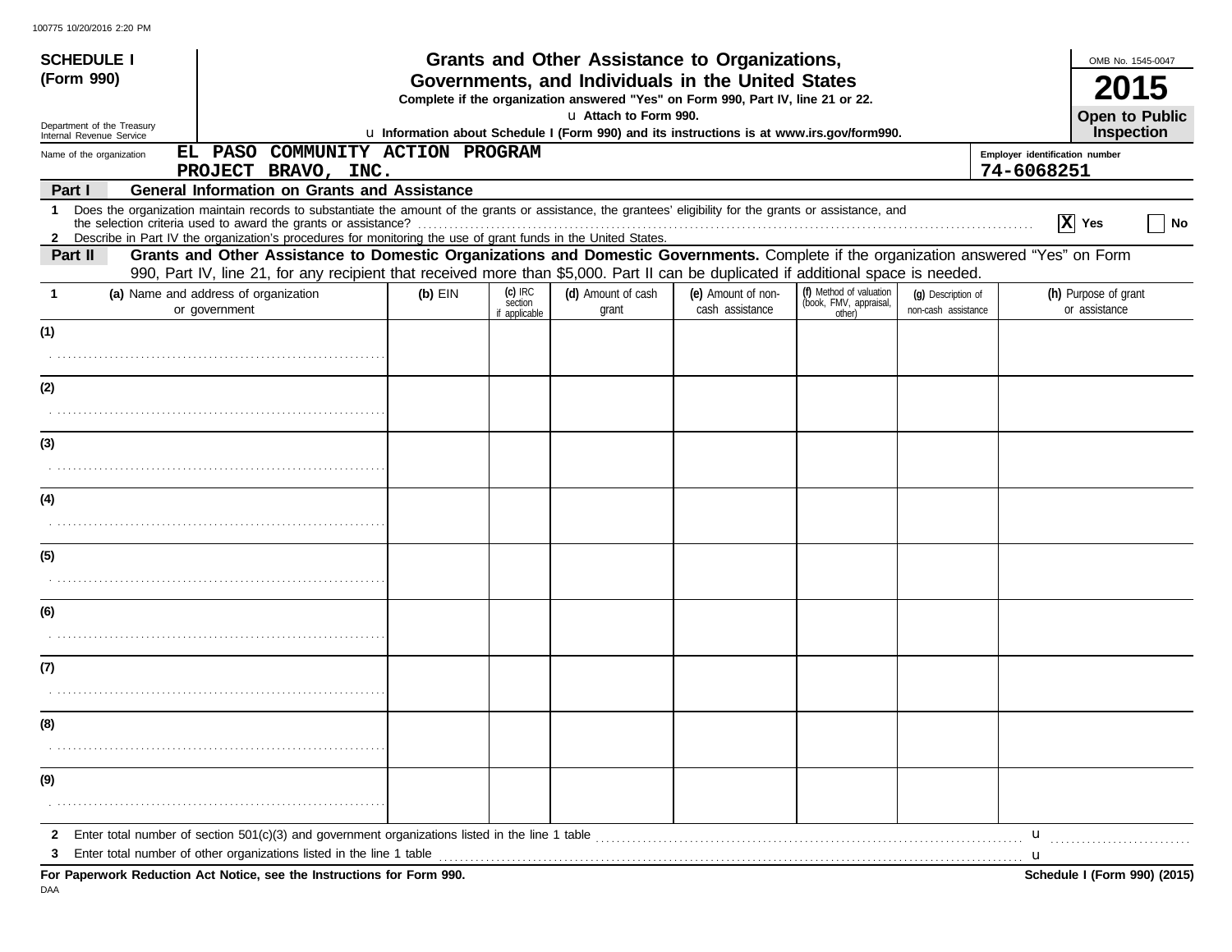**SCHEDULE I (Form 990)**

Department of the Treasury
Internal Revenue Service

# Grants and Other Assistance to Organizations, Governments, and Individuals in the United States

**Complete if the organization answered "Yes" on Form 990, Part IV, line 21 or 22.**

**▶ Attach to Form 990.**

**▶ Information about Schedule I (Form 990) and its instructions is at www.irs.gov/form990.**

OMB No. 1545-0047

**2015**

**Open to Public Inspection**

Name of the organization: EL PASO COMMUNITY ACTION PROGRAM PROJECT BRAVO, INC.

Employer identification number: 74-6068251

## Part I General Information on Grants and Assistance

1 Does the organization maintain records to substantiate the amount of the grants or assistance, the grantees' eligibility for the grants or assistance, and the selection criteria used to award the grants or assistance? [X] Yes [ ] No

2 Describe in Part IV the organization's procedures for monitoring the use of grant funds in the United States.

## Part II Grants and Other Assistance to Domestic Organizations and Domestic Governments.

Complete if the organization answered "Yes" on Form 990, Part IV, line 21, for any recipient that received more than $5,000. Part II can be duplicated if additional space is needed.

| 1 (a) Name and address of organization or government | (b) EIN | (c) IRC section if applicable | (d) Amount of cash grant | (e) Amount of non-cash assistance | (f) Method of valuation (book, FMV, appraisal, other) | (g) Description of non-cash assistance | (h) Purpose of grant or assistance |
|---|---|---|---|---|---|---|---|
| (1) | | | | | | | |
| (2) | | | | | | | |
| (3) | | | | | | | |
| (4) | | | | | | | |
| (5) | | | | | | | |
| (6) | | | | | | | |
| (7) | | | | | | | |
| (8) | | | | | | | |
| (9) | | | | | | | |

2 Enter total number of section 501(c)(3) and government organizations listed in the line 1 table ▶

3 Enter total number of other organizations listed in the line 1 table ▶

**For Paperwork Reduction Act Notice, see the Instructions for Form 990.**

**Schedule I (Form 990) (2015)**

DAA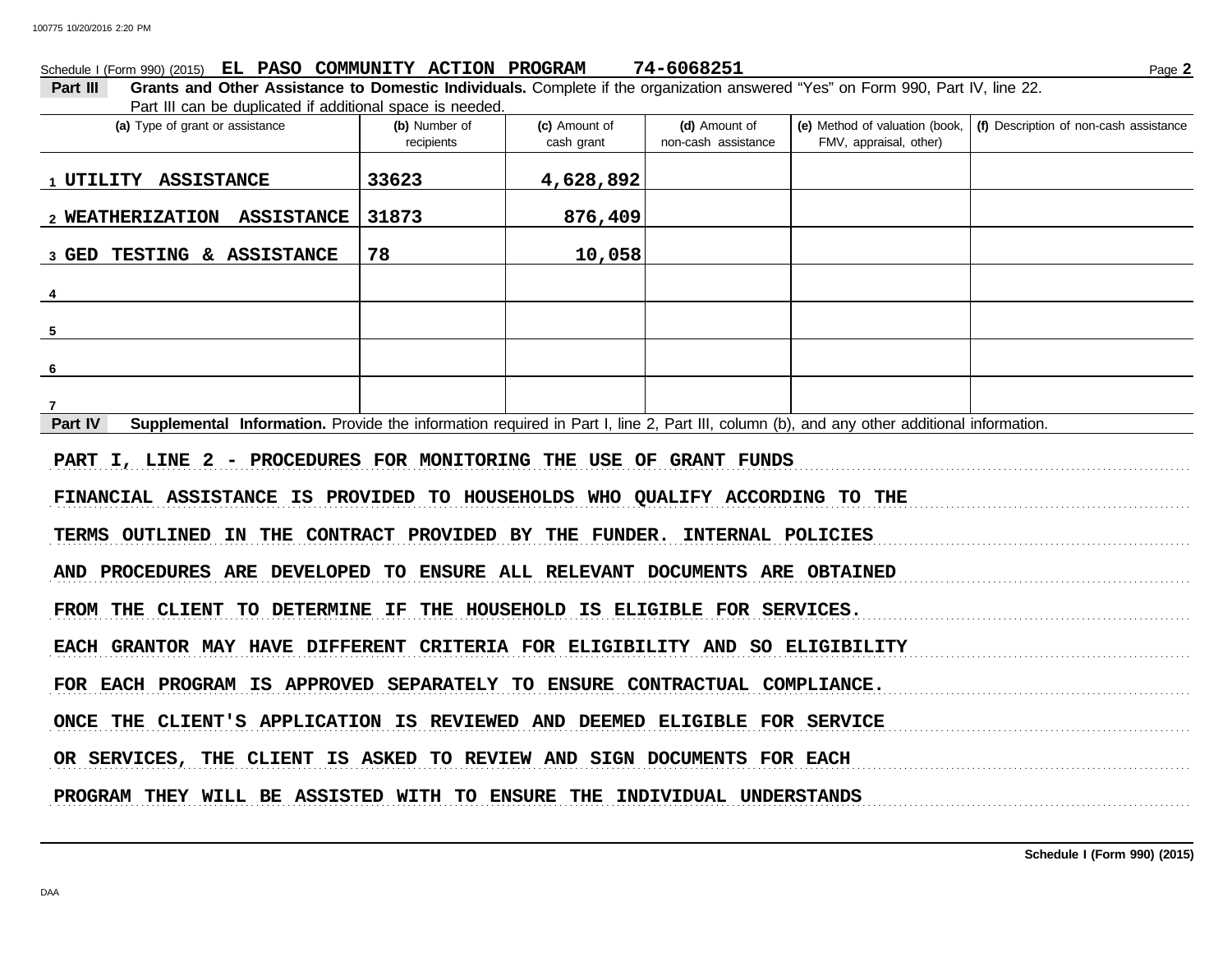Schedule I (Form 990) (2015) EL PASO COMMUNITY ACTION PROGRAM 74-6068251

**Part III** **Grants and Other Assistance to Domestic Individuals.** Complete if the organization answered "Yes" on Form 990, Part IV, line 22. Part III can be duplicated if additional space is needed.

| (a) Type of grant or assistance | (b) Number of recipients | (c) Amount of cash grant | (d) Amount of non-cash assistance | (e) Method of valuation (book, FMV, appraisal, other) | (f) Description of non-cash assistance |
|---|---|---|---|---|---|
| 1 UTILITY ASSISTANCE | 33623 | 4,628,892 | | | |
| 2 WEATHERIZATION ASSISTANCE | 31873 | 876,409 | | | |
| 3 GED TESTING & ASSISTANCE | 78 | 10,058 | | | |
| 4 | | | | | |
| 5 | | | | | |
| 6 | | | | | |
| 7 | | | | | |

**Part IV** **Supplemental Information.** Provide the information required in Part I, line 2, Part III, column (b), and any other additional information.

PART I, LINE 2 - PROCEDURES FOR MONITORING THE USE OF GRANT FUNDS

FINANCIAL ASSISTANCE IS PROVIDED TO HOUSEHOLDS WHO QUALIFY ACCORDING TO THE TERMS OUTLINED IN THE CONTRACT PROVIDED BY THE FUNDER. INTERNAL POLICIES AND PROCEDURES ARE DEVELOPED TO ENSURE ALL RELEVANT DOCUMENTS ARE OBTAINED FROM THE CLIENT TO DETERMINE IF THE HOUSEHOLD IS ELIGIBLE FOR SERVICES. EACH GRANTOR MAY HAVE DIFFERENT CRITERIA FOR ELIGIBILITY AND SO ELIGIBILITY FOR EACH PROGRAM IS APPROVED SEPARATELY TO ENSURE CONTRACTUAL COMPLIANCE. ONCE THE CLIENT'S APPLICATION IS REVIEWED AND DEEMED ELIGIBLE FOR SERVICE OR SERVICES, THE CLIENT IS ASKED TO REVIEW AND SIGN DOCUMENTS FOR EACH PROGRAM THEY WILL BE ASSISTED WITH TO ENSURE THE INDIVIDUAL UNDERSTANDS

Schedule I (Form 990) (2015)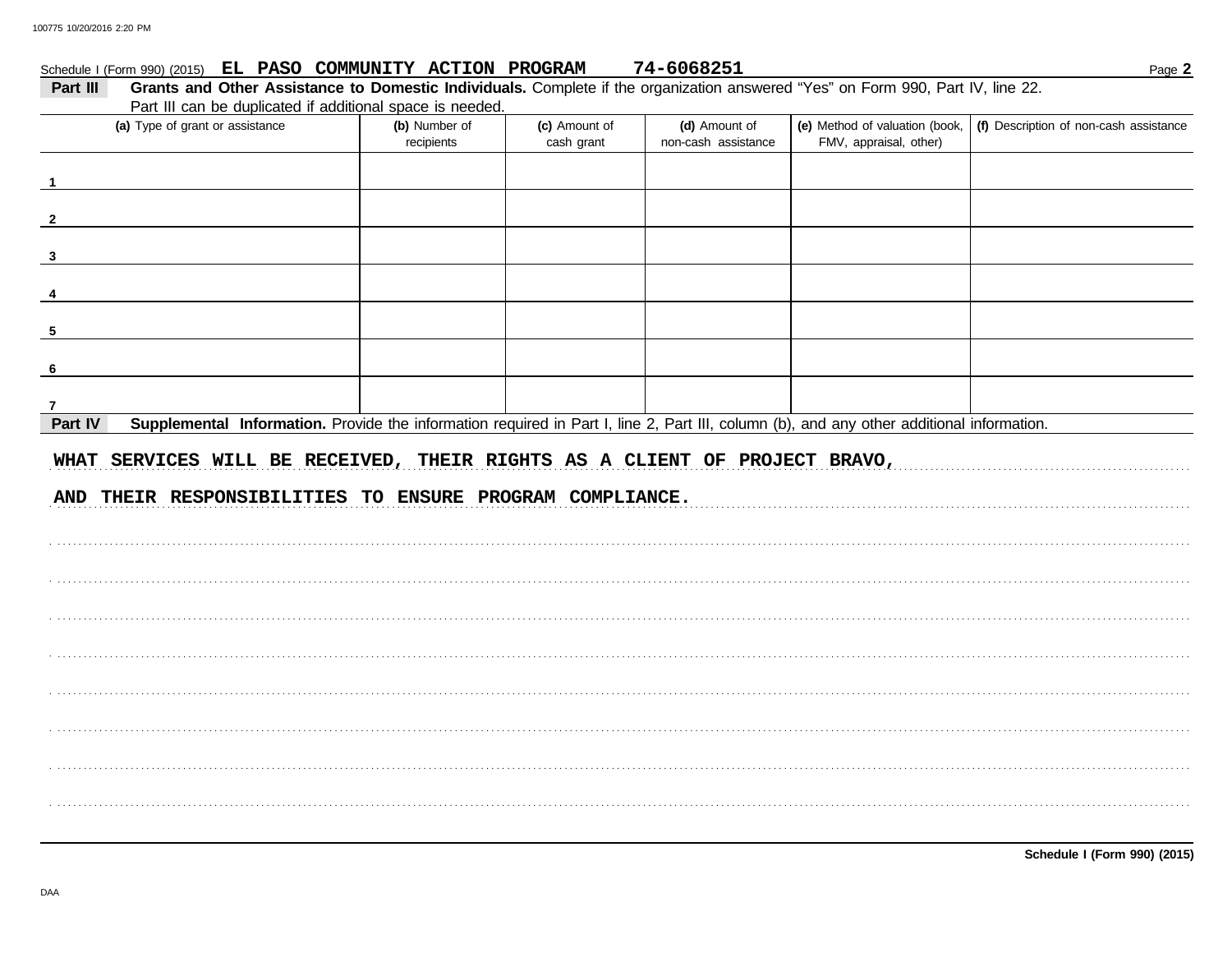Schedule I (Form 990) (2015) **EL PASO COMMUNITY ACTION PROGRAM 74-6068251** Page **2**

**Part III** **Grants and Other Assistance to Domestic Individuals.** Complete if the organization answered "Yes" on Form 990, Part IV, line 22. Part III can be duplicated if additional space is needed.

| (a) Type of grant or assistance | (b) Number of recipients | (c) Amount of cash grant | (d) Amount of non-cash assistance | (e) Method of valuation (book, FMV, appraisal, other) | (f) Description of non-cash assistance |
|---|---|---|---|---|---|
| 1 | | | | | |
| 2 | | | | | |
| 3 | | | | | |
| 4 | | | | | |
| 5 | | | | | |
| 6 | | | | | |
| 7 | | | | | |

**Part IV** **Supplemental Information.** Provide the information required in Part I, line 2, Part III, column (b), and any other additional information.

WHAT SERVICES WILL BE RECEIVED, THEIR RIGHTS AS A CLIENT OF PROJECT BRAVO,

AND THEIR RESPONSIBILITIES TO ENSURE PROGRAM COMPLIANCE.

**Schedule I (Form 990) (2015)**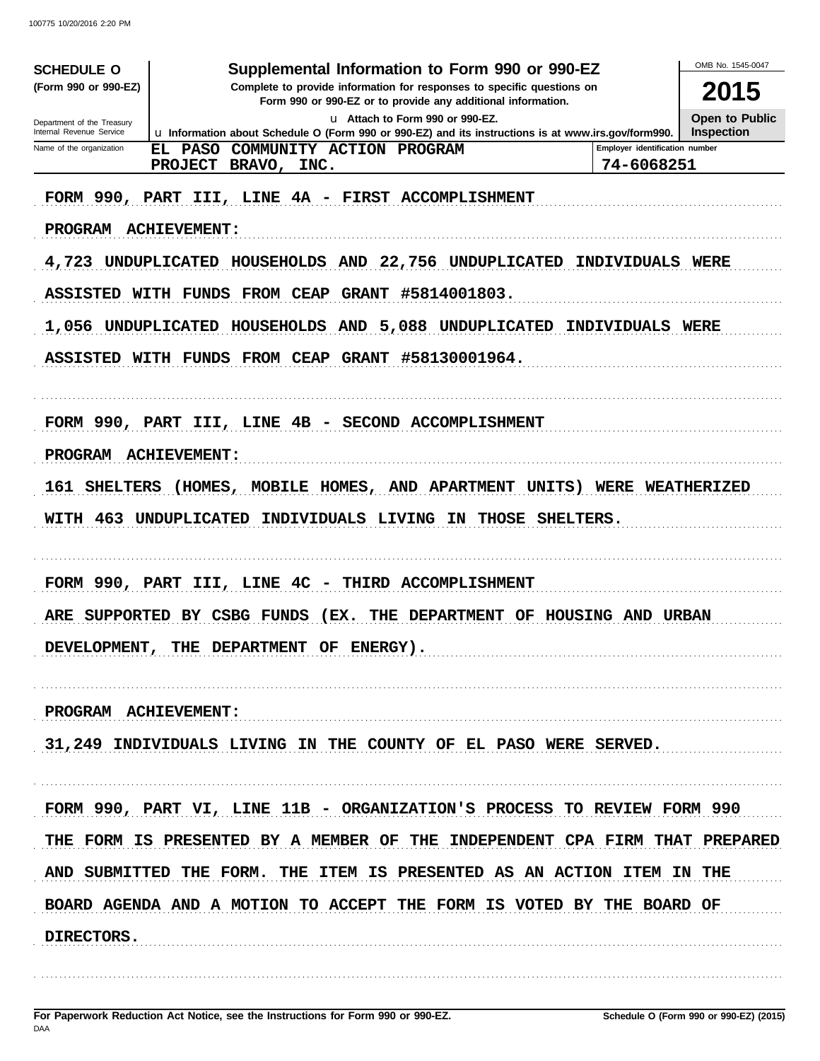**SCHEDULE O** (Form 990 or 990-EZ)

Department of the Treasury
Internal Revenue Service

# Supplemental Information to Form 990 or 990-EZ

Complete to provide information for responses to specific questions on Form 990 or 990-EZ or to provide any additional information.

u Attach to Form 990 or 990-EZ.

u Information about Schedule O (Form 990 or 990-EZ) and its instructions is at www.irs.gov/form990.

OMB No. 1545-0047

**2015**

**Open to Public Inspection**

| Name of the organization | Employer identification number |
|---|---|
| EL PASO COMMUNITY ACTION PROGRAM PROJECT BRAVO, INC. | 74-6068251 |

FORM 990, PART III, LINE 4A - FIRST ACCOMPLISHMENT

PROGRAM ACHIEVEMENT:

4,723 UNDUPLICATED HOUSEHOLDS AND 22,756 UNDUPLICATED INDIVIDUALS WERE ASSISTED WITH FUNDS FROM CEAP GRANT #5814001803.

1,056 UNDUPLICATED HOUSEHOLDS AND 5,088 UNDUPLICATED INDIVIDUALS WERE ASSISTED WITH FUNDS FROM CEAP GRANT #58130001964.

FORM 990, PART III, LINE 4B - SECOND ACCOMPLISHMENT

PROGRAM ACHIEVEMENT:

161 SHELTERS (HOMES, MOBILE HOMES, AND APARTMENT UNITS) WERE WEATHERIZED WITH 463 UNDUPLICATED INDIVIDUALS LIVING IN THOSE SHELTERS.

FORM 990, PART III, LINE 4C - THIRD ACCOMPLISHMENT

ARE SUPPORTED BY CSBG FUNDS (EX. THE DEPARTMENT OF HOUSING AND URBAN DEVELOPMENT, THE DEPARTMENT OF ENERGY).

PROGRAM ACHIEVEMENT:

31,249 INDIVIDUALS LIVING IN THE COUNTY OF EL PASO WERE SERVED.

FORM 990, PART VI, LINE 11B - ORGANIZATION'S PROCESS TO REVIEW FORM 990

THE FORM IS PRESENTED BY A MEMBER OF THE INDEPENDENT CPA FIRM THAT PREPARED AND SUBMITTED THE FORM. THE ITEM IS PRESENTED AS AN ACTION ITEM IN THE BOARD AGENDA AND A MOTION TO ACCEPT THE FORM IS VOTED BY THE BOARD OF DIRECTORS.

For Paperwork Reduction Act Notice, see the Instructions for Form 990 or 990-EZ.

Schedule O (Form 990 or 990-EZ) (2015)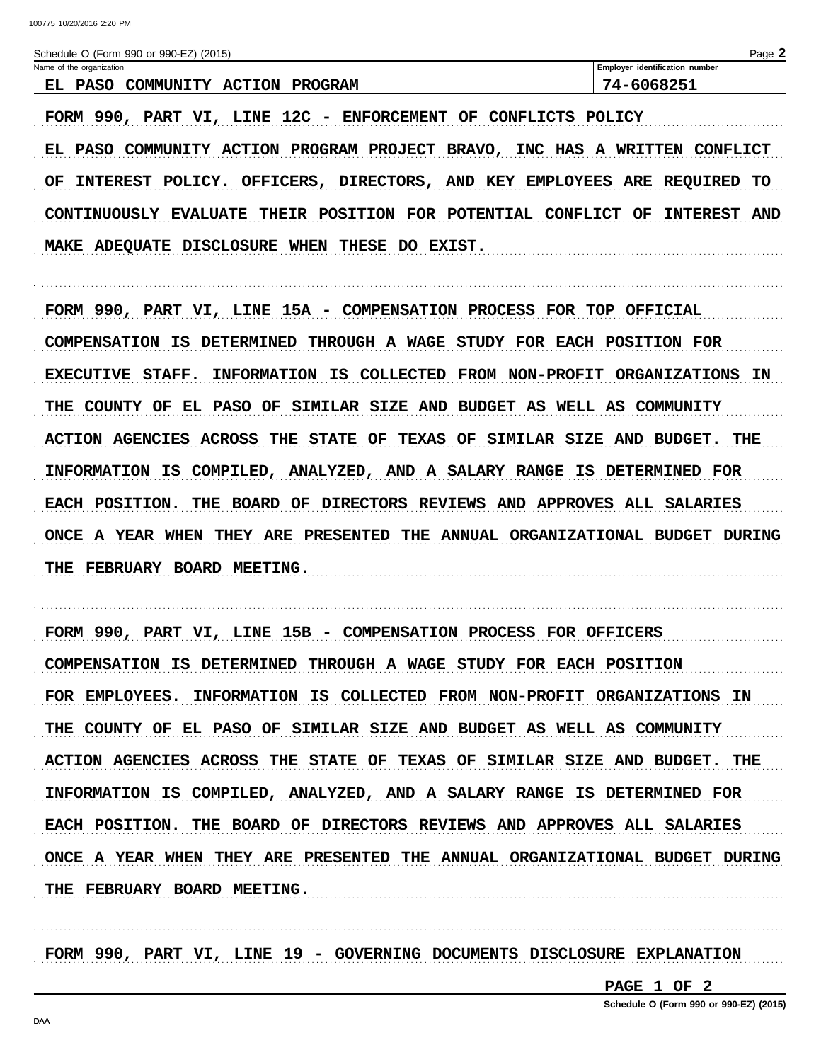Schedule O (Form 990 or 990-EZ) (2015)

| Name of the organization | Employer identification number |
|---|---|
| EL PASO COMMUNITY ACTION PROGRAM | 74-6068251 |

FORM 990, PART VI, LINE 12C - ENFORCEMENT OF CONFLICTS POLICY

EL PASO COMMUNITY ACTION PROGRAM PROJECT BRAVO, INC HAS A WRITTEN CONFLICT OF INTEREST POLICY. OFFICERS, DIRECTORS, AND KEY EMPLOYEES ARE REQUIRED TO CONTINUOUSLY EVALUATE THEIR POSITION FOR POTENTIAL CONFLICT OF INTEREST AND MAKE ADEQUATE DISCLOSURE WHEN THESE DO EXIST.

FORM 990, PART VI, LINE 15A - COMPENSATION PROCESS FOR TOP OFFICIAL

COMPENSATION IS DETERMINED THROUGH A WAGE STUDY FOR EACH POSITION FOR EXECUTIVE STAFF. INFORMATION IS COLLECTED FROM NON-PROFIT ORGANIZATIONS IN THE COUNTY OF EL PASO OF SIMILAR SIZE AND BUDGET AS WELL AS COMMUNITY ACTION AGENCIES ACROSS THE STATE OF TEXAS OF SIMILAR SIZE AND BUDGET. THE INFORMATION IS COMPILED, ANALYZED, AND A SALARY RANGE IS DETERMINED FOR EACH POSITION. THE BOARD OF DIRECTORS REVIEWS AND APPROVES ALL SALARIES ONCE A YEAR WHEN THEY ARE PRESENTED THE ANNUAL ORGANIZATIONAL BUDGET DURING THE FEBRUARY BOARD MEETING.

FORM 990, PART VI, LINE 15B - COMPENSATION PROCESS FOR OFFICERS

COMPENSATION IS DETERMINED THROUGH A WAGE STUDY FOR EACH POSITION FOR EMPLOYEES. INFORMATION IS COLLECTED FROM NON-PROFIT ORGANIZATIONS IN THE COUNTY OF EL PASO OF SIMILAR SIZE AND BUDGET AS WELL AS COMMUNITY ACTION AGENCIES ACROSS THE STATE OF TEXAS OF SIMILAR SIZE AND BUDGET. THE INFORMATION IS COMPILED, ANALYZED, AND A SALARY RANGE IS DETERMINED FOR EACH POSITION. THE BOARD OF DIRECTORS REVIEWS AND APPROVES ALL SALARIES ONCE A YEAR WHEN THEY ARE PRESENTED THE ANNUAL ORGANIZATIONAL BUDGET DURING THE FEBRUARY BOARD MEETING.

FORM 990, PART VI, LINE 19 - GOVERNING DOCUMENTS DISCLOSURE EXPLANATION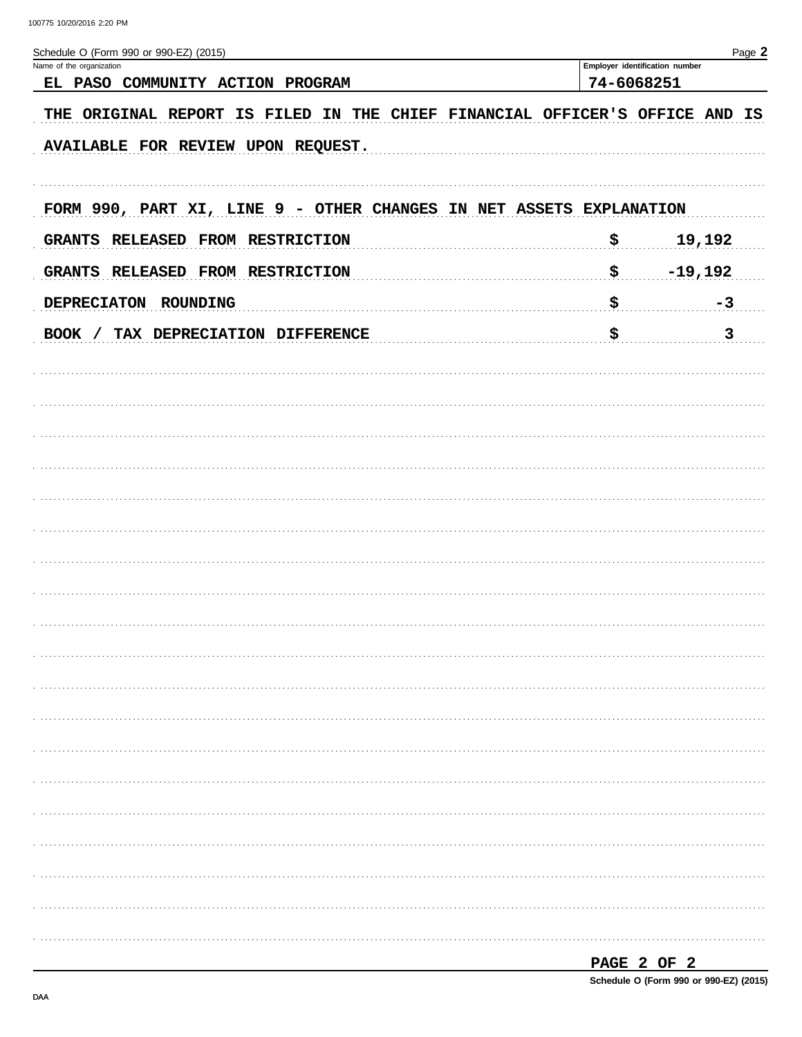Schedule O (Form 990 or 990-EZ) (2015) Page **2**

| Name of the organization | Employer identification number |
|---|---|
| EL PASO COMMUNITY ACTION PROGRAM | 74-6068251 |

THE ORIGINAL REPORT IS FILED IN THE CHIEF FINANCIAL OFFICER'S OFFICE AND IS AVAILABLE FOR REVIEW UPON REQUEST.

FORM 990, PART XI, LINE 9 - OTHER CHANGES IN NET ASSETS EXPLANATION

| | | |
|---|---|---|
| GRANTS RELEASED FROM RESTRICTION | $ | 19,192 |
| GRANTS RELEASED FROM RESTRICTION | $ | -19,192 |
| DEPRECIATON ROUNDING | $ | -3 |
| BOOK / TAX DEPRECIATION DIFFERENCE | $ | 3 |

Schedule O (Form 990 or 990-EZ) (2015)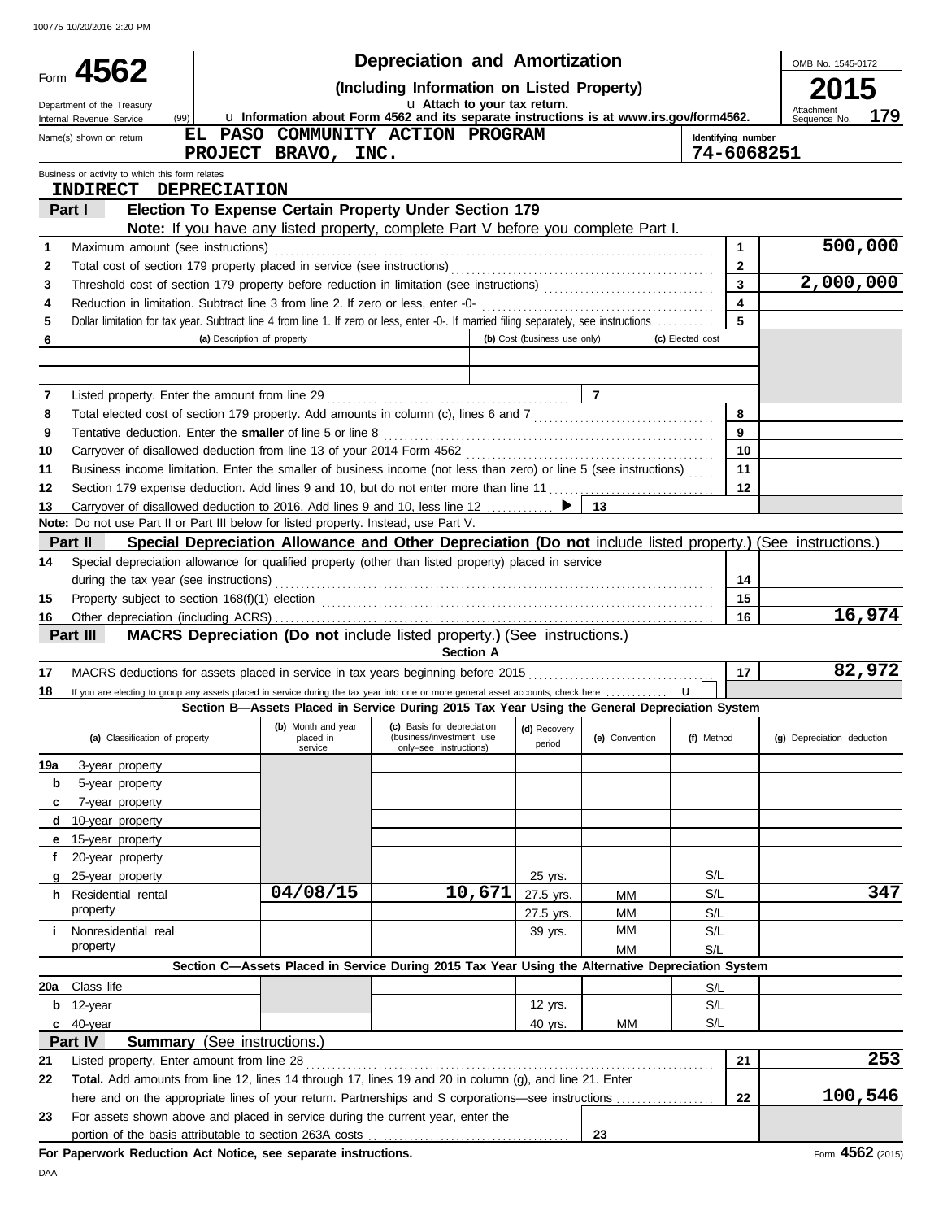100775 10/20/2016 2:20 PM

# Form 4562 — Depreciation and Amortization

**(Including Information on Listed Property)**

Department of the Treasury
Internal Revenue Service (99)

u Attach to your tax return.
u Information about Form 4562 and its separate instructions is at www.irs.gov/form4562.

OMB No. 1545-0172
**2015**
Attachment Sequence No. **179**

Name(s) shown on return: **EL PASO COMMUNITY ACTION PROGRAM PROJECT BRAVO, INC.**

Identifying number: **74-6068251**

Business or activity to which this form relates: **INDIRECT DEPRECIATION**

## Part I — Election To Expense Certain Property Under Section 179

**Note:** If you have any listed property, complete Part V before you complete Part I.

| Line | Description | | Amount |
|---|---|---|---|
| 1 | Maximum amount (see instructions) | 1 | 500,000 |
| 2 | Total cost of section 179 property placed in service (see instructions) | 2 | |
| 3 | Threshold cost of section 179 property before reduction in limitation (see instructions) | 3 | 2,000,000 |
| 4 | Reduction in limitation. Subtract line 3 from line 2. If zero or less, enter -0- | 4 | |
| 5 | Dollar limitation for tax year. Subtract line 4 from line 1. If zero or less, enter -0-. If married filing separately, see instructions | 5 | |

| 6 | (a) Description of property | (b) Cost (business use only) | (c) Elected cost |
|---|---|---|---|
| | | | |
| | | | |

| Line | Description | | Amount |
|---|---|---|---|
| 7 | Listed property. Enter the amount from line 29 | 7 | |
| 8 | Total elected cost of section 179 property. Add amounts in column (c), lines 6 and 7 | 8 | |
| 9 | Tentative deduction. Enter the **smaller** of line 5 or line 8 | 9 | |
| 10 | Carryover of disallowed deduction from line 13 of your 2014 Form 4562 | 10 | |
| 11 | Business income limitation. Enter the smaller of business income (not less than zero) or line 5 (see instructions) | 11 | |
| 12 | Section 179 expense deduction. Add lines 9 and 10, but do not enter more than line 11 | 12 | |
| 13 | Carryover of disallowed deduction to 2016. Add lines 9 and 10, less line 12 ▶ | 13 | |

**Note:** Do not use Part II or Part III below for listed property. Instead, use Part V.

## Part II — Special Depreciation Allowance and Other Depreciation (Do not include listed property.) (See instructions.)

| Line | Description | | Amount |
|---|---|---|---|
| 14 | Special depreciation allowance for qualified property (other than listed property) placed in service during the tax year (see instructions) | 14 | |
| 15 | Property subject to section 168(f)(1) election | 15 | |
| 16 | Other depreciation (including ACRS) | 16 | 16,974 |

## Part III — MACRS Depreciation (Do not include listed property.) (See instructions.)

### Section A

| Line | Description | | Amount |
|---|---|---|---|
| 17 | MACRS deductions for assets placed in service in tax years beginning before 2015 | 17 | 82,972 |
| 18 | If you are electing to group any assets placed in service during the tax year into one or more general asset accounts, check here u | | |

### Section B—Assets Placed in Service During 2015 Tax Year Using the General Depreciation System

| (a) Classification of property | (b) Month and year placed in service | (c) Basis for depreciation (business/investment use only–see instructions) | (d) Recovery period | (e) Convention | (f) Method | (g) Depreciation deduction |
|---|---|---|---|---|---|---|
| 19a 3-year property | | | | | | |
| b 5-year property | | | | | | |
| c 7-year property | | | | | | |
| d 10-year property | | | | | | |
| e 15-year property | | | | | | |
| f 20-year property | | | | | | |
| g 25-year property | | | 25 yrs. | | S/L | |
| h Residential rental property | 04/08/15 | 10,671 | 27.5 yrs. | MM | S/L | 347 |
| | | | 27.5 yrs. | MM | S/L | |
| i Nonresidential real property | | | 39 yrs. | MM | S/L | |
| | | | | MM | S/L | |

### Section C—Assets Placed in Service During 2015 Tax Year Using the Alternative Depreciation System

| (a) Classification of property | (b) Month and year placed in service | (c) Basis for depreciation | (d) Recovery period | (e) Convention | (f) Method | (g) Depreciation deduction |
|---|---|---|---|---|---|---|
| 20a Class life | | | | | S/L | |
| b 12-year | | | 12 yrs. | | S/L | |
| c 40-year | | | 40 yrs. | MM | S/L | |

## Part IV — Summary (See instructions.)

| Line | Description | | Amount |
|---|---|---|---|
| 21 | Listed property. Enter amount from line 28 | 21 | 253 |
| 22 | **Total.** Add amounts from line 12, lines 14 through 17, lines 19 and 20 in column (g), and line 21. Enter here and on the appropriate lines of your return. Partnerships and S corporations—see instructions | 22 | 100,546 |
| 23 | For assets shown above and placed in service during the current year, enter the portion of the basis attributable to section 263A costs | 23 | |

**For Paperwork Reduction Act Notice, see separate instructions.**

Form **4562** (2015)

DAA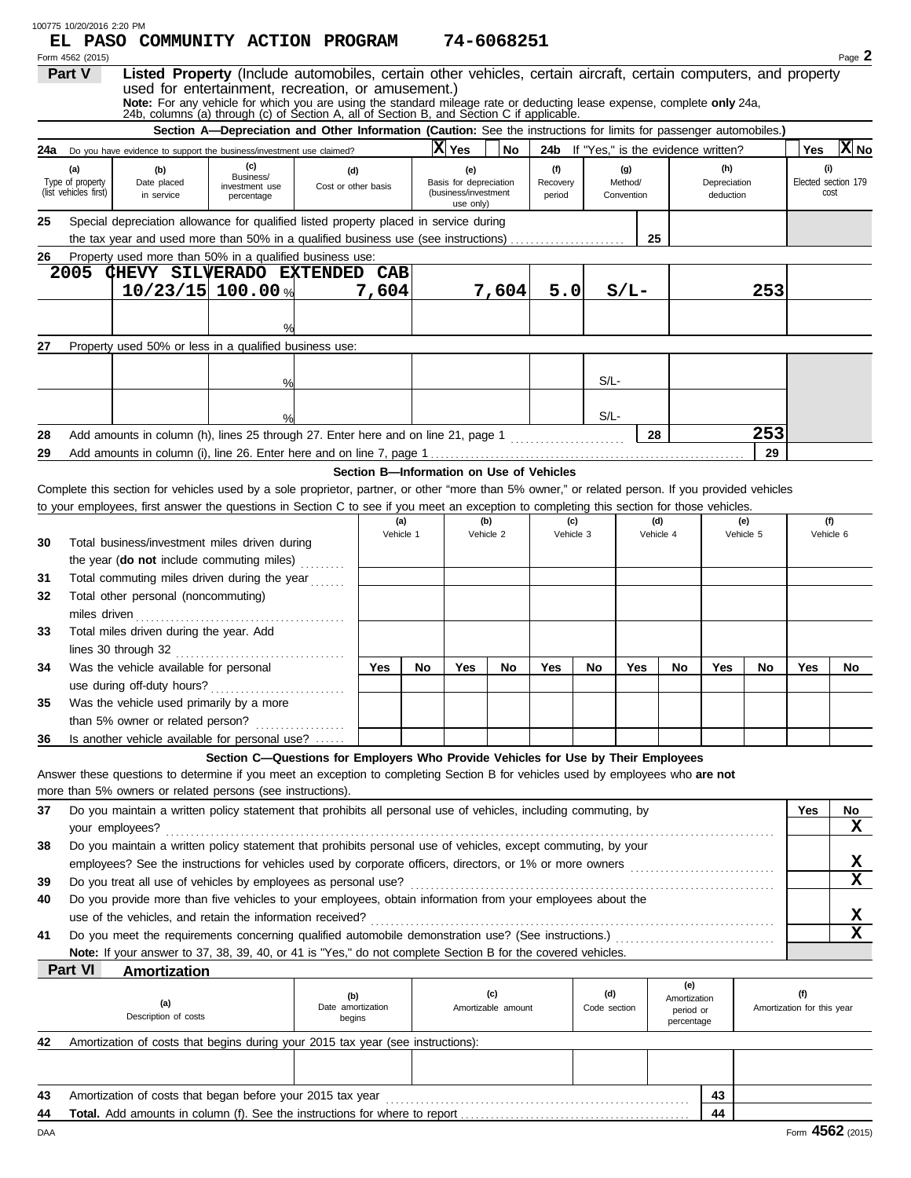EL PASO COMMUNITY ACTION PROGRAM 74-6068251

Form 4562 (2015) Page 2

## Part V Listed Property

(Include automobiles, certain other vehicles, certain aircraft, certain computers, and property used for entertainment, recreation, or amusement.)

**Note:** For any vehicle for which you are using the standard mileage rate or deducting lease expense, complete **only** 24a, 24b, columns (a) through (c) of Section A, all of Section B, and Section C if applicable.

### Section A—Depreciation and Other Information (Caution: See the instructions for limits for passenger automobiles.)

**24a** Do you have evidence to support the business/investment use claimed? X Yes ☐ No **24b** If "Yes," is the evidence written? ☐ Yes X No

| (a) Type of property (list vehicles first) | (b) Date placed in service | (c) Business/ investment use percentage | (d) Cost or other basis | (e) Basis for depreciation (business/investment use only) | (f) Recovery period | (g) Method/ Convention | (h) Depreciation deduction | (i) Elected section 179 cost |
|---|---|---|---|---|---|---|---|---|
| **25** Special depreciation allowance for qualified listed property placed in service during the tax year and used more than 50% in a qualified business use (see instructions) ... **25** | | | | | | | | |
| **26** Property used more than 50% in a qualified business use: | | | | | | | | |
| 2005 CHEVY SILVERADO EXTENDED CAB | 10/23/15 | 100.00 % | 7,604 | 7,604 | 5.0 | S/L- | 253 | |
| | | % | | | | | | |
| **27** Property used 50% or less in a qualified business use: | | | | | | | | |
| | | % | | | | S/L- | | |
| | | % | | | | S/L- | | |
| **28** Add amounts in column (h), lines 25 through 27. Enter here and on line 21, page 1 ... **28** | | | | | | | 253 | |
| **29** Add amounts in column (i), line 26. Enter here and on line 7, page 1 ... **29** | | | | | | | | |

### Section B—Information on Use of Vehicles

Complete this section for vehicles used by a sole proprietor, partner, or other "more than 5% owner," or related person. If you provided vehicles to your employees, first answer the questions in Section C to see if you meet an exception to completing this section for those vehicles.

| | (a) Vehicle 1 | | (b) Vehicle 2 | | (c) Vehicle 3 | | (d) Vehicle 4 | | (e) Vehicle 5 | | (f) Vehicle 6 | |
|---|---|---|---|---|---|---|---|---|---|---|---|---|
| **30** Total business/investment miles driven during the year (**do not** include commuting miles) | | | | | | | | | | | | |
| **31** Total commuting miles driven during the year | | | | | | | | | | | | |
| **32** Total other personal (noncommuting) miles driven | | | | | | | | | | | | |
| **33** Total miles driven during the year. Add lines 30 through 32 | | | | | | | | | | | | |
| | Yes | No | Yes | No | Yes | No | Yes | No | Yes | No | Yes | No |
| **34** Was the vehicle available for personal use during off-duty hours? | | | | | | | | | | | | |
| **35** Was the vehicle used primarily by a more than 5% owner or related person? | | | | | | | | | | | | |
| **36** Is another vehicle available for personal use? | | | | | | | | | | | | |

### Section C—Questions for Employers Who Provide Vehicles for Use by Their Employees

Answer these questions to determine if you meet an exception to completing Section B for vehicles used by employees who **are not** more than 5% owners or related persons (see instructions).

| | Yes | No |
|---|---|---|
| **37** Do you maintain a written policy statement that prohibits all personal use of vehicles, including commuting, by your employees? | | X |
| **38** Do you maintain a written policy statement that prohibits personal use of vehicles, except commuting, by your employees? See the instructions for vehicles used by corporate officers, directors, or 1% or more owners | | X |
| **39** Do you treat all use of vehicles by employees as personal use? | | X |
| **40** Do you provide more than five vehicles to your employees, obtain information from your employees about the use of the vehicles, and retain the information received? | | X |
| **41** Do you meet the requirements concerning qualified automobile demonstration use? (See instructions.) | | X |

**Note:** If your answer to 37, 38, 39, 40, or 41 is "Yes," do not complete Section B for the covered vehicles.

## Part VI Amortization

| (a) Description of costs | (b) Date amortization begins | (c) Amortizable amount | (d) Code section | (e) Amortization period or percentage | (f) Amortization for this year |
|---|---|---|---|---|---|
| **42** Amortization of costs that begins during your 2015 tax year (see instructions): | | | | | |
| | | | | | |
| **43** Amortization of costs that began before your 2015 tax year ... **43** | | | | | |
| **44** **Total.** Add amounts in column (f). See the instructions for where to report ... **44** | | | | | |

Form **4562** (2015)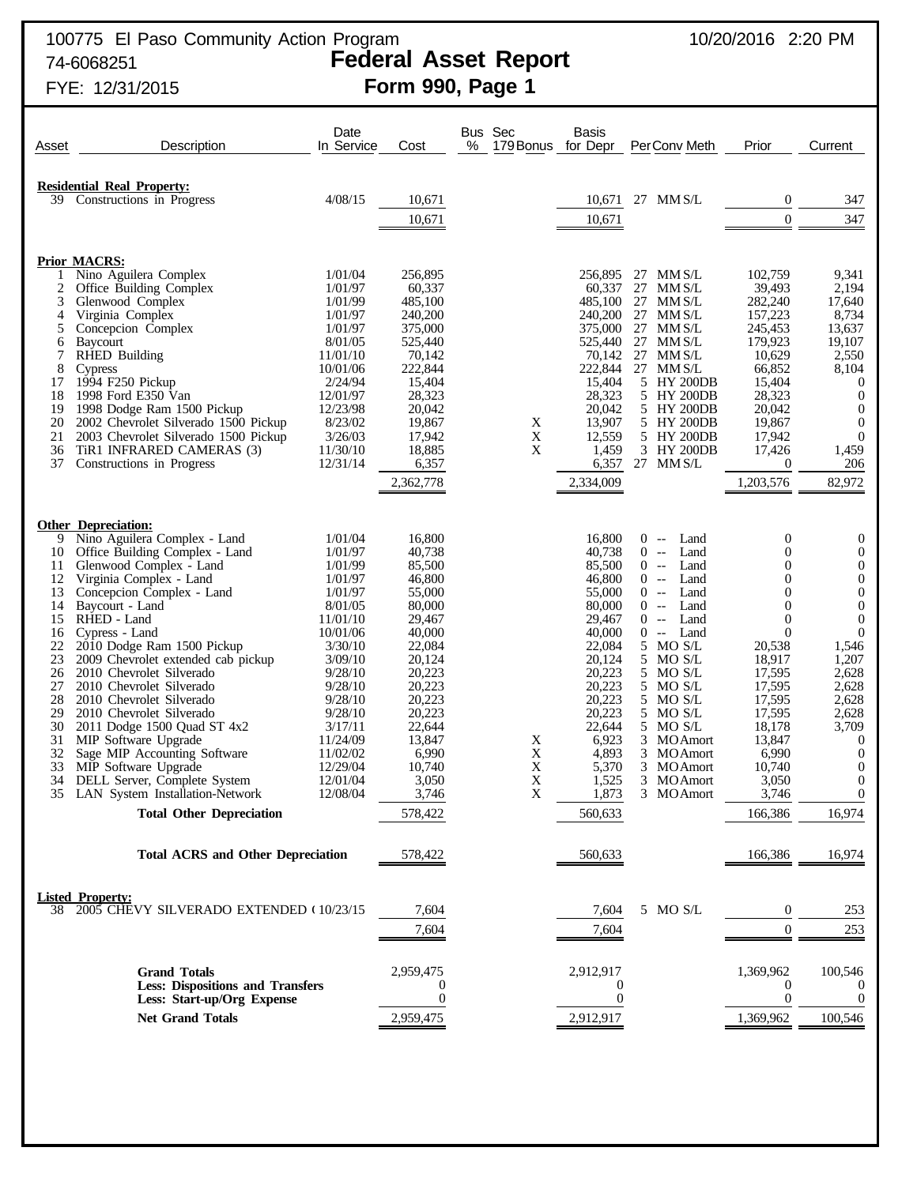100775 El Paso Community Action Program 10/20/2016 2:20 PM
74-6068251
FYE: 12/31/2015

# Federal Asset Report
## Form 990, Page 1

| Asset | Description | Date In Service | Cost | Bus % | Sec 179 | Bonus | Basis for Depr | Per | Conv | Meth | Prior | Current |
|---|---|---|---|---|---|---|---|---|---|---|---|---|
| | **Residential Real Property:** | | | | | | | | | | | |
| 39 | Constructions in Progress | 4/08/15 | 10,671 | | | | 10,671 | 27 | MM | S/L | 0 | 347 |
| | | | 10,671 | | | | 10,671 | | | | 0 | 347 |
| | **Prior MACRS:** | | | | | | | | | | | |
| 1 | Nino Aguilera Complex | 1/01/04 | 256,895 | | | | 256,895 | 27 | MM | S/L | 102,759 | 9,341 |
| 2 | Office Building Complex | 1/01/97 | 60,337 | | | | 60,337 | 27 | MM | S/L | 39,493 | 2,194 |
| 3 | Glenwood Complex | 1/01/99 | 485,100 | | | | 485,100 | 27 | MM | S/L | 282,240 | 17,640 |
| 4 | Virginia Complex | 1/01/97 | 240,200 | | | | 240,200 | 27 | MM | S/L | 157,223 | 8,734 |
| 5 | Concepcion Complex | 1/01/97 | 375,000 | | | | 375,000 | 27 | MM | S/L | 245,453 | 13,637 |
| 6 | Baycourt | 8/01/05 | 525,440 | | | | 525,440 | 27 | MM | S/L | 179,923 | 19,107 |
| 7 | RHED Building | 11/01/10 | 70,142 | | | | 70,142 | 27 | MM | S/L | 10,629 | 2,550 |
| 8 | Cypress | 10/01/06 | 222,844 | | | | 222,844 | 27 | MM | S/L | 66,852 | 8,104 |
| 17 | 1994 F250 Pickup | 2/24/94 | 15,404 | | | | 15,404 | 5 | HY | 200DB | 15,404 | 0 |
| 18 | 1998 Ford E350 Van | 12/01/97 | 28,323 | | | | 28,323 | 5 | HY | 200DB | 28,323 | 0 |
| 19 | 1998 Dodge Ram 1500 Pickup | 12/23/98 | 20,042 | | | | 20,042 | 5 | HY | 200DB | 20,042 | 0 |
| 20 | 2002 Chevrolet Silverado 1500 Pickup | 8/23/02 | 19,867 | | | X | 13,907 | 5 | HY | 200DB | 19,867 | 0 |
| 21 | 2003 Chevrolet Silverado 1500 Pickup | 3/26/03 | 17,942 | | | X | 12,559 | 5 | HY | 200DB | 17,942 | 0 |
| 36 | TiR1 INFRARED CAMERAS (3) | 11/30/10 | 18,885 | | | X | 1,459 | 3 | HY | 200DB | 17,426 | 1,459 |
| 37 | Constructions in Progress | 12/31/14 | 6,357 | | | | 6,357 | 27 | MM | S/L | 0 | 206 |
| | | | 2,362,778 | | | | 2,334,009 | | | | 1,203,576 | 82,972 |
| | **Other Depreciation:** | | | | | | | | | | | |
| 9 | Nino Aguilera Complex - Land | 1/01/04 | 16,800 | | | | 16,800 | 0 | -- | Land | 0 | 0 |
| 10 | Office Building Complex - Land | 1/01/97 | 40,738 | | | | 40,738 | 0 | -- | Land | 0 | 0 |
| 11 | Glenwood Complex - Land | 1/01/99 | 85,500 | | | | 85,500 | 0 | -- | Land | 0 | 0 |
| 12 | Virginia Complex - Land | 1/01/97 | 46,800 | | | | 46,800 | 0 | -- | Land | 0 | 0 |
| 13 | Concepcion Complex - Land | 1/01/97 | 55,000 | | | | 55,000 | 0 | -- | Land | 0 | 0 |
| 14 | Baycourt - Land | 8/01/05 | 80,000 | | | | 80,000 | 0 | -- | Land | 0 | 0 |
| 15 | RHED - Land | 11/01/10 | 29,467 | | | | 29,467 | 0 | -- | Land | 0 | 0 |
| 16 | Cypress - Land | 10/01/06 | 40,000 | | | | 40,000 | 0 | -- | Land | 0 | 0 |
| 22 | 2010 Dodge Ram 1500 Pickup | 3/30/10 | 22,084 | | | | 22,084 | 5 | MO | S/L | 20,538 | 1,546 |
| 23 | 2009 Chevrolet extended cab pickup | 3/09/10 | 20,124 | | | | 20,124 | 5 | MO | S/L | 18,917 | 1,207 |
| 26 | 2010 Chevrolet Silverado | 9/28/10 | 20,223 | | | | 20,223 | 5 | MO | S/L | 17,595 | 2,628 |
| 27 | 2010 Chevrolet Silverado | 9/28/10 | 20,223 | | | | 20,223 | 5 | MO | S/L | 17,595 | 2,628 |
| 28 | 2010 Chevrolet Silverado | 9/28/10 | 20,223 | | | | 20,223 | 5 | MO | S/L | 17,595 | 2,628 |
| 29 | 2010 Chevrolet Silverado | 9/28/10 | 20,223 | | | | 20,223 | 5 | MO | S/L | 17,595 | 2,628 |
| 30 | 2011 Dodge 1500 Quad ST 4x2 | 3/17/11 | 22,644 | | | | 22,644 | 5 | MO | S/L | 18,178 | 3,709 |
| 31 | MIP Software Upgrade | 11/24/09 | 13,847 | | | X | 6,923 | 3 | MO | Amort | 13,847 | 0 |
| 32 | Sage MIP Accounting Software | 11/02/02 | 6,990 | | | X | 4,893 | 3 | MO | Amort | 6,990 | 0 |
| 33 | MIP Software Upgrade | 12/29/04 | 10,740 | | | X | 5,370 | 3 | MO | Amort | 10,740 | 0 |
| 34 | DELL Server, Complete System | 12/01/04 | 3,050 | | | X | 1,525 | 3 | MO | Amort | 3,050 | 0 |
| 35 | LAN System Installation-Network | 12/08/04 | 3,746 | | | X | 1,873 | 3 | MO | Amort | 3,746 | 0 |
| | **Total Other Depreciation** | | 578,422 | | | | 560,633 | | | | 166,386 | 16,974 |
| | **Total ACRS and Other Depreciation** | | 578,422 | | | | 560,633 | | | | 166,386 | 16,974 |
| | **Listed Property:** | | | | | | | | | | | |
| 38 | 2005 CHEVY SILVERADO EXTENDED ( | 10/23/15 | 7,604 | | | | 7,604 | 5 | MO | S/L | 0 | 253 |
| | | | 7,604 | | | | 7,604 | | | | 0 | 253 |
| | **Grand Totals** | | 2,959,475 | | | | 2,912,917 | | | | 1,369,962 | 100,546 |
| | **Less: Dispositions and Transfers** | | 0 | | | | 0 | | | | 0 | 0 |
| | **Less: Start-up/Org Expense** | | 0 | | | | 0 | | | | 0 | 0 |
| | **Net Grand Totals** | | 2,959,475 | | | | 2,912,917 | | | | 1,369,962 | 100,546 |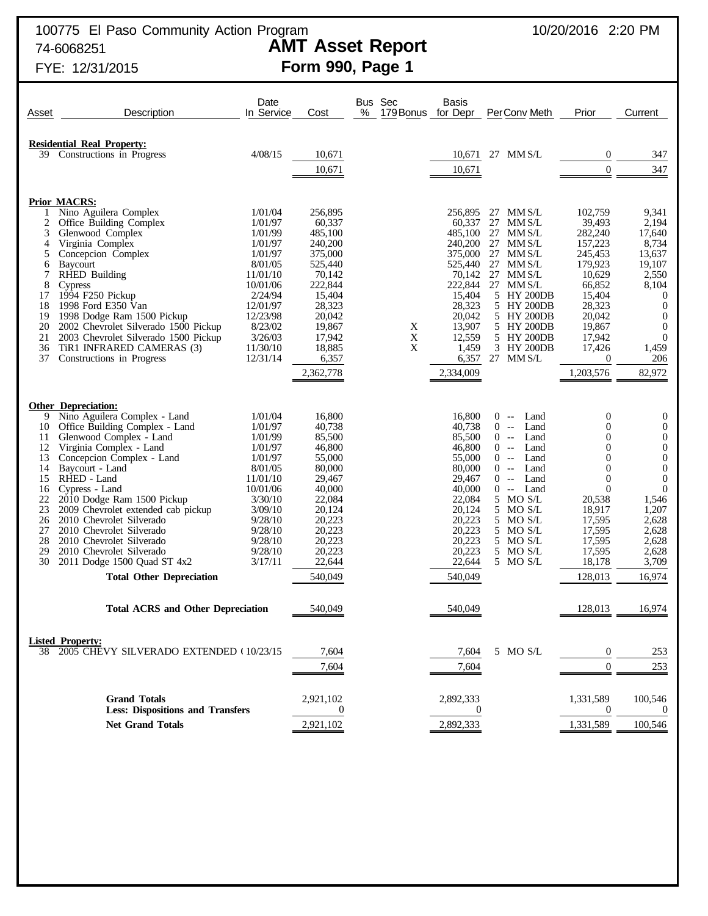100775 El Paso Community Action Program
74-6068251
FYE: 12/31/2015

10/20/2016 2:20 PM

# AMT Asset Report
## Form 990, Page 1

| Asset | Description | Date In Service | Cost | Bus % | Sec 179 Bonus | Basis for Depr | Per | Conv | Meth | Prior | Current |
|---|---|---|---|---|---|---|---|---|---|---|---|
| **Residential Real Property:** | | | | | | | | | | | |
| 39 | Constructions in Progress | 4/08/15 | 10,671 | | | 10,671 | 27 | MM | S/L | 0 | 347 |
| | | | 10,671 | | | 10,671 | | | | 0 | 347 |
| **Prior MACRS:** | | | | | | | | | | | |
| 1 | Nino Aguilera Complex | 1/01/04 | 256,895 | | | 256,895 | 27 | MM | S/L | 102,759 | 9,341 |
| 2 | Office Building Complex | 1/01/97 | 60,337 | | | 60,337 | 27 | MM | S/L | 39,493 | 2,194 |
| 3 | Glenwood Complex | 1/01/99 | 485,100 | | | 485,100 | 27 | MM | S/L | 282,240 | 17,640 |
| 4 | Virginia Complex | 1/01/97 | 240,200 | | | 240,200 | 27 | MM | S/L | 157,223 | 8,734 |
| 5 | Concepcion Complex | 1/01/97 | 375,000 | | | 375,000 | 27 | MM | S/L | 245,453 | 13,637 |
| 6 | Baycourt | 8/01/05 | 525,440 | | | 525,440 | 27 | MM | S/L | 179,923 | 19,107 |
| 7 | RHED Building | 11/01/10 | 70,142 | | | 70,142 | 27 | MM | S/L | 10,629 | 2,550 |
| 8 | Cypress | 10/01/06 | 222,844 | | | 222,844 | 27 | MM | S/L | 66,852 | 8,104 |
| 17 | 1994 F250 Pickup | 2/24/94 | 15,404 | | | 15,404 | 5 | HY | 200DB | 15,404 | 0 |
| 18 | 1998 Ford E350 Van | 12/01/97 | 28,323 | | | 28,323 | 5 | HY | 200DB | 28,323 | 0 |
| 19 | 1998 Dodge Ram 1500 Pickup | 12/23/98 | 20,042 | | | 20,042 | 5 | HY | 200DB | 20,042 | 0 |
| 20 | 2002 Chevrolet Silverado 1500 Pickup | 8/23/02 | 19,867 | | X | 13,907 | 5 | HY | 200DB | 19,867 | 0 |
| 21 | 2003 Chevrolet Silverado 1500 Pickup | 3/26/03 | 17,942 | | X | 12,559 | 5 | HY | 200DB | 17,942 | 0 |
| 36 | TiR1 INFRARED CAMERAS (3) | 11/30/10 | 18,885 | | X | 1,459 | 3 | HY | 200DB | 17,426 | 1,459 |
| 37 | Constructions in Progress | 12/31/14 | 6,357 | | | 6,357 | 27 | MM | S/L | 0 | 206 |
| | | | 2,362,778 | | | 2,334,009 | | | | 1,203,576 | 82,972 |
| **Other Depreciation:** | | | | | | | | | | | |
| 9 | Nino Aguilera Complex - Land | 1/01/04 | 16,800 | | | 16,800 | 0 | -- | Land | 0 | 0 |
| 10 | Office Building Complex - Land | 1/01/97 | 40,738 | | | 40,738 | 0 | -- | Land | 0 | 0 |
| 11 | Glenwood Complex - Land | 1/01/99 | 85,500 | | | 85,500 | 0 | -- | Land | 0 | 0 |
| 12 | Virginia Complex - Land | 1/01/97 | 46,800 | | | 46,800 | 0 | -- | Land | 0 | 0 |
| 13 | Concepcion Complex - Land | 1/01/97 | 55,000 | | | 55,000 | 0 | -- | Land | 0 | 0 |
| 14 | Baycourt - Land | 8/01/05 | 80,000 | | | 80,000 | 0 | -- | Land | 0 | 0 |
| 15 | RHED - Land | 11/01/10 | 29,467 | | | 29,467 | 0 | -- | Land | 0 | 0 |
| 16 | Cypress - Land | 10/01/06 | 40,000 | | | 40,000 | 0 | -- | Land | 0 | 0 |
| 22 | 2010 Dodge Ram 1500 Pickup | 3/30/10 | 22,084 | | | 22,084 | 5 | MO | S/L | 20,538 | 1,546 |
| 23 | 2009 Chevrolet extended cab pickup | 3/09/10 | 20,124 | | | 20,124 | 5 | MO | S/L | 18,917 | 1,207 |
| 26 | 2010 Chevrolet Silverado | 9/28/10 | 20,223 | | | 20,223 | 5 | MO | S/L | 17,595 | 2,628 |
| 27 | 2010 Chevrolet Silverado | 9/28/10 | 20,223 | | | 20,223 | 5 | MO | S/L | 17,595 | 2,628 |
| 28 | 2010 Chevrolet Silverado | 9/28/10 | 20,223 | | | 20,223 | 5 | MO | S/L | 17,595 | 2,628 |
| 29 | 2010 Chevrolet Silverado | 9/28/10 | 20,223 | | | 20,223 | 5 | MO | S/L | 17,595 | 2,628 |
| 30 | 2011 Dodge 1500 Quad ST 4x2 | 3/17/11 | 22,644 | | | 22,644 | 5 | MO | S/L | 18,178 | 3,709 |
| | **Total Other Depreciation** | | 540,049 | | | 540,049 | | | | 128,013 | 16,974 |
| | **Total ACRS and Other Depreciation** | | 540,049 | | | 540,049 | | | | 128,013 | 16,974 |
| **Listed Property:** | | | | | | | | | | | |
| 38 | 2005 CHEVY SILVERADO EXTENDED ( | 10/23/15 | 7,604 | | | 7,604 | 5 | MO | S/L | 0 | 253 |
| | | | 7,604 | | | 7,604 | | | | 0 | 253 |
| | **Grand Totals** | | 2,921,102 | | | 2,892,333 | | | | 1,331,589 | 100,546 |
| | **Less: Dispositions and Transfers** | | 0 | | | 0 | | | | 0 | 0 |
| | **Net Grand Totals** | | 2,921,102 | | | 2,892,333 | | | | 1,331,589 | 100,546 |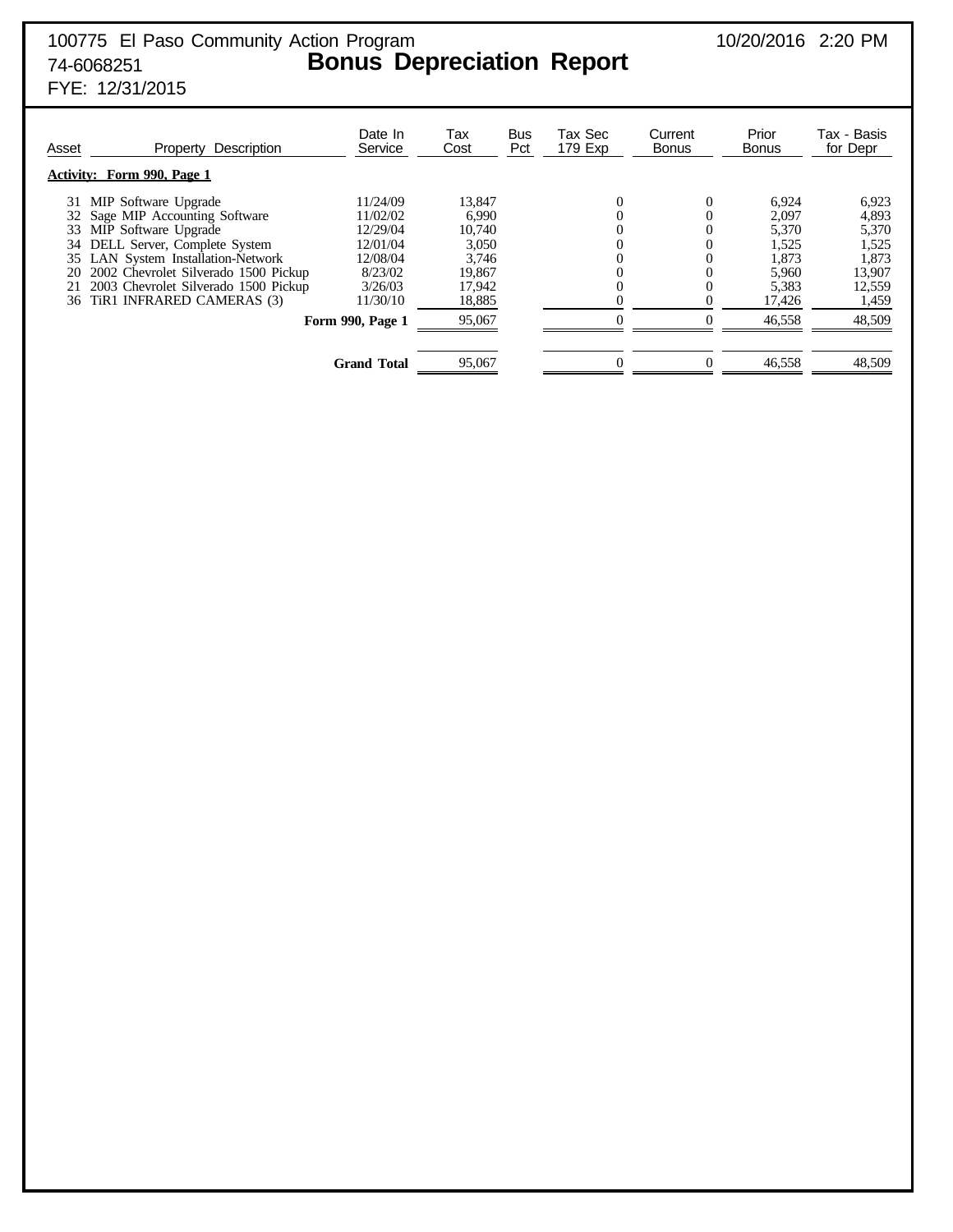100775 El Paso Community Action Program 10/20/2016 2:20 PM
74-6068251
FYE: 12/31/2015

# Bonus Depreciation Report

| Asset | Property Description | Date In Service | Tax Cost | Bus Pct | Tax Sec 179 Exp | Current Bonus | Prior Bonus | Tax - Basis for Depr |
|---|---|---|---|---|---|---|---|---|
| **Activity: Form 990, Page 1** | | | | | | | | |
| 31 | MIP Software Upgrade | 11/24/09 | 13,847 | | 0 | 0 | 6,924 | 6,923 |
| 32 | Sage MIP Accounting Software | 11/02/02 | 6,990 | | 0 | 0 | 2,097 | 4,893 |
| 33 | MIP Software Upgrade | 12/29/04 | 10,740 | | 0 | 0 | 5,370 | 5,370 |
| 34 | DELL Server, Complete System | 12/01/04 | 3,050 | | 0 | 0 | 1,525 | 1,525 |
| 35 | LAN System Installation-Network | 12/08/04 | 3,746 | | 0 | 0 | 1,873 | 1,873 |
| 20 | 2002 Chevrolet Silverado 1500 Pickup | 8/23/02 | 19,867 | | 0 | 0 | 5,960 | 13,907 |
| 21 | 2003 Chevrolet Silverado 1500 Pickup | 3/26/03 | 17,942 | | 0 | 0 | 5,383 | 12,559 |
| 36 | TiR1 INFRARED CAMERAS (3) | 11/30/10 | 18,885 | | 0 | 0 | 17,426 | 1,459 |
| | | **Form 990, Page 1** | 95,067 | | 0 | 0 | 46,558 | 48,509 |
| | | **Grand Total** | 95,067 | | 0 | 0 | 46,558 | 48,509 |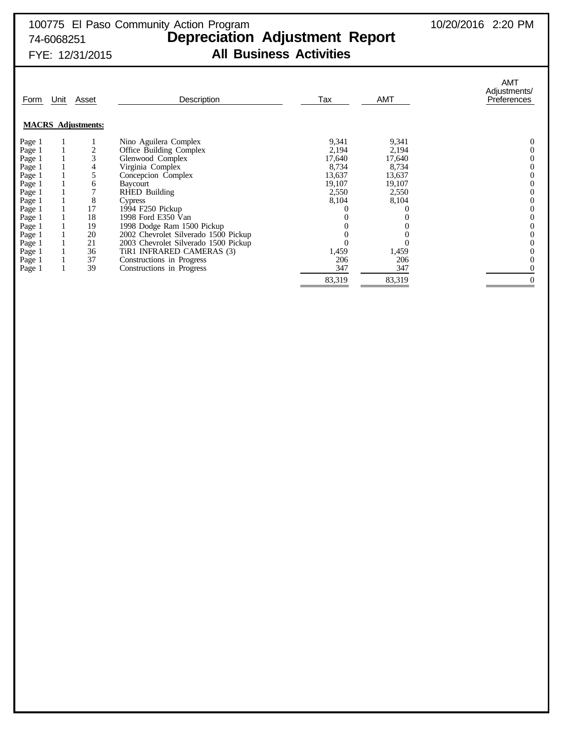100775 El Paso Community Action Program
74-6068251
FYE: 12/31/2015

10/20/2016 2:20 PM

# Depreciation Adjustment Report
## All Business Activities

| Form | Unit | Asset | Description | Tax | AMT | AMT Adjustments/ Preferences |
|---|---|---|---|---|---|---|
| **MACRS Adjustments:** | | | | | | |
| Page 1 | 1 | 1 | Nino Aguilera Complex | 9,341 | 9,341 | 0 |
| Page 1 | 1 | 2 | Office Building Complex | 2,194 | 2,194 | 0 |
| Page 1 | 1 | 3 | Glenwood Complex | 17,640 | 17,640 | 0 |
| Page 1 | 1 | 4 | Virginia Complex | 8,734 | 8,734 | 0 |
| Page 1 | 1 | 5 | Concepcion Complex | 13,637 | 13,637 | 0 |
| Page 1 | 1 | 6 | Baycourt | 19,107 | 19,107 | 0 |
| Page 1 | 1 | 7 | RHED Building | 2,550 | 2,550 | 0 |
| Page 1 | 1 | 8 | Cypress | 8,104 | 8,104 | 0 |
| Page 1 | 1 | 17 | 1994 F250 Pickup | 0 | 0 | 0 |
| Page 1 | 1 | 18 | 1998 Ford E350 Van | 0 | 0 | 0 |
| Page 1 | 1 | 19 | 1998 Dodge Ram 1500 Pickup | 0 | 0 | 0 |
| Page 1 | 1 | 20 | 2002 Chevrolet Silverado 1500 Pickup | 0 | 0 | 0 |
| Page 1 | 1 | 21 | 2003 Chevrolet Silverado 1500 Pickup | 0 | 0 | 0 |
| Page 1 | 1 | 36 | TiR1 INFRARED CAMERAS (3) | 1,459 | 1,459 | 0 |
| Page 1 | 1 | 37 | Constructions in Progress | 206 | 206 | 0 |
| Page 1 | 1 | 39 | Constructions in Progress | 347 | 347 | 0 |
| | | | | 83,319 | 83,319 | 0 |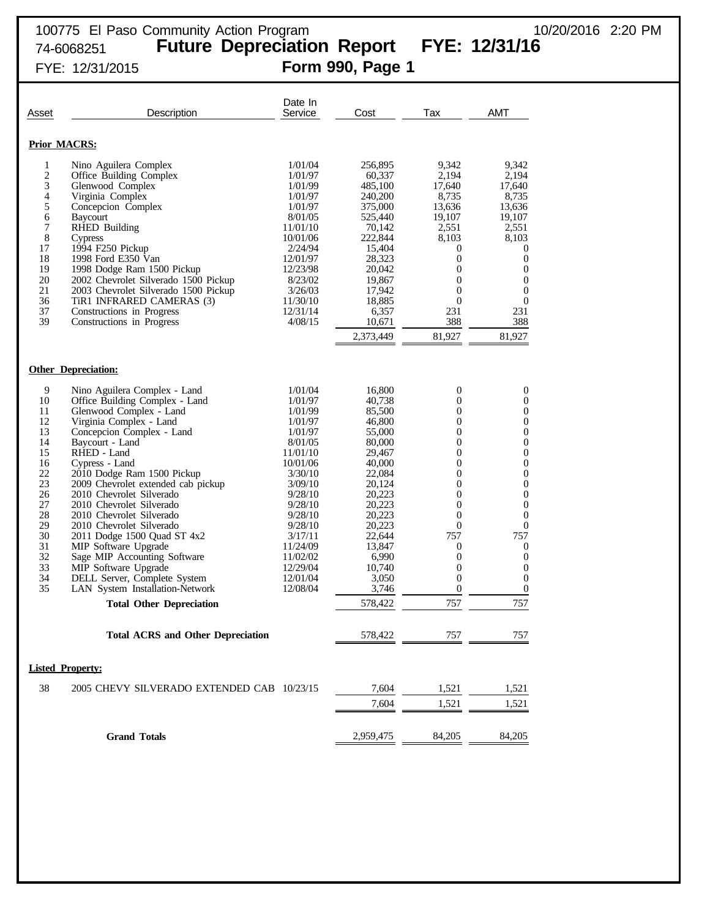100775 El Paso Community Action Program 10/20/2016 2:20 PM
74-6068251 **Future Depreciation Report FYE: 12/31/16**
FYE: 12/31/2015 **Form 990, Page 1**

| Asset | Description | Date In Service | Cost | Tax | AMT |
|---|---|---|---|---|---|
| **Prior MACRS:** | | | | | |
| 1 | Nino Aguilera Complex | 1/01/04 | 256,895 | 9,342 | 9,342 |
| 2 | Office Building Complex | 1/01/97 | 60,337 | 2,194 | 2,194 |
| 3 | Glenwood Complex | 1/01/99 | 485,100 | 17,640 | 17,640 |
| 4 | Virginia Complex | 1/01/97 | 240,200 | 8,735 | 8,735 |
| 5 | Concepcion Complex | 1/01/97 | 375,000 | 13,636 | 13,636 |
| 6 | Baycourt | 8/01/05 | 525,440 | 19,107 | 19,107 |
| 7 | RHED Building | 11/01/10 | 70,142 | 2,551 | 2,551 |
| 8 | Cypress | 10/01/06 | 222,844 | 8,103 | 8,103 |
| 17 | 1994 F250 Pickup | 2/24/94 | 15,404 | 0 | 0 |
| 18 | 1998 Ford E350 Van | 12/01/97 | 28,323 | 0 | 0 |
| 19 | 1998 Dodge Ram 1500 Pickup | 12/23/98 | 20,042 | 0 | 0 |
| 20 | 2002 Chevrolet Silverado 1500 Pickup | 8/23/02 | 19,867 | 0 | 0 |
| 21 | 2003 Chevrolet Silverado 1500 Pickup | 3/26/03 | 17,942 | 0 | 0 |
| 36 | TiR1 INFRARED CAMERAS (3) | 11/30/10 | 18,885 | 0 | 0 |
| 37 | Constructions in Progress | 12/31/14 | 6,357 | 231 | 231 |
| 39 | Constructions in Progress | 4/08/15 | 10,671 | 388 | 388 |
| | | | 2,373,449 | 81,927 | 81,927 |
| **Other Depreciation:** | | | | | |
| 9 | Nino Aguilera Complex - Land | 1/01/04 | 16,800 | 0 | 0 |
| 10 | Office Building Complex - Land | 1/01/97 | 40,738 | 0 | 0 |
| 11 | Glenwood Complex - Land | 1/01/99 | 85,500 | 0 | 0 |
| 12 | Virginia Complex - Land | 1/01/97 | 46,800 | 0 | 0 |
| 13 | Concepcion Complex - Land | 1/01/97 | 55,000 | 0 | 0 |
| 14 | Baycourt - Land | 8/01/05 | 80,000 | 0 | 0 |
| 15 | RHED - Land | 11/01/10 | 29,467 | 0 | 0 |
| 16 | Cypress - Land | 10/01/06 | 40,000 | 0 | 0 |
| 22 | 2010 Dodge Ram 1500 Pickup | 3/30/10 | 22,084 | 0 | 0 |
| 23 | 2009 Chevrolet extended cab pickup | 3/09/10 | 20,124 | 0 | 0 |
| 26 | 2010 Chevrolet Silverado | 9/28/10 | 20,223 | 0 | 0 |
| 27 | 2010 Chevrolet Silverado | 9/28/10 | 20,223 | 0 | 0 |
| 28 | 2010 Chevrolet Silverado | 9/28/10 | 20,223 | 0 | 0 |
| 29 | 2010 Chevrolet Silverado | 9/28/10 | 20,223 | 0 | 0 |
| 30 | 2011 Dodge 1500 Quad ST 4x2 | 3/17/11 | 22,644 | 757 | 757 |
| 31 | MIP Software Upgrade | 11/24/09 | 13,847 | 0 | 0 |
| 32 | Sage MIP Accounting Software | 11/02/02 | 6,990 | 0 | 0 |
| 33 | MIP Software Upgrade | 12/29/04 | 10,740 | 0 | 0 |
| 34 | DELL Server, Complete System | 12/01/04 | 3,050 | 0 | 0 |
| 35 | LAN System Installation-Network | 12/08/04 | 3,746 | 0 | 0 |
| | **Total Other Depreciation** | | 578,422 | 757 | 757 |
| | **Total ACRS and Other Depreciation** | | 578,422 | 757 | 757 |
| **Listed Property:** | | | | | |
| 38 | 2005 CHEVY SILVERADO EXTENDED CAB | 10/23/15 | 7,604 | 1,521 | 1,521 |
| | | | 7,604 | 1,521 | 1,521 |
| | **Grand Totals** | | 2,959,475 | 84,205 | 84,205 |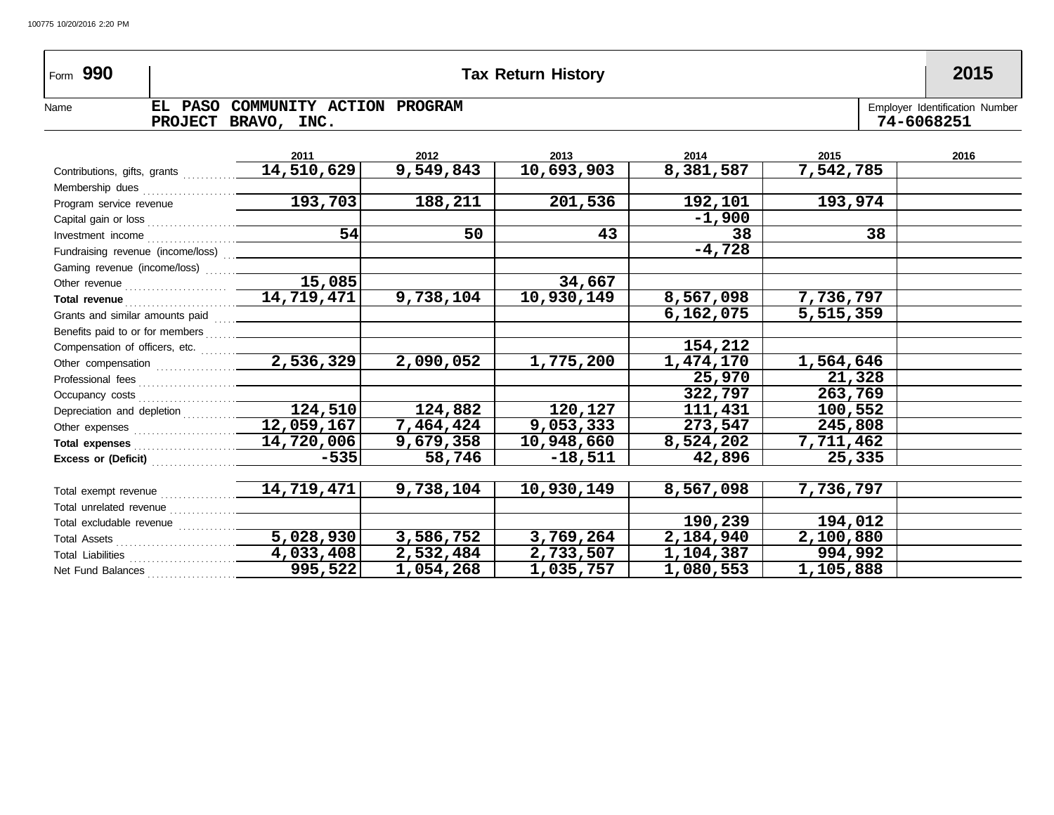Form **990** **Tax Return History** **2015**

Name: **EL PASO COMMUNITY ACTION PROGRAM PROJECT BRAVO, INC.**

Employer Identification Number: **74-6068251**

| | 2011 | 2012 | 2013 | 2014 | 2015 | 2016 |
|---|---|---|---|---|---|---|
| Contributions, gifts, grants | 14,510,629 | 9,549,843 | 10,693,903 | 8,381,587 | 7,542,785 | |
| Membership dues | | | | | | |
| Program service revenue | 193,703 | 188,211 | 201,536 | 192,101 | 193,974 | |
| Capital gain or loss | | | | -1,900 | | |
| Investment income | 54 | 50 | 43 | 38 | 38 | |
| Fundraising revenue (income/loss) | | | | -4,728 | | |
| Gaming revenue (income/loss) | | | | | | |
| Other revenue | 15,085 | | 34,667 | | | |
| **Total revenue** | 14,719,471 | 9,738,104 | 10,930,149 | 8,567,098 | 7,736,797 | |
| Grants and similar amounts paid | | | | 6,162,075 | 5,515,359 | |
| Benefits paid to or for members | | | | | | |
| Compensation of officers, etc. | | | | 154,212 | | |
| Other compensation | 2,536,329 | 2,090,052 | 1,775,200 | 1,474,170 | 1,564,646 | |
| Professional fees | | | | 25,970 | 21,328 | |
| Occupancy costs | | | | 322,797 | 263,769 | |
| Depreciation and depletion | 124,510 | 124,882 | 120,127 | 111,431 | 100,552 | |
| Other expenses | 12,059,167 | 7,464,424 | 9,053,333 | 273,547 | 245,808 | |
| **Total expenses** | 14,720,006 | 9,679,358 | 10,948,660 | 8,524,202 | 7,711,462 | |
| **Excess or (Deficit)** | -535 | 58,746 | -18,511 | 42,896 | 25,335 | |
| | | | | | | |
| Total exempt revenue | 14,719,471 | 9,738,104 | 10,930,149 | 8,567,098 | 7,736,797 | |
| Total unrelated revenue | | | | | | |
| Total excludable revenue | | | | 190,239 | 194,012 | |
| Total Assets | 5,028,930 | 3,586,752 | 3,769,264 | 2,184,940 | 2,100,880 | |
| Total Liabilities | 4,033,408 | 2,532,484 | 2,733,507 | 1,104,387 | 994,992 | |
| Net Fund Balances | 995,522 | 1,054,268 | 1,035,757 | 1,080,553 | 1,105,888 | |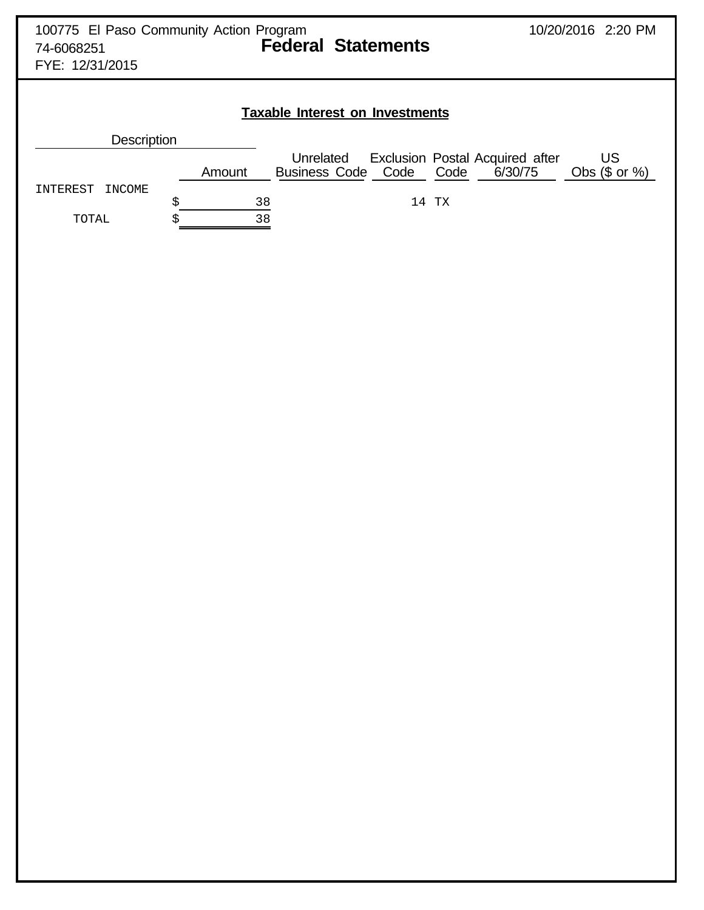100775 El Paso Community Action Program
74-6068251
FYE: 12/31/2015

10/20/2016 2:20 PM

# Federal Statements

## Taxable Interest on Investments

| Description | Amount | Unrelated Business Code | Exclusion Code | Postal Code | Acquired after 6/30/75 | US Obs ($ or %) |
|---|---|---|---|---|---|---|
| INTEREST INCOME | $ 38 | | 14 | TX | | |
| TOTAL | $ 38 | | | | | |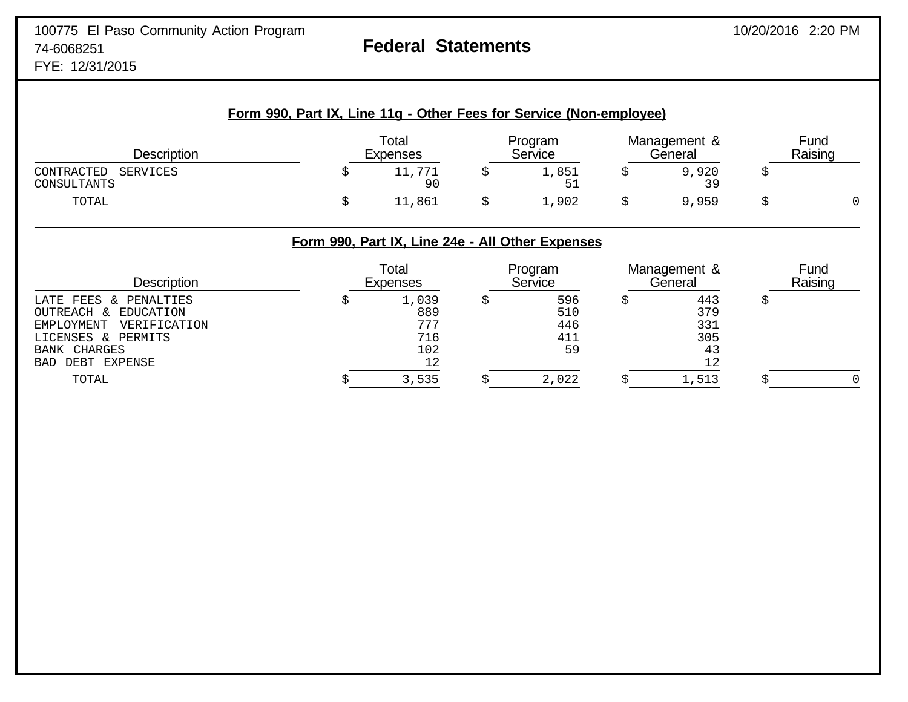100775 El Paso Community Action Program
74-6068251
FYE: 12/31/2015

# Federal Statements

10/20/2016 2:20 PM

## Form 990, Part IX, Line 11g - Other Fees for Service (Non-employee)

| Description | Total Expenses | Program Service | Management & General | Fund Raising |
|---|---|---|---|---|
| CONTRACTED SERVICES | $ 11,771 | $ 1,851 | $ 9,920 | $ |
| CONSULTANTS | 90 | 51 | 39 | |
| TOTAL | $ 11,861 | $ 1,902 | $ 9,959 | $ 0 |

## Form 990, Part IX, Line 24e - All Other Expenses

| Description | Total Expenses | Program Service | Management & General | Fund Raising |
|---|---|---|---|---|
| LATE FEES & PENALTIES | $ 1,039 | $ 596 | $ 443 | $ |
| OUTREACH & EDUCATION | 889 | 510 | 379 | |
| EMPLOYMENT VERIFICATION | 777 | 446 | 331 | |
| LICENSES & PERMITS | 716 | 411 | 305 | |
| BANK CHARGES | 102 | 59 | 43 | |
| BAD DEBT EXPENSE | 12 | | 12 | |
| TOTAL | $ 3,535 | $ 2,022 | $ 1,513 | $ 0 |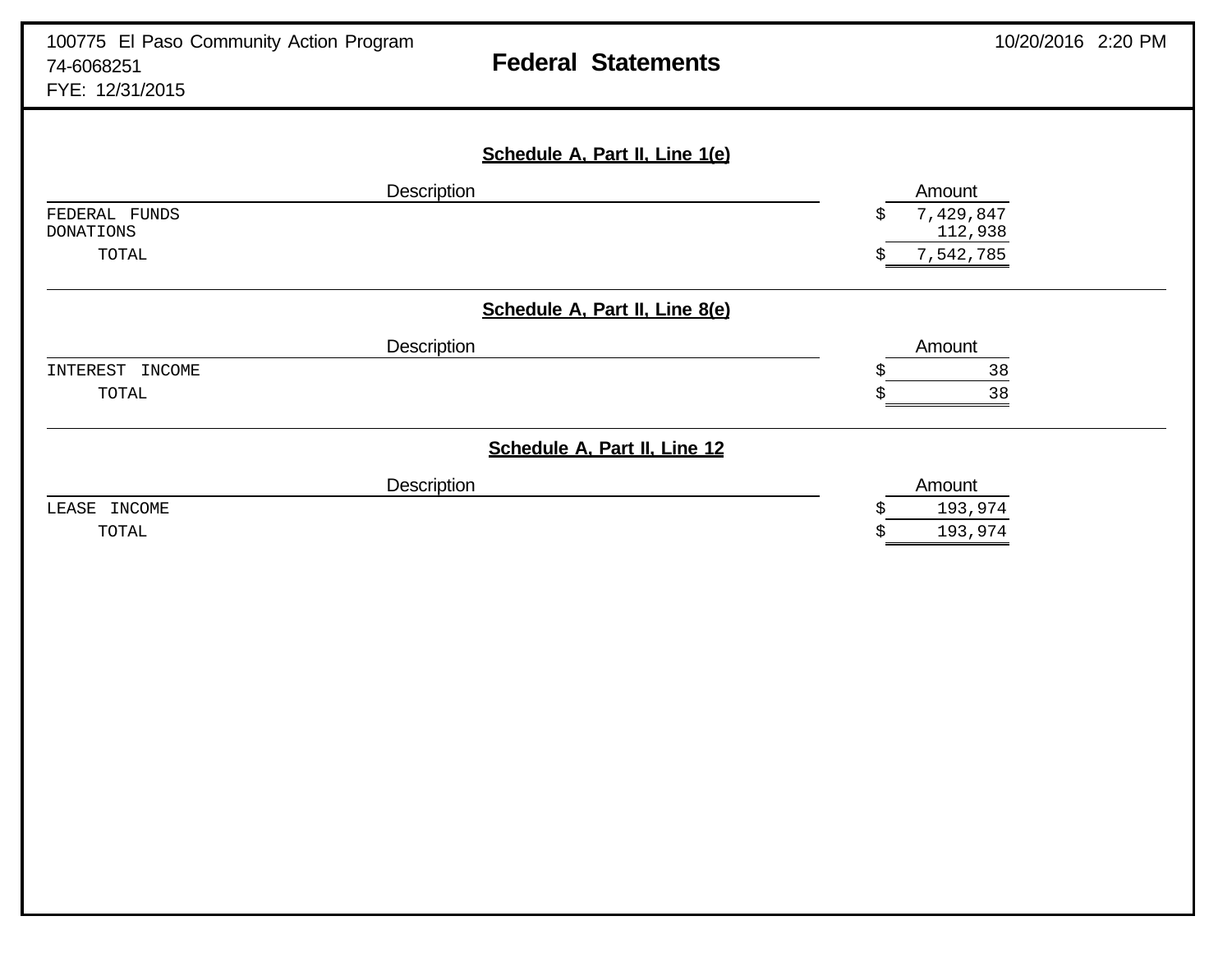100775 El Paso Community Action Program
74-6068251
FYE: 12/31/2015

10/20/2016 2:20 PM

# Federal Statements

## Schedule A, Part II, Line 1(e)

| Description | Amount |
| --- | --- |
| FEDERAL FUNDS | $ 7,429,847 |
| DONATIONS | 112,938 |
| TOTAL | $ 7,542,785 |

## Schedule A, Part II, Line 8(e)

| Description | Amount |
| --- | --- |
| INTEREST INCOME | $ 38 |
| TOTAL | $ 38 |

## Schedule A, Part II, Line 12

| Description | Amount |
| --- | --- |
| LEASE INCOME | $ 193,974 |
| TOTAL | $ 193,974 |